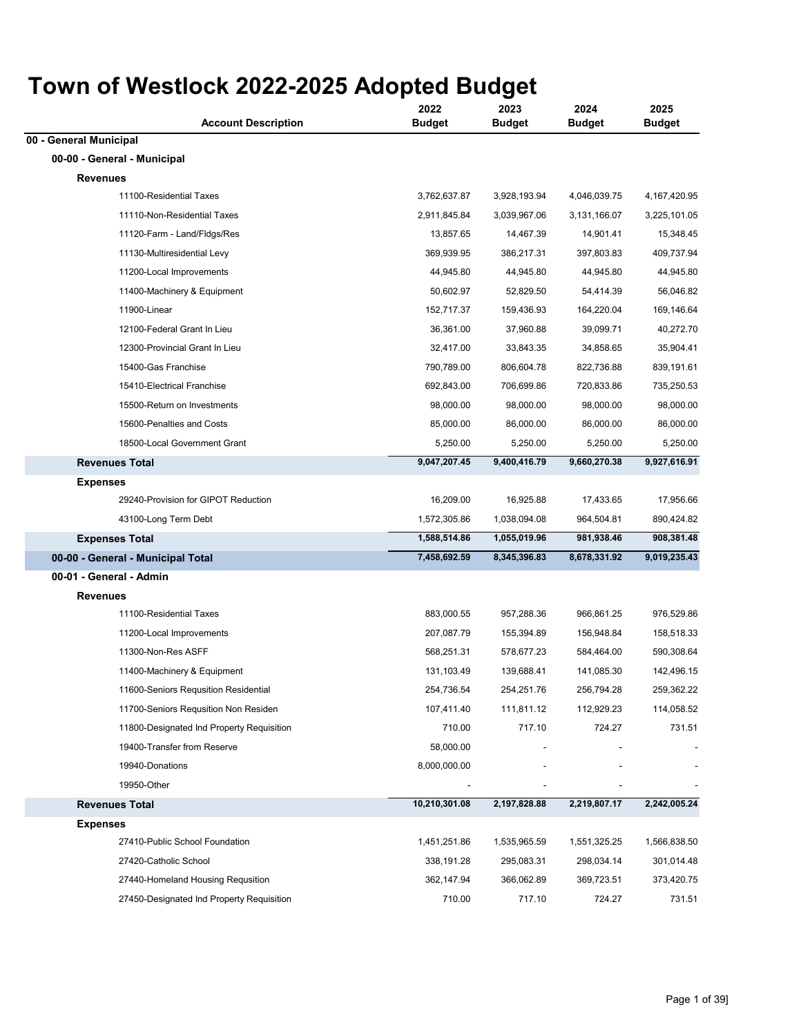# Town of Westlock 2022-2025 Adopted Budget

| Account Description | 2022 Budget | 2023 Budget | 2024 Budget | 2025 Budget |
|---|---|---|---|---|
| **00 - General Municipal** | | | | |
| **00-00 - General - Municipal** | | | | |
| **Revenues** | | | | |
| 11100-Residential Taxes | 3,762,637.87 | 3,928,193.94 | 4,046,039.75 | 4,167,420.95 |
| 11110-Non-Residential Taxes | 2,911,845.84 | 3,039,967.06 | 3,131,166.07 | 3,225,101.05 |
| 11120-Farm - Land/Fldgs/Res | 13,857.65 | 14,467.39 | 14,901.41 | 15,348.45 |
| 11130-Multiresidential Levy | 369,939.95 | 386,217.31 | 397,803.83 | 409,737.94 |
| 11200-Local Improvements | 44,945.80 | 44,945.80 | 44,945.80 | 44,945.80 |
| 11400-Machinery & Equipment | 50,602.97 | 52,829.50 | 54,414.39 | 56,046.82 |
| 11900-Linear | 152,717.37 | 159,436.93 | 164,220.04 | 169,146.64 |
| 12100-Federal Grant In Lieu | 36,361.00 | 37,960.88 | 39,099.71 | 40,272.70 |
| 12300-Provincial Grant In Lieu | 32,417.00 | 33,843.35 | 34,858.65 | 35,904.41 |
| 15400-Gas Franchise | 790,789.00 | 806,604.78 | 822,736.88 | 839,191.61 |
| 15410-Electrical Franchise | 692,843.00 | 706,699.86 | 720,833.86 | 735,250.53 |
| 15500-Return on Investments | 98,000.00 | 98,000.00 | 98,000.00 | 98,000.00 |
| 15600-Penalties and Costs | 85,000.00 | 86,000.00 | 86,000.00 | 86,000.00 |
| 18500-Local Government Grant | 5,250.00 | 5,250.00 | 5,250.00 | 5,250.00 |
| **Revenues Total** | **9,047,207.45** | **9,400,416.79** | **9,660,270.38** | **9,927,616.91** |
| **Expenses** | | | | |
| 29240-Provision for GIPOT Reduction | 16,209.00 | 16,925.88 | 17,433.65 | 17,956.66 |
| 43100-Long Term Debt | 1,572,305.86 | 1,038,094.08 | 964,504.81 | 890,424.82 |
| **Expenses Total** | **1,588,514.86** | **1,055,019.96** | **981,938.46** | **908,381.48** |
| **00-00 - General - Municipal Total** | **7,458,692.59** | **8,345,396.83** | **8,678,331.92** | **9,019,235.43** |
| **00-01 - General - Admin** | | | | |
| **Revenues** | | | | |
| 11100-Residential Taxes | 883,000.55 | 957,288.36 | 966,861.25 | 976,529.86 |
| 11200-Local Improvements | 207,087.79 | 155,394.89 | 156,948.84 | 158,518.33 |
| 11300-Non-Res ASFF | 568,251.31 | 578,677.23 | 584,464.00 | 590,308.64 |
| 11400-Machinery & Equipment | 131,103.49 | 139,688.41 | 141,085.30 | 142,496.15 |
| 11600-Seniors Requsition Residential | 254,736.54 | 254,251.76 | 256,794.28 | 259,362.22 |
| 11700-Seniors Requsition Non Residen | 107,411.40 | 111,811.12 | 112,929.23 | 114,058.52 |
| 11800-Designated Ind Property Requisition | 710.00 | 717.10 | 724.27 | 731.51 |
| 19400-Transfer from Reserve | 58,000.00 | - | - | - |
| 19940-Donations | 8,000,000.00 | - | - | - |
| 19950-Other | - | - | - | - |
| **Revenues Total** | **10,210,301.08** | **2,197,828.88** | **2,219,807.17** | **2,242,005.24** |
| **Expenses** | | | | |
| 27410-Public School Foundation | 1,451,251.86 | 1,535,965.59 | 1,551,325.25 | 1,566,838.50 |
| 27420-Catholic School | 338,191.28 | 295,083.31 | 298,034.14 | 301,014.48 |
| 27440-Homeland Housing Requsition | 362,147.94 | 366,062.89 | 369,723.51 | 373,420.75 |
| 27450-Designated Ind Property Requisition | 710.00 | 717.10 | 724.27 | 731.51 |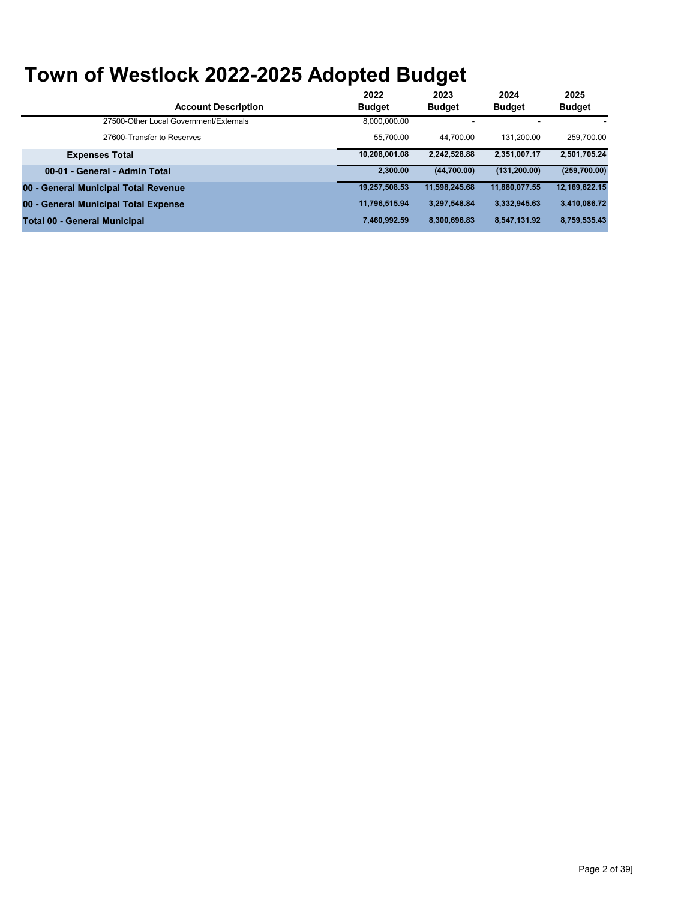# Town of Westlock 2022-2025 Adopted Budget

| Account Description | 2022 Budget | 2023 Budget | 2024 Budget | 2025 Budget |
|---|---|---|---|---|
| 27500-Other Local Government/Externals | 8,000,000.00 | - | - | - |
| 27600-Transfer to Reserves | 55,700.00 | 44,700.00 | 131,200.00 | 259,700.00 |
| **Expenses Total** | **10,208,001.08** | **2,242,528.88** | **2,351,007.17** | **2,501,705.24** |
| **00-01 - General - Admin Total** | **2,300.00** | **(44,700.00)** | **(131,200.00)** | **(259,700.00)** |
| **00 - General Municipal Total Revenue** | **19,257,508.53** | **11,598,245.68** | **11,880,077.55** | **12,169,622.15** |
| **00 - General Municipal Total Expense** | **11,796,515.94** | **3,297,548.84** | **3,332,945.63** | **3,410,086.72** |
| **Total 00 - General Municipal** | **7,460,992.59** | **8,300,696.83** | **8,547,131.92** | **8,759,535.43** |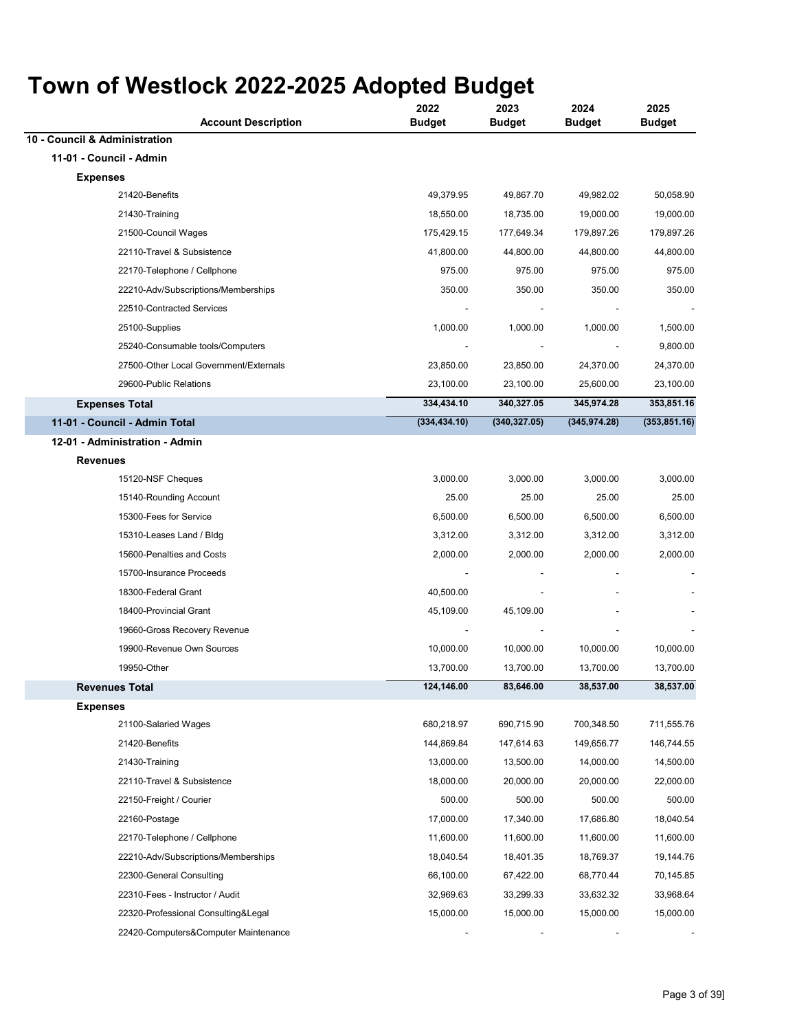# Town of Westlock 2022-2025 Adopted Budget

| Account Description | 2022 Budget | 2023 Budget | 2024 Budget | 2025 Budget |
|---|---|---|---|---|
| **10 - Council & Administration** | | | | |
| **11-01 - Council - Admin** | | | | |
| **Expenses** | | | | |
| 21420-Benefits | 49,379.95 | 49,867.70 | 49,982.02 | 50,058.90 |
| 21430-Training | 18,550.00 | 18,735.00 | 19,000.00 | 19,000.00 |
| 21500-Council Wages | 175,429.15 | 177,649.34 | 179,897.26 | 179,897.26 |
| 22110-Travel & Subsistence | 41,800.00 | 44,800.00 | 44,800.00 | 44,800.00 |
| 22170-Telephone / Cellphone | 975.00 | 975.00 | 975.00 | 975.00 |
| 22210-Adv/Subscriptions/Memberships | 350.00 | 350.00 | 350.00 | 350.00 |
| 22510-Contracted Services | - | - | - | - |
| 25100-Supplies | 1,000.00 | 1,000.00 | 1,000.00 | 1,500.00 |
| 25240-Consumable tools/Computers | - | - | - | 9,800.00 |
| 27500-Other Local Government/Externals | 23,850.00 | 23,850.00 | 24,370.00 | 24,370.00 |
| 29600-Public Relations | 23,100.00 | 23,100.00 | 25,600.00 | 23,100.00 |
| **Expenses Total** | **334,434.10** | **340,327.05** | **345,974.28** | **353,851.16** |
| **11-01 - Council - Admin Total** | **(334,434.10)** | **(340,327.05)** | **(345,974.28)** | **(353,851.16)** |
| **12-01 - Administration - Admin** | | | | |
| **Revenues** | | | | |
| 15120-NSF Cheques | 3,000.00 | 3,000.00 | 3,000.00 | 3,000.00 |
| 15140-Rounding Account | 25.00 | 25.00 | 25.00 | 25.00 |
| 15300-Fees for Service | 6,500.00 | 6,500.00 | 6,500.00 | 6,500.00 |
| 15310-Leases Land / Bldg | 3,312.00 | 3,312.00 | 3,312.00 | 3,312.00 |
| 15600-Penalties and Costs | 2,000.00 | 2,000.00 | 2,000.00 | 2,000.00 |
| 15700-Insurance Proceeds | - | - | - | - |
| 18300-Federal Grant | 40,500.00 | - | - | - |
| 18400-Provincial Grant | 45,109.00 | 45,109.00 | - | - |
| 19660-Gross Recovery Revenue | - | - | - | - |
| 19900-Revenue Own Sources | 10,000.00 | 10,000.00 | 10,000.00 | 10,000.00 |
| 19950-Other | 13,700.00 | 13,700.00 | 13,700.00 | 13,700.00 |
| **Revenues Total** | **124,146.00** | **83,646.00** | **38,537.00** | **38,537.00** |
| **Expenses** | | | | |
| 21100-Salaried Wages | 680,218.97 | 690,715.90 | 700,348.50 | 711,555.76 |
| 21420-Benefits | 144,869.84 | 147,614.63 | 149,656.77 | 146,744.55 |
| 21430-Training | 13,000.00 | 13,500.00 | 14,000.00 | 14,500.00 |
| 22110-Travel & Subsistence | 18,000.00 | 20,000.00 | 20,000.00 | 22,000.00 |
| 22150-Freight / Courier | 500.00 | 500.00 | 500.00 | 500.00 |
| 22160-Postage | 17,000.00 | 17,340.00 | 17,686.80 | 18,040.54 |
| 22170-Telephone / Cellphone | 11,600.00 | 11,600.00 | 11,600.00 | 11,600.00 |
| 22210-Adv/Subscriptions/Memberships | 18,040.54 | 18,401.35 | 18,769.37 | 19,144.76 |
| 22300-General Consulting | 66,100.00 | 67,422.00 | 68,770.44 | 70,145.85 |
| 22310-Fees - Instructor / Audit | 32,969.63 | 33,299.33 | 33,632.32 | 33,968.64 |
| 22320-Professional Consulting&Legal | 15,000.00 | 15,000.00 | 15,000.00 | 15,000.00 |
| 22420-Computers&Computer Maintenance | - | - | - | - |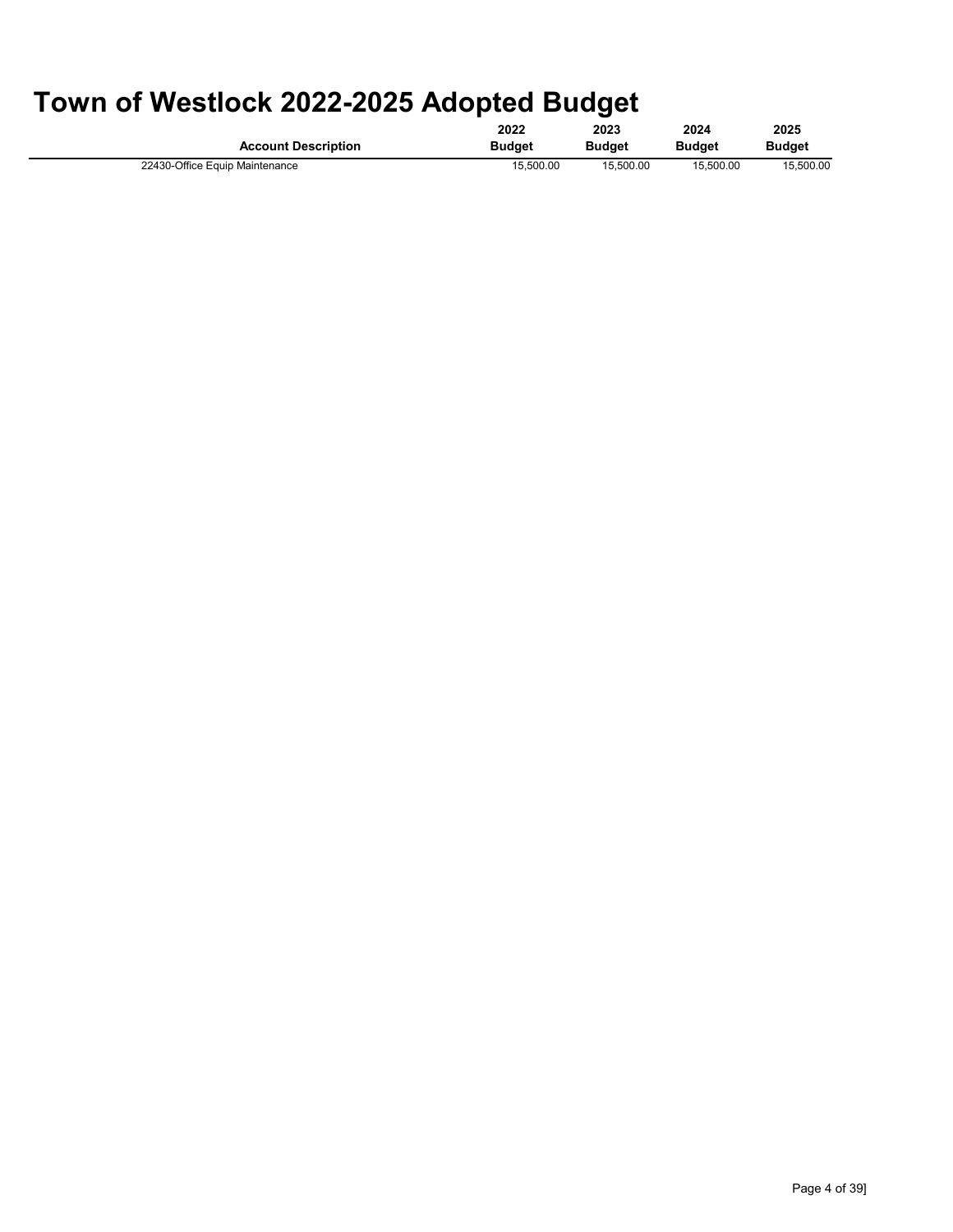# Town of Westlock 2022-2025 Adopted Budget

| Account Description | 2022 Budget | 2023 Budget | 2024 Budget | 2025 Budget |
|---|---|---|---|---|
| 22430-Office Equip Maintenance | 15,500.00 | 15,500.00 | 15,500.00 | 15,500.00 |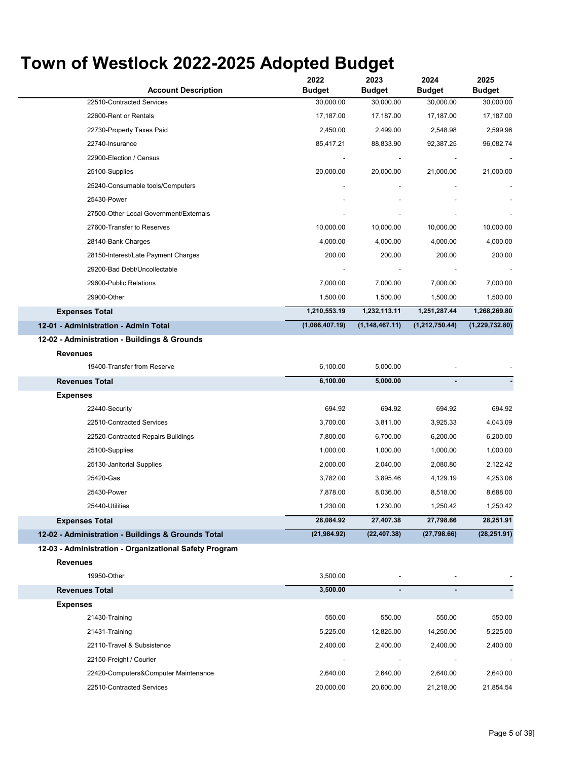# Town of Westlock 2022-2025 Adopted Budget

| Account Description | 2022 Budget | 2023 Budget | 2024 Budget | 2025 Budget |
|---|---|---|---|---|
| 22510-Contracted Services | 30,000.00 | 30,000.00 | 30,000.00 | 30,000.00 |
| 22600-Rent or Rentals | 17,187.00 | 17,187.00 | 17,187.00 | 17,187.00 |
| 22730-Property Taxes Paid | 2,450.00 | 2,499.00 | 2,548.98 | 2,599.96 |
| 22740-Insurance | 85,417.21 | 88,833.90 | 92,387.25 | 96,082.74 |
| 22900-Election / Census | - | - | - | - |
| 25100-Supplies | 20,000.00 | 20,000.00 | 21,000.00 | 21,000.00 |
| 25240-Consumable tools/Computers | - | - | - | - |
| 25430-Power | - | - | - | - |
| 27500-Other Local Government/Externals | - | - | - | - |
| 27600-Transfer to Reserves | 10,000.00 | 10,000.00 | 10,000.00 | 10,000.00 |
| 28140-Bank Charges | 4,000.00 | 4,000.00 | 4,000.00 | 4,000.00 |
| 28150-Interest/Late Payment Charges | 200.00 | 200.00 | 200.00 | 200.00 |
| 29200-Bad Debt/Uncollectable | - | - | - | - |
| 29600-Public Relations | 7,000.00 | 7,000.00 | 7,000.00 | 7,000.00 |
| 29900-Other | 1,500.00 | 1,500.00 | 1,500.00 | 1,500.00 |
| **Expenses Total** | **1,210,553.19** | **1,232,113.11** | **1,251,287.44** | **1,268,269.80** |
| **12-01 - Administration - Admin Total** | **(1,086,407.19)** | **(1,148,467.11)** | **(1,212,750.44)** | **(1,229,732.80)** |
| **12-02 - Administration - Buildings & Grounds** | | | | |
| **Revenues** | | | | |
| 19400-Transfer from Reserve | 6,100.00 | 5,000.00 | - | - |
| **Revenues Total** | **6,100.00** | **5,000.00** | **-** | **-** |
| **Expenses** | | | | |
| 22440-Security | 694.92 | 694.92 | 694.92 | 694.92 |
| 22510-Contracted Services | 3,700.00 | 3,811.00 | 3,925.33 | 4,043.09 |
| 22520-Contracted Repairs Buildings | 7,800.00 | 6,700.00 | 6,200.00 | 6,200.00 |
| 25100-Supplies | 1,000.00 | 1,000.00 | 1,000.00 | 1,000.00 |
| 25130-Janitorial Supplies | 2,000.00 | 2,040.00 | 2,080.80 | 2,122.42 |
| 25420-Gas | 3,782.00 | 3,895.46 | 4,129.19 | 4,253.06 |
| 25430-Power | 7,878.00 | 8,036.00 | 8,518.00 | 8,688.00 |
| 25440-Utilities | 1,230.00 | 1,230.00 | 1,250.42 | 1,250.42 |
| **Expenses Total** | **28,084.92** | **27,407.38** | **27,798.66** | **28,251.91** |
| **12-02 - Administration - Buildings & Grounds Total** | **(21,984.92)** | **(22,407.38)** | **(27,798.66)** | **(28,251.91)** |
| **12-03 - Administration - Organizational Safety Program** | | | | |
| **Revenues** | | | | |
| 19950-Other | 3,500.00 | - | - | - |
| **Revenues Total** | **3,500.00** | **-** | **-** | **-** |
| **Expenses** | | | | |
| 21430-Training | 550.00 | 550.00 | 550.00 | 550.00 |
| 21431-Training | 5,225.00 | 12,825.00 | 14,250.00 | 5,225.00 |
| 22110-Travel & Subsistence | 2,400.00 | 2,400.00 | 2,400.00 | 2,400.00 |
| 22150-Freight / Courier | - | - | - | - |
| 22420-Computers&Computer Maintenance | 2,640.00 | 2,640.00 | 2,640.00 | 2,640.00 |
| 22510-Contracted Services | 20,000.00 | 20,600.00 | 21,218.00 | 21,854.54 |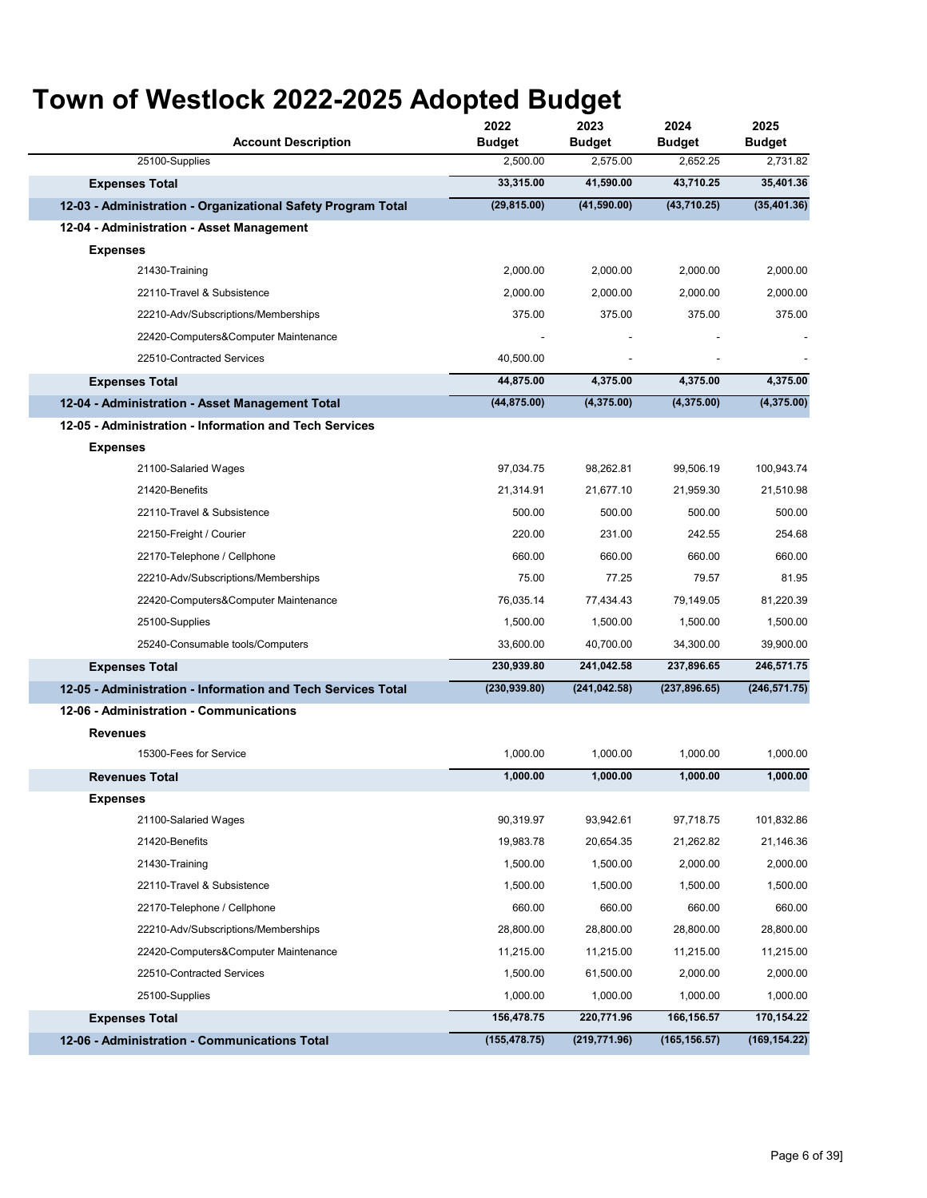# Town of Westlock 2022-2025 Adopted Budget

| Account Description | 2022 Budget | 2023 Budget | 2024 Budget | 2025 Budget |
|---|---|---|---|---|
| 25100-Supplies | 2,500.00 | 2,575.00 | 2,652.25 | 2,731.82 |
| **Expenses Total** | **33,315.00** | **41,590.00** | **43,710.25** | **35,401.36** |
| **12-03 - Administration - Organizational Safety Program Total** | **(29,815.00)** | **(41,590.00)** | **(43,710.25)** | **(35,401.36)** |
| **12-04 - Administration - Asset Management** | | | | |
| **Expenses** | | | | |
| 21430-Training | 2,000.00 | 2,000.00 | 2,000.00 | 2,000.00 |
| 22110-Travel & Subsistence | 2,000.00 | 2,000.00 | 2,000.00 | 2,000.00 |
| 22210-Adv/Subscriptions/Memberships | 375.00 | 375.00 | 375.00 | 375.00 |
| 22420-Computers&Computer Maintenance | - | - | - | - |
| 22510-Contracted Services | 40,500.00 | - | - | - |
| **Expenses Total** | **44,875.00** | **4,375.00** | **4,375.00** | **4,375.00** |
| **12-04 - Administration - Asset Management Total** | **(44,875.00)** | **(4,375.00)** | **(4,375.00)** | **(4,375.00)** |
| **12-05 - Administration - Information and Tech Services** | | | | |
| **Expenses** | | | | |
| 21100-Salaried Wages | 97,034.75 | 98,262.81 | 99,506.19 | 100,943.74 |
| 21420-Benefits | 21,314.91 | 21,677.10 | 21,959.30 | 21,510.98 |
| 22110-Travel & Subsistence | 500.00 | 500.00 | 500.00 | 500.00 |
| 22150-Freight / Courier | 220.00 | 231.00 | 242.55 | 254.68 |
| 22170-Telephone / Cellphone | 660.00 | 660.00 | 660.00 | 660.00 |
| 22210-Adv/Subscriptions/Memberships | 75.00 | 77.25 | 79.57 | 81.95 |
| 22420-Computers&Computer Maintenance | 76,035.14 | 77,434.43 | 79,149.05 | 81,220.39 |
| 25100-Supplies | 1,500.00 | 1,500.00 | 1,500.00 | 1,500.00 |
| 25240-Consumable tools/Computers | 33,600.00 | 40,700.00 | 34,300.00 | 39,900.00 |
| **Expenses Total** | **230,939.80** | **241,042.58** | **237,896.65** | **246,571.75** |
| **12-05 - Administration - Information and Tech Services Total** | **(230,939.80)** | **(241,042.58)** | **(237,896.65)** | **(246,571.75)** |
| **12-06 - Administration - Communications** | | | | |
| **Revenues** | | | | |
| 15300-Fees for Service | 1,000.00 | 1,000.00 | 1,000.00 | 1,000.00 |
| **Revenues Total** | **1,000.00** | **1,000.00** | **1,000.00** | **1,000.00** |
| **Expenses** | | | | |
| 21100-Salaried Wages | 90,319.97 | 93,942.61 | 97,718.75 | 101,832.86 |
| 21420-Benefits | 19,983.78 | 20,654.35 | 21,262.82 | 21,146.36 |
| 21430-Training | 1,500.00 | 1,500.00 | 2,000.00 | 2,000.00 |
| 22110-Travel & Subsistence | 1,500.00 | 1,500.00 | 1,500.00 | 1,500.00 |
| 22170-Telephone / Cellphone | 660.00 | 660.00 | 660.00 | 660.00 |
| 22210-Adv/Subscriptions/Memberships | 28,800.00 | 28,800.00 | 28,800.00 | 28,800.00 |
| 22420-Computers&Computer Maintenance | 11,215.00 | 11,215.00 | 11,215.00 | 11,215.00 |
| 22510-Contracted Services | 1,500.00 | 61,500.00 | 2,000.00 | 2,000.00 |
| 25100-Supplies | 1,000.00 | 1,000.00 | 1,000.00 | 1,000.00 |
| **Expenses Total** | **156,478.75** | **220,771.96** | **166,156.57** | **170,154.22** |
| **12-06 - Administration - Communications Total** | **(155,478.75)** | **(219,771.96)** | **(165,156.57)** | **(169,154.22)** |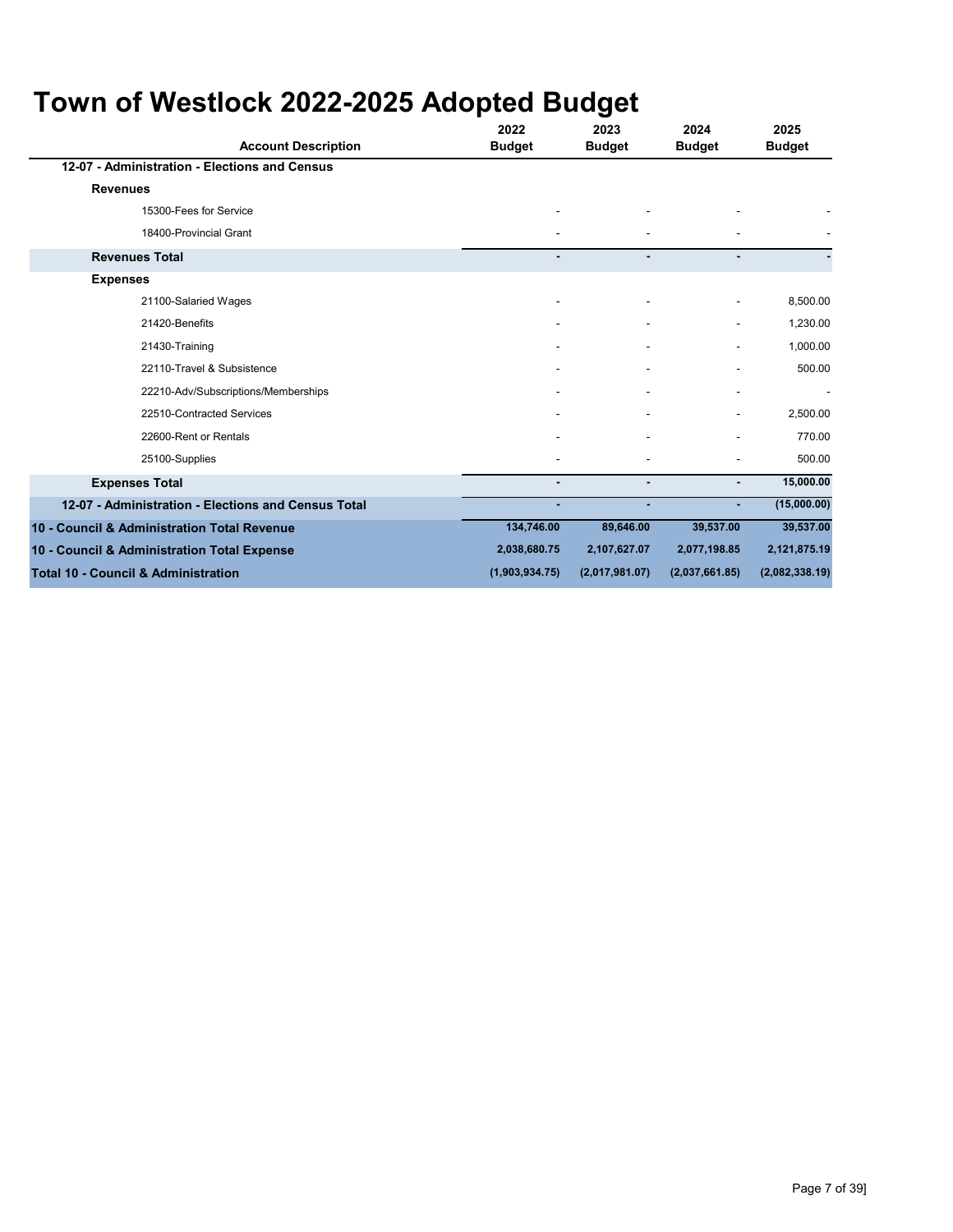# Town of Westlock 2022-2025 Adopted Budget

| Account Description | 2022 Budget | 2023 Budget | 2024 Budget | 2025 Budget |
|---|---|---|---|---|
| **12-07 - Administration - Elections and Census** | | | | |
| **Revenues** | | | | |
| 15300-Fees for Service | - | - | - | - |
| 18400-Provincial Grant | - | - | - | - |
| **Revenues Total** | **-** | **-** | **-** | **-** |
| **Expenses** | | | | |
| 21100-Salaried Wages | - | - | - | 8,500.00 |
| 21420-Benefits | - | - | - | 1,230.00 |
| 21430-Training | - | - | - | 1,000.00 |
| 22110-Travel & Subsistence | - | - | - | 500.00 |
| 22210-Adv/Subscriptions/Memberships | - | - | - | - |
| 22510-Contracted Services | - | - | - | 2,500.00 |
| 22600-Rent or Rentals | - | - | - | 770.00 |
| 25100-Supplies | - | - | - | 500.00 |
| **Expenses Total** | **-** | **-** | **-** | **15,000.00** |
| **12-07 - Administration - Elections and Census Total** | **-** | **-** | **-** | **(15,000.00)** |
| **10 - Council & Administration Total Revenue** | **134,746.00** | **89,646.00** | **39,537.00** | **39,537.00** |
| **10 - Council & Administration Total Expense** | **2,038,680.75** | **2,107,627.07** | **2,077,198.85** | **2,121,875.19** |
| **Total 10 - Council & Administration** | **(1,903,934.75)** | **(2,017,981.07)** | **(2,037,661.85)** | **(2,082,338.19)** |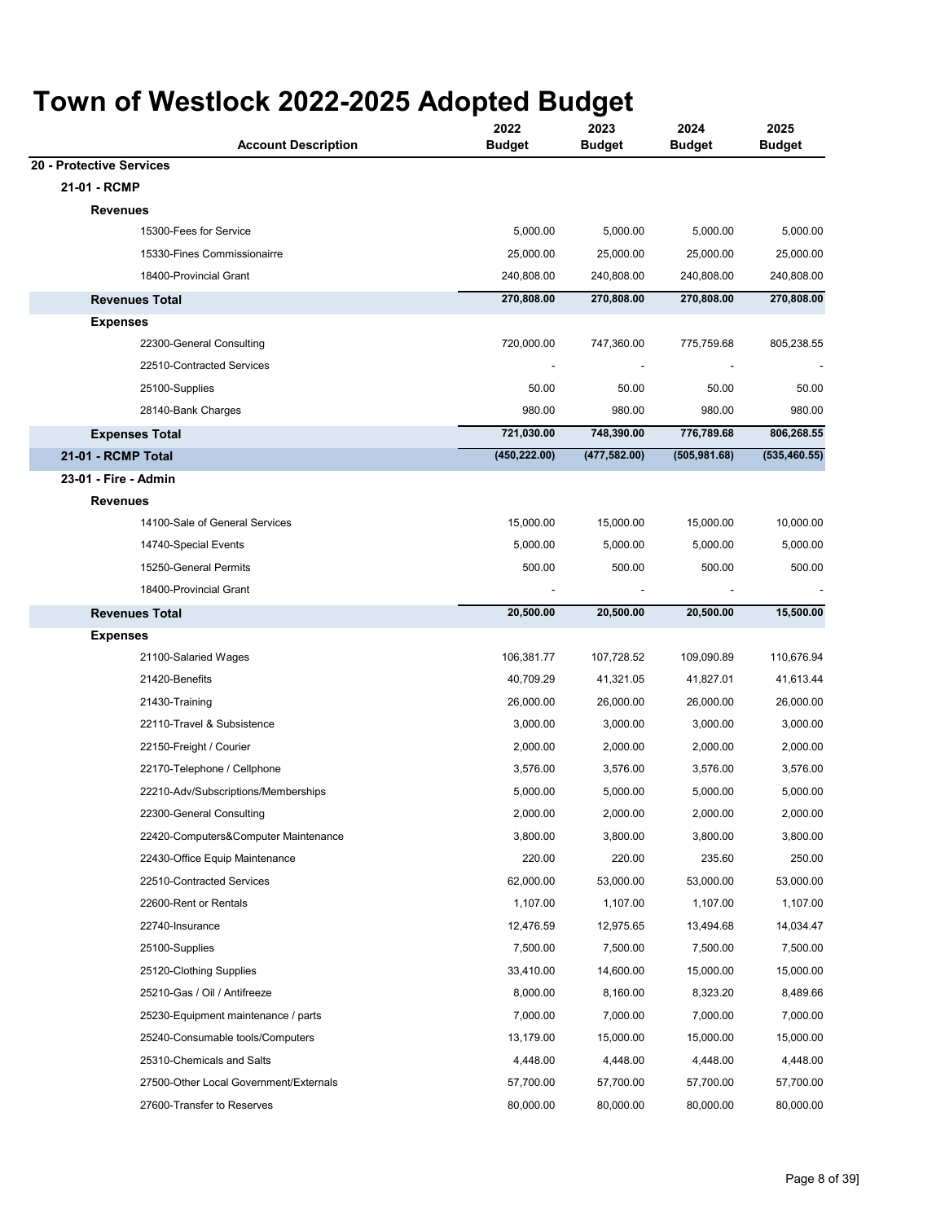# Town of Westlock 2022-2025 Adopted Budget

| Account Description | 2022 Budget | 2023 Budget | 2024 Budget | 2025 Budget |
|---|---|---|---|---|
| **20 - Protective Services** | | | | |
| **21-01 - RCMP** | | | | |
| **Revenues** | | | | |
| 15300-Fees for Service | 5,000.00 | 5,000.00 | 5,000.00 | 5,000.00 |
| 15330-Fines Commissionairre | 25,000.00 | 25,000.00 | 25,000.00 | 25,000.00 |
| 18400-Provincial Grant | 240,808.00 | 240,808.00 | 240,808.00 | 240,808.00 |
| **Revenues Total** | **270,808.00** | **270,808.00** | **270,808.00** | **270,808.00** |
| **Expenses** | | | | |
| 22300-General Consulting | 720,000.00 | 747,360.00 | 775,759.68 | 805,238.55 |
| 22510-Contracted Services | - | - | - | - |
| 25100-Supplies | 50.00 | 50.00 | 50.00 | 50.00 |
| 28140-Bank Charges | 980.00 | 980.00 | 980.00 | 980.00 |
| **Expenses Total** | **721,030.00** | **748,390.00** | **776,789.68** | **806,268.55** |
| **21-01 - RCMP Total** | **(450,222.00)** | **(477,582.00)** | **(505,981.68)** | **(535,460.55)** |
| **23-01 - Fire - Admin** | | | | |
| **Revenues** | | | | |
| 14100-Sale of General Services | 15,000.00 | 15,000.00 | 15,000.00 | 10,000.00 |
| 14740-Special Events | 5,000.00 | 5,000.00 | 5,000.00 | 5,000.00 |
| 15250-General Permits | 500.00 | 500.00 | 500.00 | 500.00 |
| 18400-Provincial Grant | - | - | - | - |
| **Revenues Total** | **20,500.00** | **20,500.00** | **20,500.00** | **15,500.00** |
| **Expenses** | | | | |
| 21100-Salaried Wages | 106,381.77 | 107,728.52 | 109,090.89 | 110,676.94 |
| 21420-Benefits | 40,709.29 | 41,321.05 | 41,827.01 | 41,613.44 |
| 21430-Training | 26,000.00 | 26,000.00 | 26,000.00 | 26,000.00 |
| 22110-Travel & Subsistence | 3,000.00 | 3,000.00 | 3,000.00 | 3,000.00 |
| 22150-Freight / Courier | 2,000.00 | 2,000.00 | 2,000.00 | 2,000.00 |
| 22170-Telephone / Cellphone | 3,576.00 | 3,576.00 | 3,576.00 | 3,576.00 |
| 22210-Adv/Subscriptions/Memberships | 5,000.00 | 5,000.00 | 5,000.00 | 5,000.00 |
| 22300-General Consulting | 2,000.00 | 2,000.00 | 2,000.00 | 2,000.00 |
| 22420-Computers&Computer Maintenance | 3,800.00 | 3,800.00 | 3,800.00 | 3,800.00 |
| 22430-Office Equip Maintenance | 220.00 | 220.00 | 235.60 | 250.00 |
| 22510-Contracted Services | 62,000.00 | 53,000.00 | 53,000.00 | 53,000.00 |
| 22600-Rent or Rentals | 1,107.00 | 1,107.00 | 1,107.00 | 1,107.00 |
| 22740-Insurance | 12,476.59 | 12,975.65 | 13,494.68 | 14,034.47 |
| 25100-Supplies | 7,500.00 | 7,500.00 | 7,500.00 | 7,500.00 |
| 25120-Clothing Supplies | 33,410.00 | 14,600.00 | 15,000.00 | 15,000.00 |
| 25210-Gas / Oil / Antifreeze | 8,000.00 | 8,160.00 | 8,323.20 | 8,489.66 |
| 25230-Equipment maintenance / parts | 7,000.00 | 7,000.00 | 7,000.00 | 7,000.00 |
| 25240-Consumable tools/Computers | 13,179.00 | 15,000.00 | 15,000.00 | 15,000.00 |
| 25310-Chemicals and Salts | 4,448.00 | 4,448.00 | 4,448.00 | 4,448.00 |
| 27500-Other Local Government/Externals | 57,700.00 | 57,700.00 | 57,700.00 | 57,700.00 |
| 27600-Transfer to Reserves | 80,000.00 | 80,000.00 | 80,000.00 | 80,000.00 |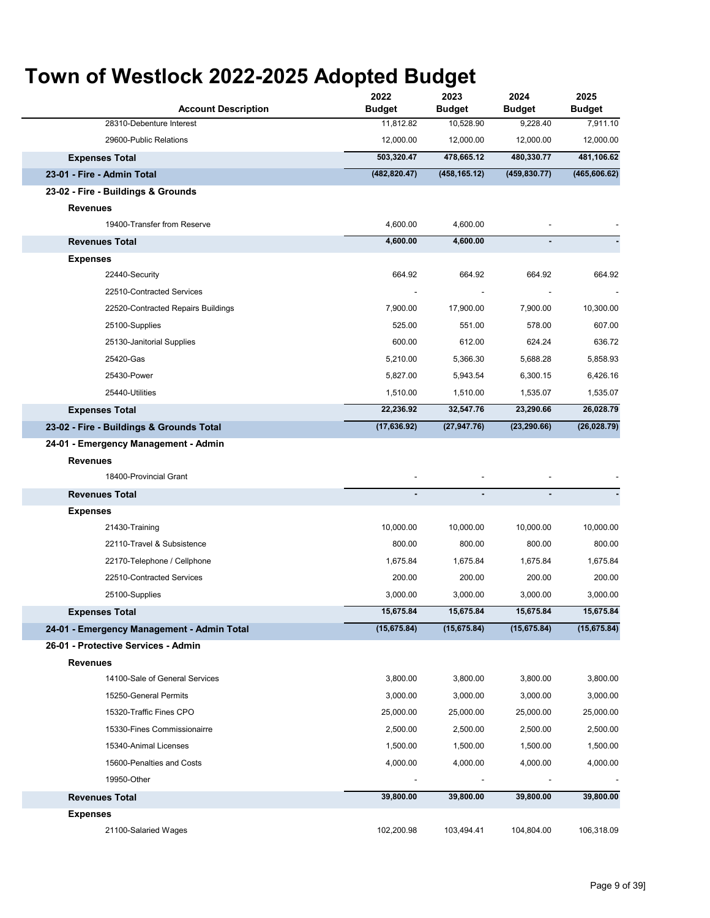# Town of Westlock 2022-2025 Adopted Budget

| Account Description | 2022 Budget | 2023 Budget | 2024 Budget | 2025 Budget |
|---|---|---|---|---|
| 28310-Debenture Interest | 11,812.82 | 10,528.90 | 9,228.40 | 7,911.10 |
| 29600-Public Relations | 12,000.00 | 12,000.00 | 12,000.00 | 12,000.00 |
| **Expenses Total** | **503,320.47** | **478,665.12** | **480,330.77** | **481,106.62** |
| **23-01 - Fire - Admin Total** | **(482,820.47)** | **(458,165.12)** | **(459,830.77)** | **(465,606.62)** |
| **23-02 - Fire - Buildings & Grounds** | | | | |
| **Revenues** | | | | |
| 19400-Transfer from Reserve | 4,600.00 | 4,600.00 | - | - |
| **Revenues Total** | **4,600.00** | **4,600.00** | **-** | **-** |
| **Expenses** | | | | |
| 22440-Security | 664.92 | 664.92 | 664.92 | 664.92 |
| 22510-Contracted Services | - | - | - | - |
| 22520-Contracted Repairs Buildings | 7,900.00 | 17,900.00 | 7,900.00 | 10,300.00 |
| 25100-Supplies | 525.00 | 551.00 | 578.00 | 607.00 |
| 25130-Janitorial Supplies | 600.00 | 612.00 | 624.24 | 636.72 |
| 25420-Gas | 5,210.00 | 5,366.30 | 5,688.28 | 5,858.93 |
| 25430-Power | 5,827.00 | 5,943.54 | 6,300.15 | 6,426.16 |
| 25440-Utilities | 1,510.00 | 1,510.00 | 1,535.07 | 1,535.07 |
| **Expenses Total** | **22,236.92** | **32,547.76** | **23,290.66** | **26,028.79** |
| **23-02 - Fire - Buildings & Grounds Total** | **(17,636.92)** | **(27,947.76)** | **(23,290.66)** | **(26,028.79)** |
| **24-01 - Emergency Management - Admin** | | | | |
| **Revenues** | | | | |
| 18400-Provincial Grant | - | - | - | - |
| **Revenues Total** | **-** | **-** | **-** | **-** |
| **Expenses** | | | | |
| 21430-Training | 10,000.00 | 10,000.00 | 10,000.00 | 10,000.00 |
| 22110-Travel & Subsistence | 800.00 | 800.00 | 800.00 | 800.00 |
| 22170-Telephone / Cellphone | 1,675.84 | 1,675.84 | 1,675.84 | 1,675.84 |
| 22510-Contracted Services | 200.00 | 200.00 | 200.00 | 200.00 |
| 25100-Supplies | 3,000.00 | 3,000.00 | 3,000.00 | 3,000.00 |
| **Expenses Total** | **15,675.84** | **15,675.84** | **15,675.84** | **15,675.84** |
| **24-01 - Emergency Management - Admin Total** | **(15,675.84)** | **(15,675.84)** | **(15,675.84)** | **(15,675.84)** |
| **26-01 - Protective Services - Admin** | | | | |
| **Revenues** | | | | |
| 14100-Sale of General Services | 3,800.00 | 3,800.00 | 3,800.00 | 3,800.00 |
| 15250-General Permits | 3,000.00 | 3,000.00 | 3,000.00 | 3,000.00 |
| 15320-Traffic Fines CPO | 25,000.00 | 25,000.00 | 25,000.00 | 25,000.00 |
| 15330-Fines Commissionairre | 2,500.00 | 2,500.00 | 2,500.00 | 2,500.00 |
| 15340-Animal Licenses | 1,500.00 | 1,500.00 | 1,500.00 | 1,500.00 |
| 15600-Penalties and Costs | 4,000.00 | 4,000.00 | 4,000.00 | 4,000.00 |
| 19950-Other | - | - | - | - |
| **Revenues Total** | **39,800.00** | **39,800.00** | **39,800.00** | **39,800.00** |
| **Expenses** | | | | |
| 21100-Salaried Wages | 102,200.98 | 103,494.41 | 104,804.00 | 106,318.09 |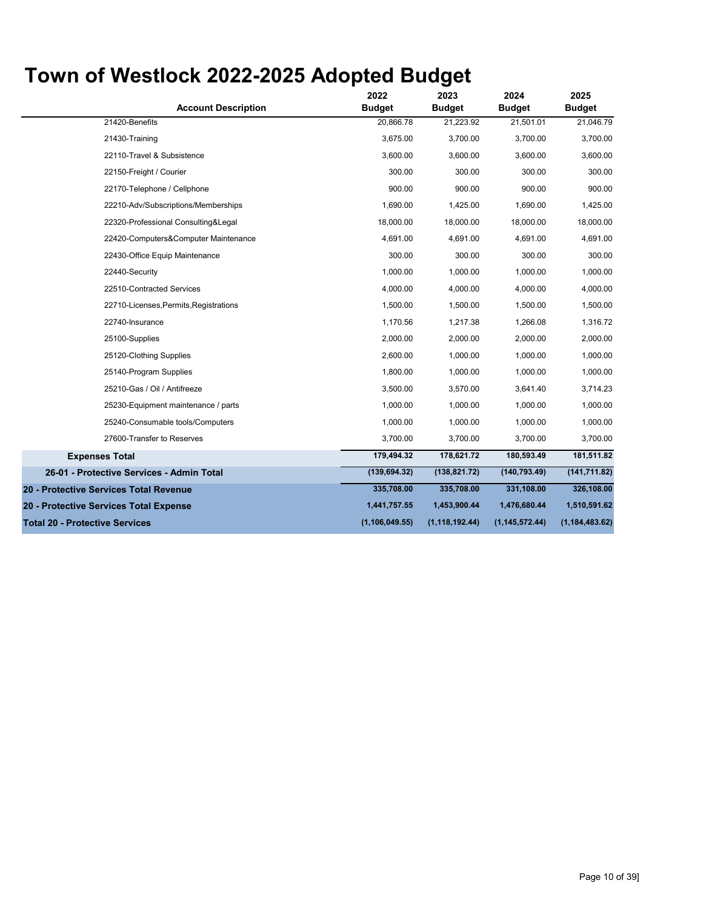# Town of Westlock 2022-2025 Adopted Budget

| Account Description | 2022 Budget | 2023 Budget | 2024 Budget | 2025 Budget |
|---|---|---|---|---|
| 21420-Benefits | 20,866.78 | 21,223.92 | 21,501.01 | 21,046.79 |
| 21430-Training | 3,675.00 | 3,700.00 | 3,700.00 | 3,700.00 |
| 22110-Travel & Subsistence | 3,600.00 | 3,600.00 | 3,600.00 | 3,600.00 |
| 22150-Freight / Courier | 300.00 | 300.00 | 300.00 | 300.00 |
| 22170-Telephone / Cellphone | 900.00 | 900.00 | 900.00 | 900.00 |
| 22210-Adv/Subscriptions/Memberships | 1,690.00 | 1,425.00 | 1,690.00 | 1,425.00 |
| 22320-Professional Consulting&Legal | 18,000.00 | 18,000.00 | 18,000.00 | 18,000.00 |
| 22420-Computers&Computer Maintenance | 4,691.00 | 4,691.00 | 4,691.00 | 4,691.00 |
| 22430-Office Equip Maintenance | 300.00 | 300.00 | 300.00 | 300.00 |
| 22440-Security | 1,000.00 | 1,000.00 | 1,000.00 | 1,000.00 |
| 22510-Contracted Services | 4,000.00 | 4,000.00 | 4,000.00 | 4,000.00 |
| 22710-Licenses,Permits,Registrations | 1,500.00 | 1,500.00 | 1,500.00 | 1,500.00 |
| 22740-Insurance | 1,170.56 | 1,217.38 | 1,266.08 | 1,316.72 |
| 25100-Supplies | 2,000.00 | 2,000.00 | 2,000.00 | 2,000.00 |
| 25120-Clothing Supplies | 2,600.00 | 1,000.00 | 1,000.00 | 1,000.00 |
| 25140-Program Supplies | 1,800.00 | 1,000.00 | 1,000.00 | 1,000.00 |
| 25210-Gas / Oil / Antifreeze | 3,500.00 | 3,570.00 | 3,641.40 | 3,714.23 |
| 25230-Equipment maintenance / parts | 1,000.00 | 1,000.00 | 1,000.00 | 1,000.00 |
| 25240-Consumable tools/Computers | 1,000.00 | 1,000.00 | 1,000.00 | 1,000.00 |
| 27600-Transfer to Reserves | 3,700.00 | 3,700.00 | 3,700.00 | 3,700.00 |
| **Expenses Total** | **179,494.32** | **178,621.72** | **180,593.49** | **181,511.82** |
| **26-01 - Protective Services - Admin Total** | **(139,694.32)** | **(138,821.72)** | **(140,793.49)** | **(141,711.82)** |
| **20 - Protective Services Total Revenue** | **335,708.00** | **335,708.00** | **331,108.00** | **326,108.00** |
| **20 - Protective Services Total Expense** | **1,441,757.55** | **1,453,900.44** | **1,476,680.44** | **1,510,591.62** |
| **Total 20 - Protective Services** | **(1,106,049.55)** | **(1,118,192.44)** | **(1,145,572.44)** | **(1,184,483.62)** |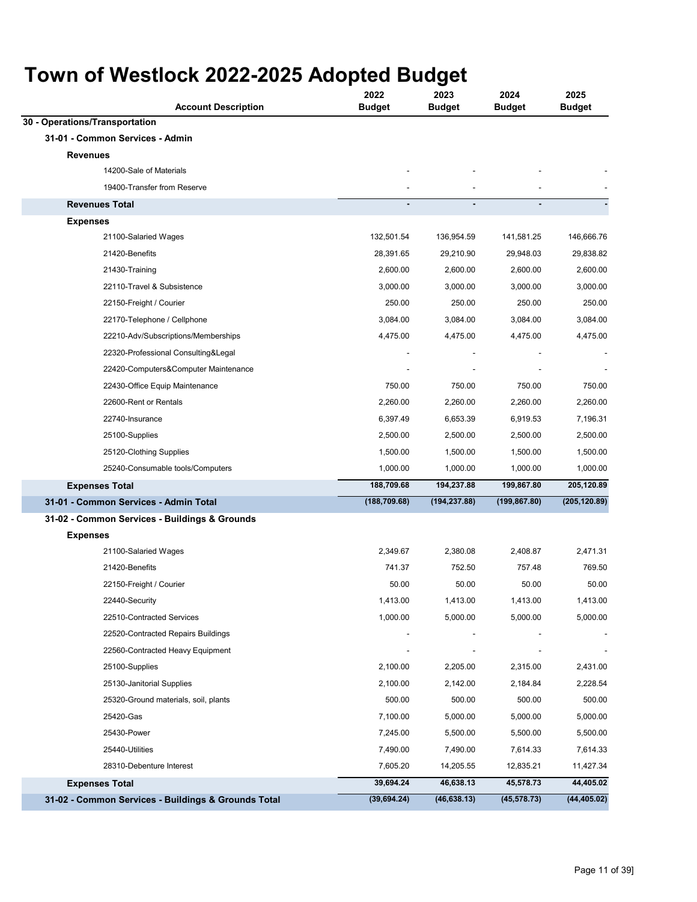# Town of Westlock 2022-2025 Adopted Budget

| Account Description | 2022 Budget | 2023 Budget | 2024 Budget | 2025 Budget |
|---|---|---|---|---|
| **30 - Operations/Transportation** | | | | |
| **31-01 - Common Services - Admin** | | | | |
| **Revenues** | | | | |
| 14200-Sale of Materials | - | - | - | - |
| 19400-Transfer from Reserve | - | - | - | - |
| **Revenues Total** | **-** | **-** | **-** | **-** |
| **Expenses** | | | | |
| 21100-Salaried Wages | 132,501.54 | 136,954.59 | 141,581.25 | 146,666.76 |
| 21420-Benefits | 28,391.65 | 29,210.90 | 29,948.03 | 29,838.82 |
| 21430-Training | 2,600.00 | 2,600.00 | 2,600.00 | 2,600.00 |
| 22110-Travel & Subsistence | 3,000.00 | 3,000.00 | 3,000.00 | 3,000.00 |
| 22150-Freight / Courier | 250.00 | 250.00 | 250.00 | 250.00 |
| 22170-Telephone / Cellphone | 3,084.00 | 3,084.00 | 3,084.00 | 3,084.00 |
| 22210-Adv/Subscriptions/Memberships | 4,475.00 | 4,475.00 | 4,475.00 | 4,475.00 |
| 22320-Professional Consulting&Legal | - | - | - | - |
| 22420-Computers&Computer Maintenance | - | - | - | - |
| 22430-Office Equip Maintenance | 750.00 | 750.00 | 750.00 | 750.00 |
| 22600-Rent or Rentals | 2,260.00 | 2,260.00 | 2,260.00 | 2,260.00 |
| 22740-Insurance | 6,397.49 | 6,653.39 | 6,919.53 | 7,196.31 |
| 25100-Supplies | 2,500.00 | 2,500.00 | 2,500.00 | 2,500.00 |
| 25120-Clothing Supplies | 1,500.00 | 1,500.00 | 1,500.00 | 1,500.00 |
| 25240-Consumable tools/Computers | 1,000.00 | 1,000.00 | 1,000.00 | 1,000.00 |
| **Expenses Total** | **188,709.68** | **194,237.88** | **199,867.80** | **205,120.89** |
| **31-01 - Common Services - Admin Total** | **(188,709.68)** | **(194,237.88)** | **(199,867.80)** | **(205,120.89)** |
| **31-02 - Common Services - Buildings & Grounds** | | | | |
| **Expenses** | | | | |
| 21100-Salaried Wages | 2,349.67 | 2,380.08 | 2,408.87 | 2,471.31 |
| 21420-Benefits | 741.37 | 752.50 | 757.48 | 769.50 |
| 22150-Freight / Courier | 50.00 | 50.00 | 50.00 | 50.00 |
| 22440-Security | 1,413.00 | 1,413.00 | 1,413.00 | 1,413.00 |
| 22510-Contracted Services | 1,000.00 | 5,000.00 | 5,000.00 | 5,000.00 |
| 22520-Contracted Repairs Buildings | - | - | - | - |
| 22560-Contracted Heavy Equipment | - | - | - | - |
| 25100-Supplies | 2,100.00 | 2,205.00 | 2,315.00 | 2,431.00 |
| 25130-Janitorial Supplies | 2,100.00 | 2,142.00 | 2,184.84 | 2,228.54 |
| 25320-Ground materials, soil, plants | 500.00 | 500.00 | 500.00 | 500.00 |
| 25420-Gas | 7,100.00 | 5,000.00 | 5,000.00 | 5,000.00 |
| 25430-Power | 7,245.00 | 5,500.00 | 5,500.00 | 5,500.00 |
| 25440-Utilities | 7,490.00 | 7,490.00 | 7,614.33 | 7,614.33 |
| 28310-Debenture Interest | 7,605.20 | 14,205.55 | 12,835.21 | 11,427.34 |
| **Expenses Total** | **39,694.24** | **46,638.13** | **45,578.73** | **44,405.02** |
| **31-02 - Common Services - Buildings & Grounds Total** | **(39,694.24)** | **(46,638.13)** | **(45,578.73)** | **(44,405.02)** |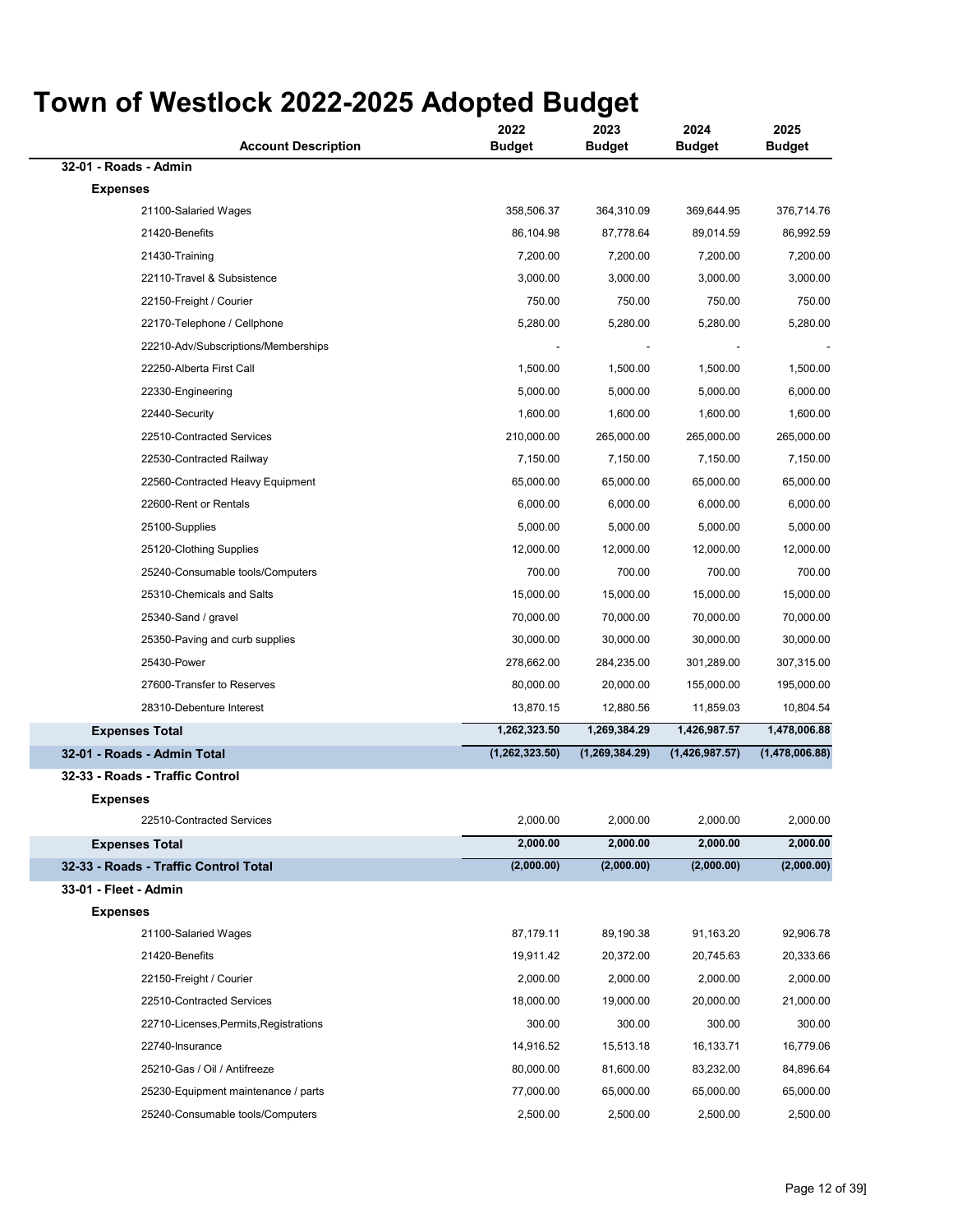# Town of Westlock 2022-2025 Adopted Budget

| Account Description | 2022 Budget | 2023 Budget | 2024 Budget | 2025 Budget |
|---|---|---|---|---|
| **32-01 - Roads - Admin** | | | | |
| **Expenses** | | | | |
| 21100-Salaried Wages | 358,506.37 | 364,310.09 | 369,644.95 | 376,714.76 |
| 21420-Benefits | 86,104.98 | 87,778.64 | 89,014.59 | 86,992.59 |
| 21430-Training | 7,200.00 | 7,200.00 | 7,200.00 | 7,200.00 |
| 22110-Travel & Subsistence | 3,000.00 | 3,000.00 | 3,000.00 | 3,000.00 |
| 22150-Freight / Courier | 750.00 | 750.00 | 750.00 | 750.00 |
| 22170-Telephone / Cellphone | 5,280.00 | 5,280.00 | 5,280.00 | 5,280.00 |
| 22210-Adv/Subscriptions/Memberships | - | - | - | - |
| 22250-Alberta First Call | 1,500.00 | 1,500.00 | 1,500.00 | 1,500.00 |
| 22330-Engineering | 5,000.00 | 5,000.00 | 5,000.00 | 6,000.00 |
| 22440-Security | 1,600.00 | 1,600.00 | 1,600.00 | 1,600.00 |
| 22510-Contracted Services | 210,000.00 | 265,000.00 | 265,000.00 | 265,000.00 |
| 22530-Contracted Railway | 7,150.00 | 7,150.00 | 7,150.00 | 7,150.00 |
| 22560-Contracted Heavy Equipment | 65,000.00 | 65,000.00 | 65,000.00 | 65,000.00 |
| 22600-Rent or Rentals | 6,000.00 | 6,000.00 | 6,000.00 | 6,000.00 |
| 25100-Supplies | 5,000.00 | 5,000.00 | 5,000.00 | 5,000.00 |
| 25120-Clothing Supplies | 12,000.00 | 12,000.00 | 12,000.00 | 12,000.00 |
| 25240-Consumable tools/Computers | 700.00 | 700.00 | 700.00 | 700.00 |
| 25310-Chemicals and Salts | 15,000.00 | 15,000.00 | 15,000.00 | 15,000.00 |
| 25340-Sand / gravel | 70,000.00 | 70,000.00 | 70,000.00 | 70,000.00 |
| 25350-Paving and curb supplies | 30,000.00 | 30,000.00 | 30,000.00 | 30,000.00 |
| 25430-Power | 278,662.00 | 284,235.00 | 301,289.00 | 307,315.00 |
| 27600-Transfer to Reserves | 80,000.00 | 20,000.00 | 155,000.00 | 195,000.00 |
| 28310-Debenture Interest | 13,870.15 | 12,880.56 | 11,859.03 | 10,804.54 |
| **Expenses Total** | **1,262,323.50** | **1,269,384.29** | **1,426,987.57** | **1,478,006.88** |
| **32-01 - Roads - Admin Total** | **(1,262,323.50)** | **(1,269,384.29)** | **(1,426,987.57)** | **(1,478,006.88)** |
| **32-33 - Roads - Traffic Control** | | | | |
| **Expenses** | | | | |
| 22510-Contracted Services | 2,000.00 | 2,000.00 | 2,000.00 | 2,000.00 |
| **Expenses Total** | **2,000.00** | **2,000.00** | **2,000.00** | **2,000.00** |
| **32-33 - Roads - Traffic Control Total** | **(2,000.00)** | **(2,000.00)** | **(2,000.00)** | **(2,000.00)** |
| **33-01 - Fleet - Admin** | | | | |
| **Expenses** | | | | |
| 21100-Salaried Wages | 87,179.11 | 89,190.38 | 91,163.20 | 92,906.78 |
| 21420-Benefits | 19,911.42 | 20,372.00 | 20,745.63 | 20,333.66 |
| 22150-Freight / Courier | 2,000.00 | 2,000.00 | 2,000.00 | 2,000.00 |
| 22510-Contracted Services | 18,000.00 | 19,000.00 | 20,000.00 | 21,000.00 |
| 22710-Licenses,Permits,Registrations | 300.00 | 300.00 | 300.00 | 300.00 |
| 22740-Insurance | 14,916.52 | 15,513.18 | 16,133.71 | 16,779.06 |
| 25210-Gas / Oil / Antifreeze | 80,000.00 | 81,600.00 | 83,232.00 | 84,896.64 |
| 25230-Equipment maintenance / parts | 77,000.00 | 65,000.00 | 65,000.00 | 65,000.00 |
| 25240-Consumable tools/Computers | 2,500.00 | 2,500.00 | 2,500.00 | 2,500.00 |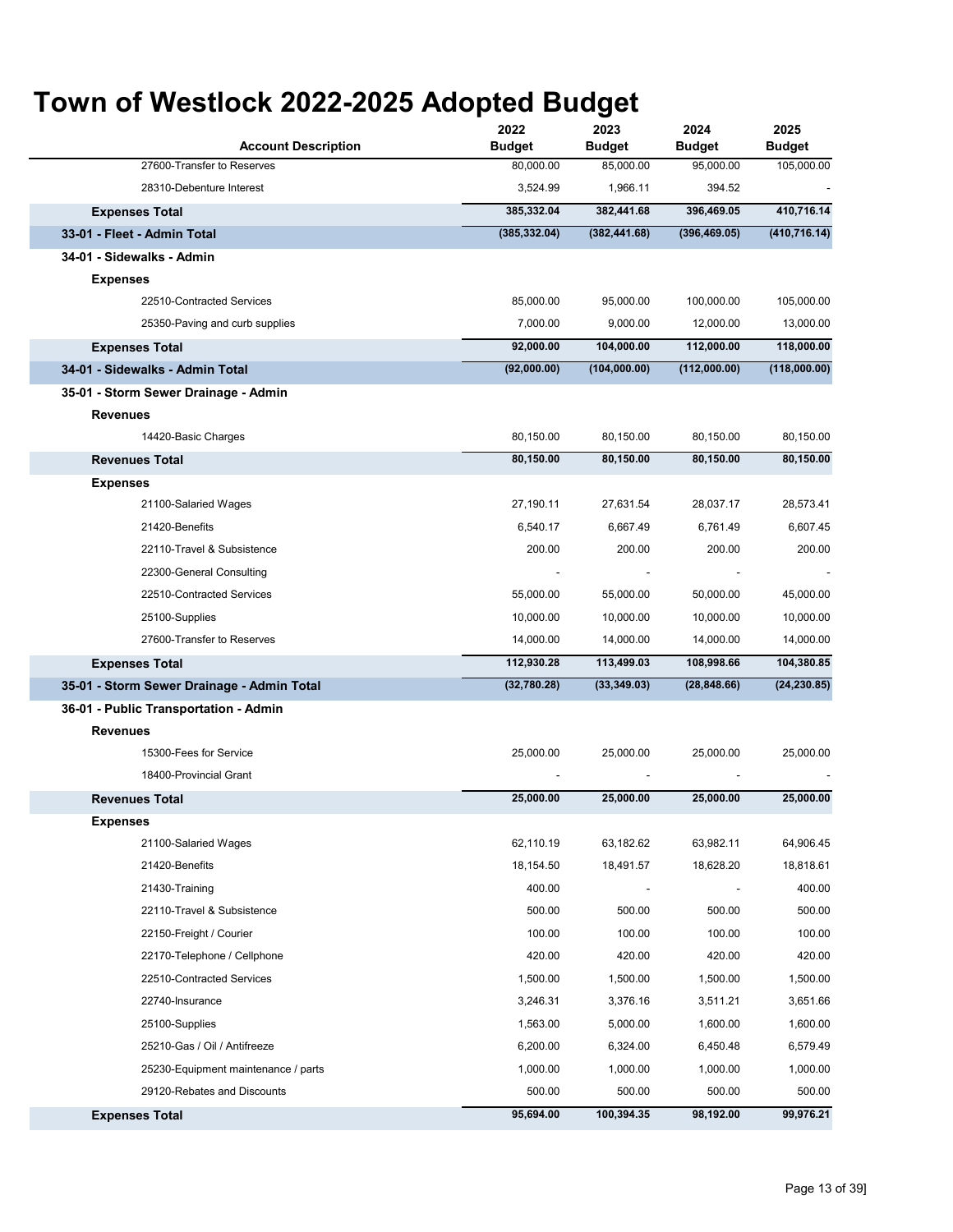# Town of Westlock 2022-2025 Adopted Budget

| Account Description | 2022 Budget | 2023 Budget | 2024 Budget | 2025 Budget |
|---|---|---|---|---|
| 27600-Transfer to Reserves | 80,000.00 | 85,000.00 | 95,000.00 | 105,000.00 |
| 28310-Debenture Interest | 3,524.99 | 1,966.11 | 394.52 | - |
| **Expenses Total** | **385,332.04** | **382,441.68** | **396,469.05** | **410,716.14** |
| **33-01 - Fleet - Admin Total** | **(385,332.04)** | **(382,441.68)** | **(396,469.05)** | **(410,716.14)** |
| **34-01 - Sidewalks - Admin** | | | | |
| **Expenses** | | | | |
| 22510-Contracted Services | 85,000.00 | 95,000.00 | 100,000.00 | 105,000.00 |
| 25350-Paving and curb supplies | 7,000.00 | 9,000.00 | 12,000.00 | 13,000.00 |
| **Expenses Total** | **92,000.00** | **104,000.00** | **112,000.00** | **118,000.00** |
| **34-01 - Sidewalks - Admin Total** | **(92,000.00)** | **(104,000.00)** | **(112,000.00)** | **(118,000.00)** |
| **35-01 - Storm Sewer Drainage - Admin** | | | | |
| **Revenues** | | | | |
| 14420-Basic Charges | 80,150.00 | 80,150.00 | 80,150.00 | 80,150.00 |
| **Revenues Total** | **80,150.00** | **80,150.00** | **80,150.00** | **80,150.00** |
| **Expenses** | | | | |
| 21100-Salaried Wages | 27,190.11 | 27,631.54 | 28,037.17 | 28,573.41 |
| 21420-Benefits | 6,540.17 | 6,667.49 | 6,761.49 | 6,607.45 |
| 22110-Travel & Subsistence | 200.00 | 200.00 | 200.00 | 200.00 |
| 22300-General Consulting | - | - | - | - |
| 22510-Contracted Services | 55,000.00 | 55,000.00 | 50,000.00 | 45,000.00 |
| 25100-Supplies | 10,000.00 | 10,000.00 | 10,000.00 | 10,000.00 |
| 27600-Transfer to Reserves | 14,000.00 | 14,000.00 | 14,000.00 | 14,000.00 |
| **Expenses Total** | **112,930.28** | **113,499.03** | **108,998.66** | **104,380.85** |
| **35-01 - Storm Sewer Drainage - Admin Total** | **(32,780.28)** | **(33,349.03)** | **(28,848.66)** | **(24,230.85)** |
| **36-01 - Public Transportation - Admin** | | | | |
| **Revenues** | | | | |
| 15300-Fees for Service | 25,000.00 | 25,000.00 | 25,000.00 | 25,000.00 |
| 18400-Provincial Grant | - | - | - | - |
| **Revenues Total** | **25,000.00** | **25,000.00** | **25,000.00** | **25,000.00** |
| **Expenses** | | | | |
| 21100-Salaried Wages | 62,110.19 | 63,182.62 | 63,982.11 | 64,906.45 |
| 21420-Benefits | 18,154.50 | 18,491.57 | 18,628.20 | 18,818.61 |
| 21430-Training | 400.00 | - | - | 400.00 |
| 22110-Travel & Subsistence | 500.00 | 500.00 | 500.00 | 500.00 |
| 22150-Freight / Courier | 100.00 | 100.00 | 100.00 | 100.00 |
| 22170-Telephone / Cellphone | 420.00 | 420.00 | 420.00 | 420.00 |
| 22510-Contracted Services | 1,500.00 | 1,500.00 | 1,500.00 | 1,500.00 |
| 22740-Insurance | 3,246.31 | 3,376.16 | 3,511.21 | 3,651.66 |
| 25100-Supplies | 1,563.00 | 5,000.00 | 1,600.00 | 1,600.00 |
| 25210-Gas / Oil / Antifreeze | 6,200.00 | 6,324.00 | 6,450.48 | 6,579.49 |
| 25230-Equipment maintenance / parts | 1,000.00 | 1,000.00 | 1,000.00 | 1,000.00 |
| 29120-Rebates and Discounts | 500.00 | 500.00 | 500.00 | 500.00 |
| **Expenses Total** | **95,694.00** | **100,394.35** | **98,192.00** | **99,976.21** |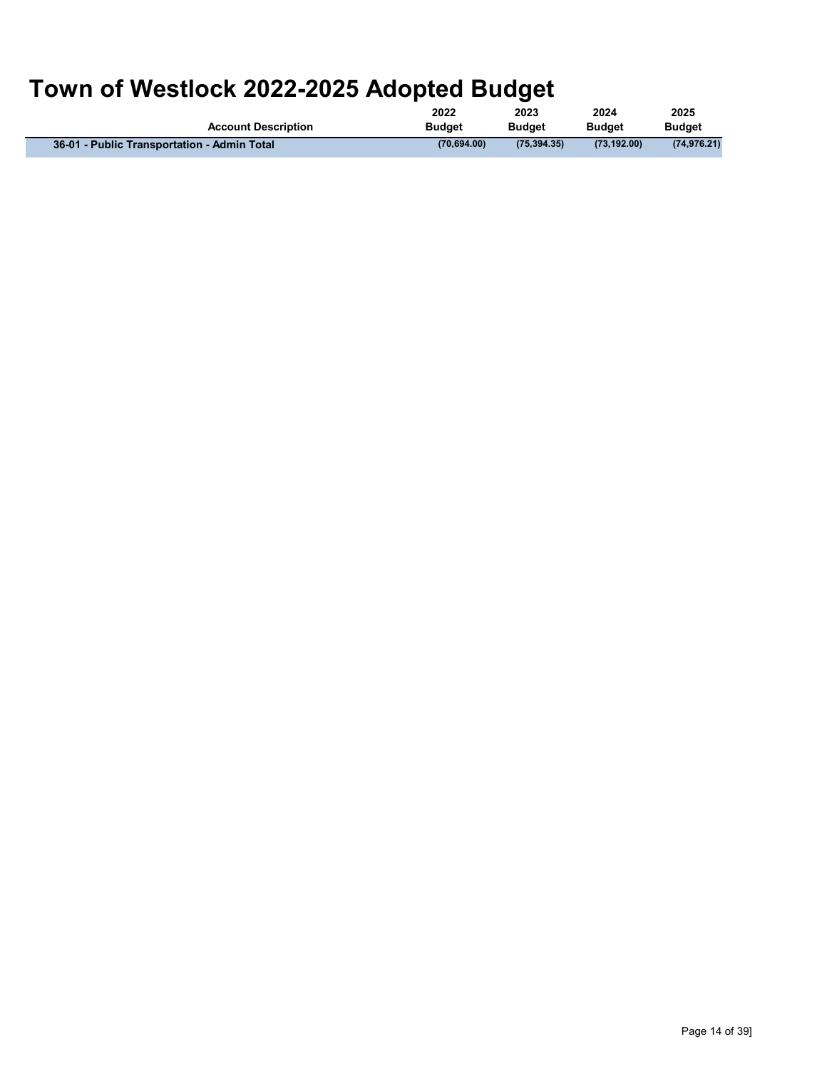# Town of Westlock 2022-2025 Adopted Budget

| Account Description | 2022 Budget | 2023 Budget | 2024 Budget | 2025 Budget |
|---|---|---|---|---|
| **36-01 - Public Transportation - Admin Total** | **(70,694.00)** | **(75,394.35)** | **(73,192.00)** | **(74,976.21)** |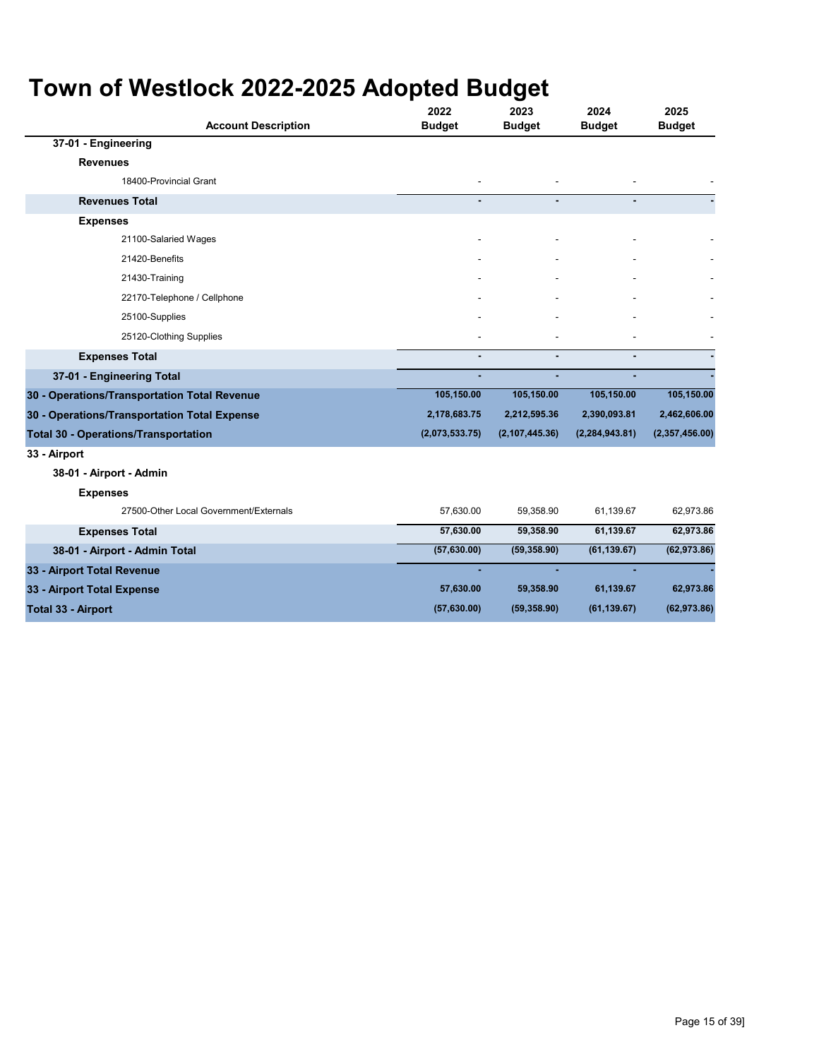# Town of Westlock 2022-2025 Adopted Budget

| Account Description | 2022 Budget | 2023 Budget | 2024 Budget | 2025 Budget |
|---|---|---|---|---|
| **37-01 - Engineering** | | | | |
| **Revenues** | | | | |
| 18400-Provincial Grant | - | - | - | - |
| **Revenues Total** | **-** | **-** | **-** | **-** |
| **Expenses** | | | | |
| 21100-Salaried Wages | - | - | - | - |
| 21420-Benefits | - | - | - | - |
| 21430-Training | - | - | - | - |
| 22170-Telephone / Cellphone | - | - | - | - |
| 25100-Supplies | - | - | - | - |
| 25120-Clothing Supplies | - | - | - | - |
| **Expenses Total** | **-** | **-** | **-** | **-** |
| **37-01 - Engineering Total** | **-** | **-** | **-** | **-** |
| **30 - Operations/Transportation Total Revenue** | **105,150.00** | **105,150.00** | **105,150.00** | **105,150.00** |
| **30 - Operations/Transportation Total Expense** | **2,178,683.75** | **2,212,595.36** | **2,390,093.81** | **2,462,606.00** |
| **Total 30 - Operations/Transportation** | **(2,073,533.75)** | **(2,107,445.36)** | **(2,284,943.81)** | **(2,357,456.00)** |
| **33 - Airport** | | | | |
| **38-01 - Airport - Admin** | | | | |
| **Expenses** | | | | |
| 27500-Other Local Government/Externals | 57,630.00 | 59,358.90 | 61,139.67 | 62,973.86 |
| **Expenses Total** | **57,630.00** | **59,358.90** | **61,139.67** | **62,973.86** |
| **38-01 - Airport - Admin Total** | **(57,630.00)** | **(59,358.90)** | **(61,139.67)** | **(62,973.86)** |
| **33 - Airport Total Revenue** | **-** | **-** | **-** | **-** |
| **33 - Airport Total Expense** | **57,630.00** | **59,358.90** | **61,139.67** | **62,973.86** |
| **Total 33 - Airport** | **(57,630.00)** | **(59,358.90)** | **(61,139.67)** | **(62,973.86)** |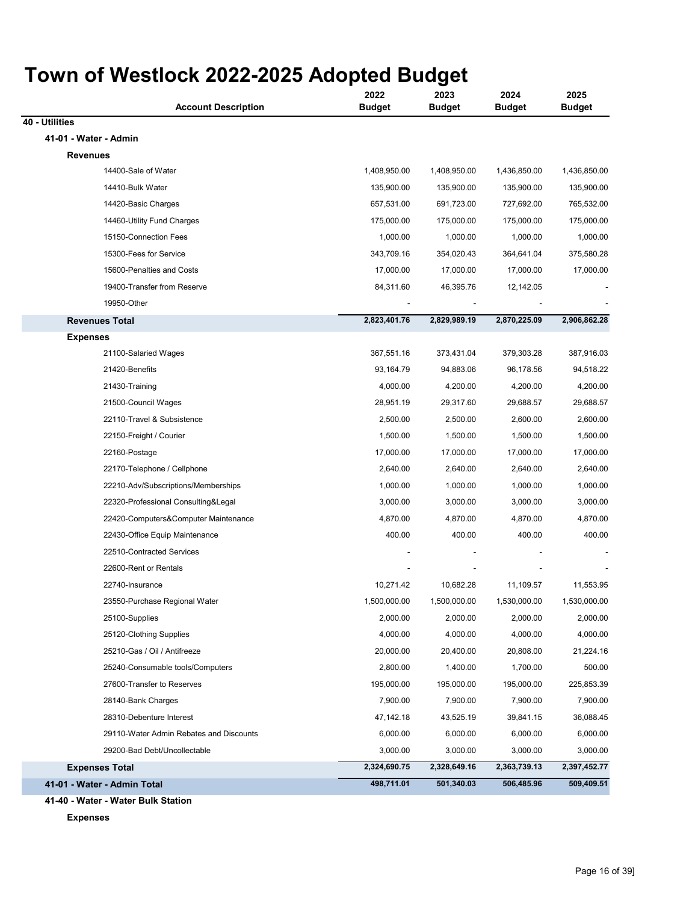# Town of Westlock 2022-2025 Adopted Budget

| Account Description | 2022 Budget | 2023 Budget | 2024 Budget | 2025 Budget |
|---|---|---|---|---|
| **40 - Utilities** | | | | |
| **41-01 - Water - Admin** | | | | |
| **Revenues** | | | | |
| 14400-Sale of Water | 1,408,950.00 | 1,408,950.00 | 1,436,850.00 | 1,436,850.00 |
| 14410-Bulk Water | 135,900.00 | 135,900.00 | 135,900.00 | 135,900.00 |
| 14420-Basic Charges | 657,531.00 | 691,723.00 | 727,692.00 | 765,532.00 |
| 14460-Utility Fund Charges | 175,000.00 | 175,000.00 | 175,000.00 | 175,000.00 |
| 15150-Connection Fees | 1,000.00 | 1,000.00 | 1,000.00 | 1,000.00 |
| 15300-Fees for Service | 343,709.16 | 354,020.43 | 364,641.04 | 375,580.28 |
| 15600-Penalties and Costs | 17,000.00 | 17,000.00 | 17,000.00 | 17,000.00 |
| 19400-Transfer from Reserve | 84,311.60 | 46,395.76 | 12,142.05 | - |
| 19950-Other | - | - | - | - |
| **Revenues Total** | **2,823,401.76** | **2,829,989.19** | **2,870,225.09** | **2,906,862.28** |
| **Expenses** | | | | |
| 21100-Salaried Wages | 367,551.16 | 373,431.04 | 379,303.28 | 387,916.03 |
| 21420-Benefits | 93,164.79 | 94,883.06 | 96,178.56 | 94,518.22 |
| 21430-Training | 4,000.00 | 4,200.00 | 4,200.00 | 4,200.00 |
| 21500-Council Wages | 28,951.19 | 29,317.60 | 29,688.57 | 29,688.57 |
| 22110-Travel & Subsistence | 2,500.00 | 2,500.00 | 2,600.00 | 2,600.00 |
| 22150-Freight / Courier | 1,500.00 | 1,500.00 | 1,500.00 | 1,500.00 |
| 22160-Postage | 17,000.00 | 17,000.00 | 17,000.00 | 17,000.00 |
| 22170-Telephone / Cellphone | 2,640.00 | 2,640.00 | 2,640.00 | 2,640.00 |
| 22210-Adv/Subscriptions/Memberships | 1,000.00 | 1,000.00 | 1,000.00 | 1,000.00 |
| 22320-Professional Consulting&Legal | 3,000.00 | 3,000.00 | 3,000.00 | 3,000.00 |
| 22420-Computers&Computer Maintenance | 4,870.00 | 4,870.00 | 4,870.00 | 4,870.00 |
| 22430-Office Equip Maintenance | 400.00 | 400.00 | 400.00 | 400.00 |
| 22510-Contracted Services | - | - | - | - |
| 22600-Rent or Rentals | - | - | - | - |
| 22740-Insurance | 10,271.42 | 10,682.28 | 11,109.57 | 11,553.95 |
| 23550-Purchase Regional Water | 1,500,000.00 | 1,500,000.00 | 1,530,000.00 | 1,530,000.00 |
| 25100-Supplies | 2,000.00 | 2,000.00 | 2,000.00 | 2,000.00 |
| 25120-Clothing Supplies | 4,000.00 | 4,000.00 | 4,000.00 | 4,000.00 |
| 25210-Gas / Oil / Antifreeze | 20,000.00 | 20,400.00 | 20,808.00 | 21,224.16 |
| 25240-Consumable tools/Computers | 2,800.00 | 1,400.00 | 1,700.00 | 500.00 |
| 27600-Transfer to Reserves | 195,000.00 | 195,000.00 | 195,000.00 | 225,853.39 |
| 28140-Bank Charges | 7,900.00 | 7,900.00 | 7,900.00 | 7,900.00 |
| 28310-Debenture Interest | 47,142.18 | 43,525.19 | 39,841.15 | 36,088.45 |
| 29110-Water Admin Rebates and Discounts | 6,000.00 | 6,000.00 | 6,000.00 | 6,000.00 |
| 29200-Bad Debt/Uncollectable | 3,000.00 | 3,000.00 | 3,000.00 | 3,000.00 |
| **Expenses Total** | **2,324,690.75** | **2,328,649.16** | **2,363,739.13** | **2,397,452.77** |
| **41-01 - Water - Admin Total** | **498,711.01** | **501,340.03** | **506,485.96** | **509,409.51** |
| **41-40 - Water - Water Bulk Station** | | | | |
| **Expenses** | | | | |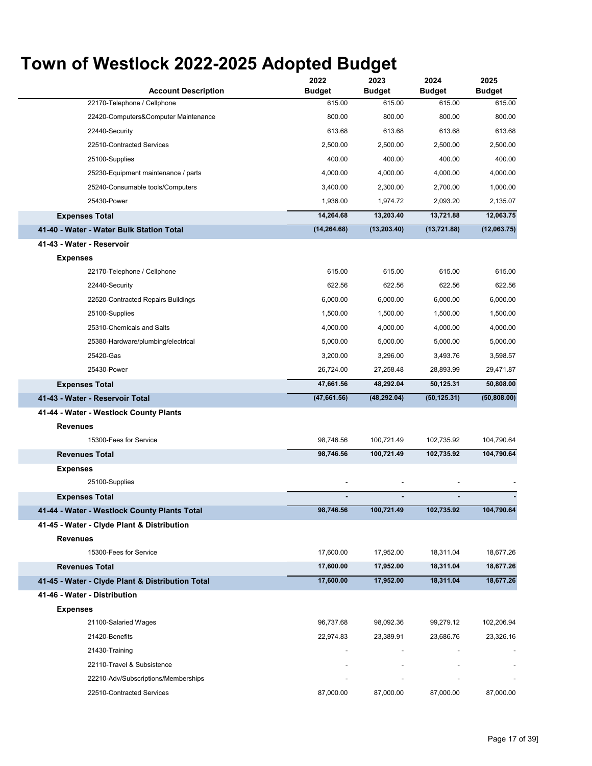# Town of Westlock 2022-2025 Adopted Budget

| Account Description | 2022 Budget | 2023 Budget | 2024 Budget | 2025 Budget |
|---|---|---|---|---|
| 22170-Telephone / Cellphone | 615.00 | 615.00 | 615.00 | 615.00 |
| 22420-Computers&Computer Maintenance | 800.00 | 800.00 | 800.00 | 800.00 |
| 22440-Security | 613.68 | 613.68 | 613.68 | 613.68 |
| 22510-Contracted Services | 2,500.00 | 2,500.00 | 2,500.00 | 2,500.00 |
| 25100-Supplies | 400.00 | 400.00 | 400.00 | 400.00 |
| 25230-Equipment maintenance / parts | 4,000.00 | 4,000.00 | 4,000.00 | 4,000.00 |
| 25240-Consumable tools/Computers | 3,400.00 | 2,300.00 | 2,700.00 | 1,000.00 |
| 25430-Power | 1,936.00 | 1,974.72 | 2,093.20 | 2,135.07 |
| **Expenses Total** | **14,264.68** | **13,203.40** | **13,721.88** | **12,063.75** |
| **41-40 - Water - Water Bulk Station Total** | **(14,264.68)** | **(13,203.40)** | **(13,721.88)** | **(12,063.75)** |
| **41-43 - Water - Reservoir** | | | | |
| **Expenses** | | | | |
| 22170-Telephone / Cellphone | 615.00 | 615.00 | 615.00 | 615.00 |
| 22440-Security | 622.56 | 622.56 | 622.56 | 622.56 |
| 22520-Contracted Repairs Buildings | 6,000.00 | 6,000.00 | 6,000.00 | 6,000.00 |
| 25100-Supplies | 1,500.00 | 1,500.00 | 1,500.00 | 1,500.00 |
| 25310-Chemicals and Salts | 4,000.00 | 4,000.00 | 4,000.00 | 4,000.00 |
| 25380-Hardware/plumbing/electrical | 5,000.00 | 5,000.00 | 5,000.00 | 5,000.00 |
| 25420-Gas | 3,200.00 | 3,296.00 | 3,493.76 | 3,598.57 |
| 25430-Power | 26,724.00 | 27,258.48 | 28,893.99 | 29,471.87 |
| **Expenses Total** | **47,661.56** | **48,292.04** | **50,125.31** | **50,808.00** |
| **41-43 - Water - Reservoir Total** | **(47,661.56)** | **(48,292.04)** | **(50,125.31)** | **(50,808.00)** |
| **41-44 - Water - Westlock County Plants** | | | | |
| **Revenues** | | | | |
| 15300-Fees for Service | 98,746.56 | 100,721.49 | 102,735.92 | 104,790.64 |
| **Revenues Total** | **98,746.56** | **100,721.49** | **102,735.92** | **104,790.64** |
| **Expenses** | | | | |
| 25100-Supplies | - | - | - | - |
| **Expenses Total** | **-** | **-** | **-** | **-** |
| **41-44 - Water - Westlock County Plants Total** | **98,746.56** | **100,721.49** | **102,735.92** | **104,790.64** |
| **41-45 - Water - Clyde Plant & Distribution** | | | | |
| **Revenues** | | | | |
| 15300-Fees for Service | 17,600.00 | 17,952.00 | 18,311.04 | 18,677.26 |
| **Revenues Total** | **17,600.00** | **17,952.00** | **18,311.04** | **18,677.26** |
| **41-45 - Water - Clyde Plant & Distribution Total** | **17,600.00** | **17,952.00** | **18,311.04** | **18,677.26** |
| **41-46 - Water - Distribution** | | | | |
| **Expenses** | | | | |
| 21100-Salaried Wages | 96,737.68 | 98,092.36 | 99,279.12 | 102,206.94 |
| 21420-Benefits | 22,974.83 | 23,389.91 | 23,686.76 | 23,326.16 |
| 21430-Training | - | - | - | - |
| 22110-Travel & Subsistence | - | - | - | - |
| 22210-Adv/Subscriptions/Memberships | - | - | - | - |
| 22510-Contracted Services | 87,000.00 | 87,000.00 | 87,000.00 | 87,000.00 |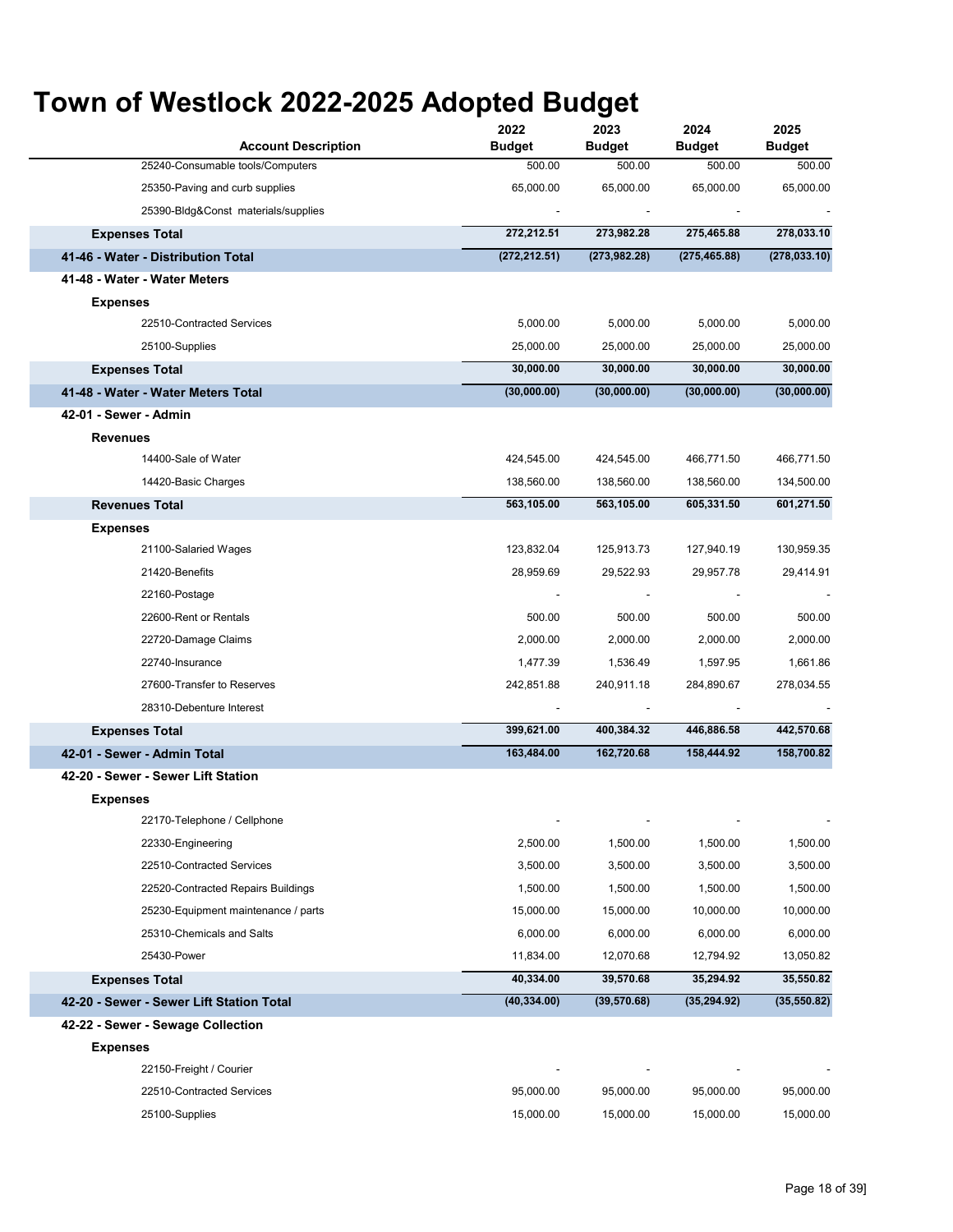# Town of Westlock 2022-2025 Adopted Budget

| Account Description | 2022 Budget | 2023 Budget | 2024 Budget | 2025 Budget |
|---|---|---|---|---|
| 25240-Consumable tools/Computers | 500.00 | 500.00 | 500.00 | 500.00 |
| 25350-Paving and curb supplies | 65,000.00 | 65,000.00 | 65,000.00 | 65,000.00 |
| 25390-Bldg&Const materials/supplies | - | - | - | - |
| **Expenses Total** | **272,212.51** | **273,982.28** | **275,465.88** | **278,033.10** |
| **41-46 - Water - Distribution Total** | **(272,212.51)** | **(273,982.28)** | **(275,465.88)** | **(278,033.10)** |
| **41-48 - Water - Water Meters** | | | | |
| **Expenses** | | | | |
| 22510-Contracted Services | 5,000.00 | 5,000.00 | 5,000.00 | 5,000.00 |
| 25100-Supplies | 25,000.00 | 25,000.00 | 25,000.00 | 25,000.00 |
| **Expenses Total** | **30,000.00** | **30,000.00** | **30,000.00** | **30,000.00** |
| **41-48 - Water - Water Meters Total** | **(30,000.00)** | **(30,000.00)** | **(30,000.00)** | **(30,000.00)** |
| **42-01 - Sewer - Admin** | | | | |
| **Revenues** | | | | |
| 14400-Sale of Water | 424,545.00 | 424,545.00 | 466,771.50 | 466,771.50 |
| 14420-Basic Charges | 138,560.00 | 138,560.00 | 138,560.00 | 134,500.00 |
| **Revenues Total** | **563,105.00** | **563,105.00** | **605,331.50** | **601,271.50** |
| **Expenses** | | | | |
| 21100-Salaried Wages | 123,832.04 | 125,913.73 | 127,940.19 | 130,959.35 |
| 21420-Benefits | 28,959.69 | 29,522.93 | 29,957.78 | 29,414.91 |
| 22160-Postage | - | - | - | - |
| 22600-Rent or Rentals | 500.00 | 500.00 | 500.00 | 500.00 |
| 22720-Damage Claims | 2,000.00 | 2,000.00 | 2,000.00 | 2,000.00 |
| 22740-Insurance | 1,477.39 | 1,536.49 | 1,597.95 | 1,661.86 |
| 27600-Transfer to Reserves | 242,851.88 | 240,911.18 | 284,890.67 | 278,034.55 |
| 28310-Debenture Interest | - | - | - | - |
| **Expenses Total** | **399,621.00** | **400,384.32** | **446,886.58** | **442,570.68** |
| **42-01 - Sewer - Admin Total** | **163,484.00** | **162,720.68** | **158,444.92** | **158,700.82** |
| **42-20 - Sewer - Sewer Lift Station** | | | | |
| **Expenses** | | | | |
| 22170-Telephone / Cellphone | - | - | - | - |
| 22330-Engineering | 2,500.00 | 1,500.00 | 1,500.00 | 1,500.00 |
| 22510-Contracted Services | 3,500.00 | 3,500.00 | 3,500.00 | 3,500.00 |
| 22520-Contracted Repairs Buildings | 1,500.00 | 1,500.00 | 1,500.00 | 1,500.00 |
| 25230-Equipment maintenance / parts | 15,000.00 | 15,000.00 | 10,000.00 | 10,000.00 |
| 25310-Chemicals and Salts | 6,000.00 | 6,000.00 | 6,000.00 | 6,000.00 |
| 25430-Power | 11,834.00 | 12,070.68 | 12,794.92 | 13,050.82 |
| **Expenses Total** | **40,334.00** | **39,570.68** | **35,294.92** | **35,550.82** |
| **42-20 - Sewer - Sewer Lift Station Total** | **(40,334.00)** | **(39,570.68)** | **(35,294.92)** | **(35,550.82)** |
| **42-22 - Sewer - Sewage Collection** | | | | |
| **Expenses** | | | | |
| 22150-Freight / Courier | - | - | - | - |
| 22510-Contracted Services | 95,000.00 | 95,000.00 | 95,000.00 | 95,000.00 |
| 25100-Supplies | 15,000.00 | 15,000.00 | 15,000.00 | 15,000.00 |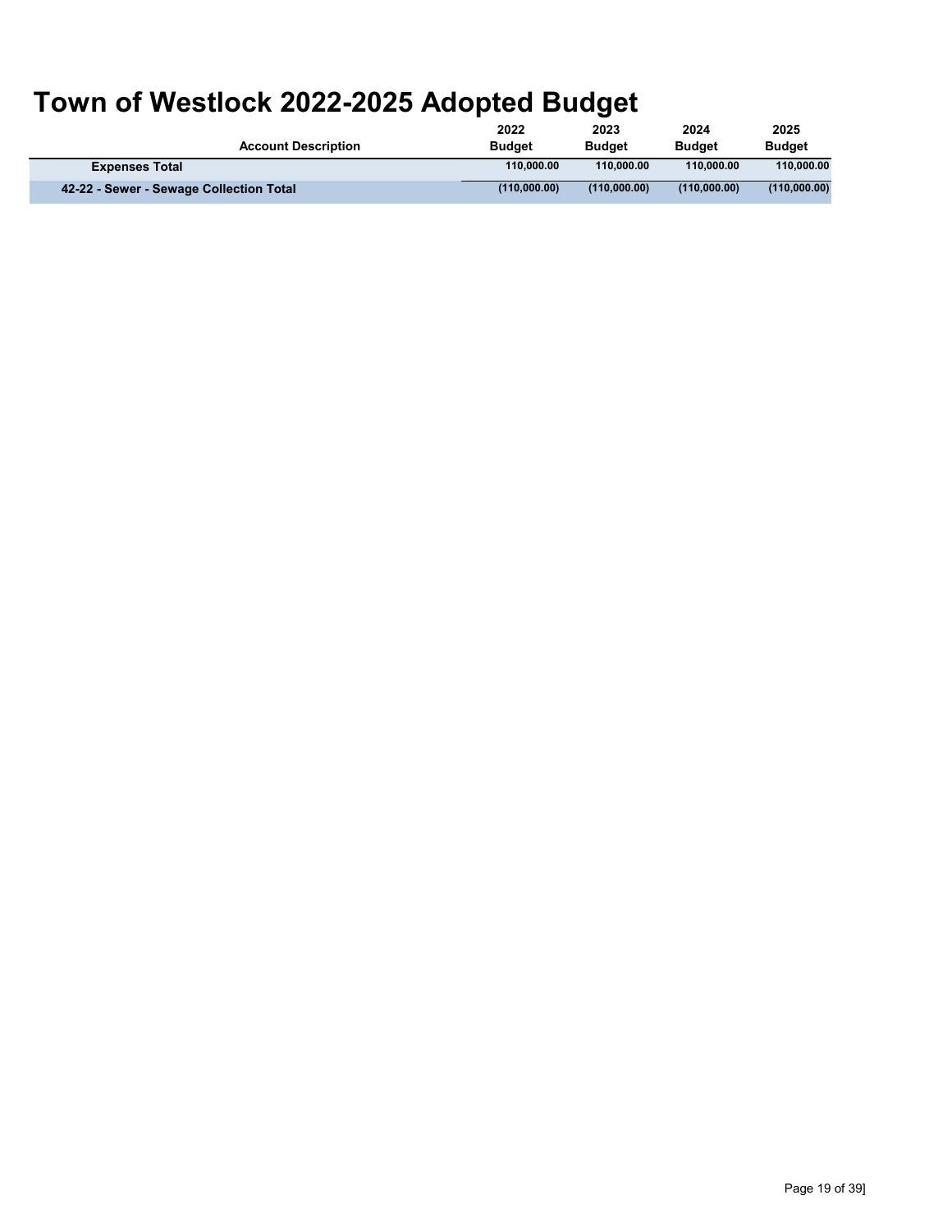# Town of Westlock 2022-2025 Adopted Budget

| Account Description | 2022 Budget | 2023 Budget | 2024 Budget | 2025 Budget |
|---|---|---|---|---|
| **Expenses Total** | **110,000.00** | **110,000.00** | **110,000.00** | **110,000.00** |
| **42-22 - Sewer - Sewage Collection Total** | **(110,000.00)** | **(110,000.00)** | **(110,000.00)** | **(110,000.00)** |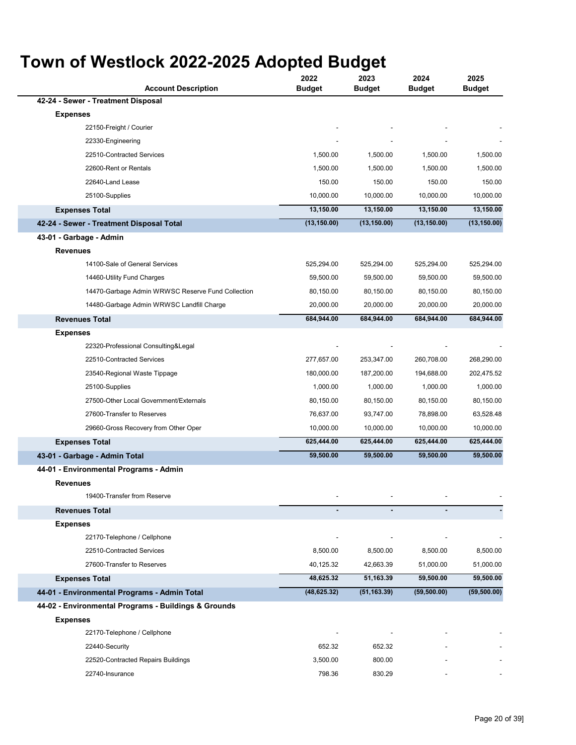# Town of Westlock 2022-2025 Adopted Budget

| Account Description | 2022 Budget | 2023 Budget | 2024 Budget | 2025 Budget |
|---|---|---|---|---|
| **42-24 - Sewer - Treatment Disposal** | | | | |
| **Expenses** | | | | |
| 22150-Freight / Courier | - | - | - | - |
| 22330-Engineering | - | - | - | - |
| 22510-Contracted Services | 1,500.00 | 1,500.00 | 1,500.00 | 1,500.00 |
| 22600-Rent or Rentals | 1,500.00 | 1,500.00 | 1,500.00 | 1,500.00 |
| 22640-Land Lease | 150.00 | 150.00 | 150.00 | 150.00 |
| 25100-Supplies | 10,000.00 | 10,000.00 | 10,000.00 | 10,000.00 |
| **Expenses Total** | **13,150.00** | **13,150.00** | **13,150.00** | **13,150.00** |
| **42-24 - Sewer - Treatment Disposal Total** | **(13,150.00)** | **(13,150.00)** | **(13,150.00)** | **(13,150.00)** |
| **43-01 - Garbage - Admin** | | | | |
| **Revenues** | | | | |
| 14100-Sale of General Services | 525,294.00 | 525,294.00 | 525,294.00 | 525,294.00 |
| 14460-Utility Fund Charges | 59,500.00 | 59,500.00 | 59,500.00 | 59,500.00 |
| 14470-Garbage Admin WRWSC Reserve Fund Collection | 80,150.00 | 80,150.00 | 80,150.00 | 80,150.00 |
| 14480-Garbage Admin WRWSC Landfill Charge | 20,000.00 | 20,000.00 | 20,000.00 | 20,000.00 |
| **Revenues Total** | **684,944.00** | **684,944.00** | **684,944.00** | **684,944.00** |
| **Expenses** | | | | |
| 22320-Professional Consulting&Legal | - | - | - | - |
| 22510-Contracted Services | 277,657.00 | 253,347.00 | 260,708.00 | 268,290.00 |
| 23540-Regional Waste Tippage | 180,000.00 | 187,200.00 | 194,688.00 | 202,475.52 |
| 25100-Supplies | 1,000.00 | 1,000.00 | 1,000.00 | 1,000.00 |
| 27500-Other Local Government/Externals | 80,150.00 | 80,150.00 | 80,150.00 | 80,150.00 |
| 27600-Transfer to Reserves | 76,637.00 | 93,747.00 | 78,898.00 | 63,528.48 |
| 29660-Gross Recovery from Other Oper | 10,000.00 | 10,000.00 | 10,000.00 | 10,000.00 |
| **Expenses Total** | **625,444.00** | **625,444.00** | **625,444.00** | **625,444.00** |
| **43-01 - Garbage - Admin Total** | **59,500.00** | **59,500.00** | **59,500.00** | **59,500.00** |
| **44-01 - Environmental Programs - Admin** | | | | |
| **Revenues** | | | | |
| 19400-Transfer from Reserve | - | - | - | - |
| **Revenues Total** | **-** | **-** | **-** | **-** |
| **Expenses** | | | | |
| 22170-Telephone / Cellphone | - | - | - | - |
| 22510-Contracted Services | 8,500.00 | 8,500.00 | 8,500.00 | 8,500.00 |
| 27600-Transfer to Reserves | 40,125.32 | 42,663.39 | 51,000.00 | 51,000.00 |
| **Expenses Total** | **48,625.32** | **51,163.39** | **59,500.00** | **59,500.00** |
| **44-01 - Environmental Programs - Admin Total** | **(48,625.32)** | **(51,163.39)** | **(59,500.00)** | **(59,500.00)** |
| **44-02 - Environmental Programs - Buildings & Grounds** | | | | |
| **Expenses** | | | | |
| 22170-Telephone / Cellphone | - | - | - | - |
| 22440-Security | 652.32 | 652.32 | - | - |
| 22520-Contracted Repairs Buildings | 3,500.00 | 800.00 | - | - |
| 22740-Insurance | 798.36 | 830.29 | - | - |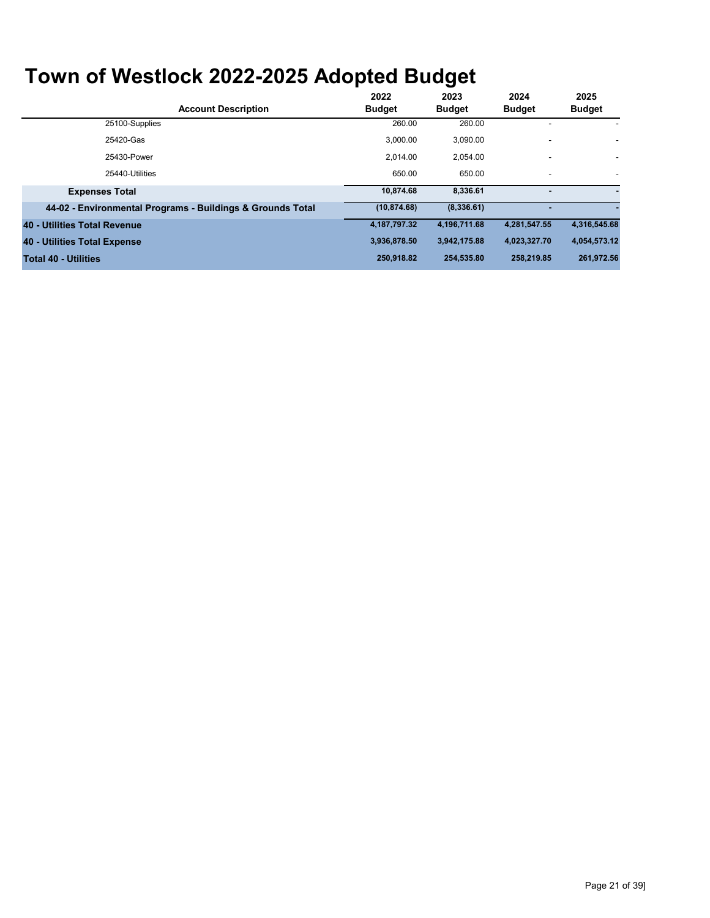# Town of Westlock 2022-2025 Adopted Budget

| Account Description | 2022 Budget | 2023 Budget | 2024 Budget | 2025 Budget |
|---|---|---|---|---|
| 25100-Supplies | 260.00 | 260.00 | - | - |
| 25420-Gas | 3,000.00 | 3,090.00 | - | - |
| 25430-Power | 2,014.00 | 2,054.00 | - | - |
| 25440-Utilities | 650.00 | 650.00 | - | - |
| **Expenses Total** | **10,874.68** | **8,336.61** | **-** | **-** |
| **44-02 - Environmental Programs - Buildings & Grounds Total** | **(10,874.68)** | **(8,336.61)** | **-** | **-** |
| **40 - Utilities Total Revenue** | **4,187,797.32** | **4,196,711.68** | **4,281,547.55** | **4,316,545.68** |
| **40 - Utilities Total Expense** | **3,936,878.50** | **3,942,175.88** | **4,023,327.70** | **4,054,573.12** |
| **Total 40 - Utilities** | **250,918.82** | **254,535.80** | **258,219.85** | **261,972.56** |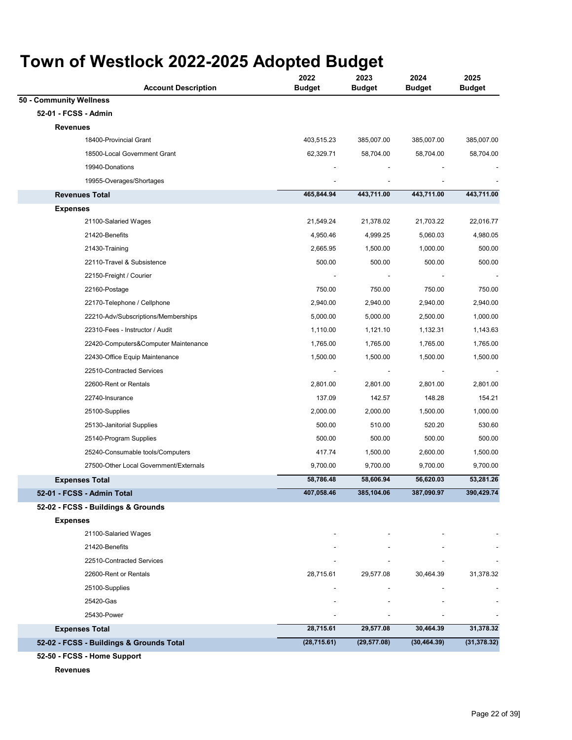# Town of Westlock 2022-2025 Adopted Budget

| Account Description | 2022 Budget | 2023 Budget | 2024 Budget | 2025 Budget |
|---|---|---|---|---|
| **50 - Community Wellness** | | | | |
| **52-01 - FCSS - Admin** | | | | |
| **Revenues** | | | | |
| 18400-Provincial Grant | 403,515.23 | 385,007.00 | 385,007.00 | 385,007.00 |
| 18500-Local Government Grant | 62,329.71 | 58,704.00 | 58,704.00 | 58,704.00 |
| 19940-Donations | - | - | - | - |
| 19955-Overages/Shortages | - | - | - | - |
| **Revenues Total** | **465,844.94** | **443,711.00** | **443,711.00** | **443,711.00** |
| **Expenses** | | | | |
| 21100-Salaried Wages | 21,549.24 | 21,378.02 | 21,703.22 | 22,016.77 |
| 21420-Benefits | 4,950.46 | 4,999.25 | 5,060.03 | 4,980.05 |
| 21430-Training | 2,665.95 | 1,500.00 | 1,000.00 | 500.00 |
| 22110-Travel & Subsistence | 500.00 | 500.00 | 500.00 | 500.00 |
| 22150-Freight / Courier | - | - | - | - |
| 22160-Postage | 750.00 | 750.00 | 750.00 | 750.00 |
| 22170-Telephone / Cellphone | 2,940.00 | 2,940.00 | 2,940.00 | 2,940.00 |
| 22210-Adv/Subscriptions/Memberships | 5,000.00 | 5,000.00 | 2,500.00 | 1,000.00 |
| 22310-Fees - Instructor / Audit | 1,110.00 | 1,121.10 | 1,132.31 | 1,143.63 |
| 22420-Computers&Computer Maintenance | 1,765.00 | 1,765.00 | 1,765.00 | 1,765.00 |
| 22430-Office Equip Maintenance | 1,500.00 | 1,500.00 | 1,500.00 | 1,500.00 |
| 22510-Contracted Services | - | - | - | - |
| 22600-Rent or Rentals | 2,801.00 | 2,801.00 | 2,801.00 | 2,801.00 |
| 22740-Insurance | 137.09 | 142.57 | 148.28 | 154.21 |
| 25100-Supplies | 2,000.00 | 2,000.00 | 1,500.00 | 1,000.00 |
| 25130-Janitorial Supplies | 500.00 | 510.00 | 520.20 | 530.60 |
| 25140-Program Supplies | 500.00 | 500.00 | 500.00 | 500.00 |
| 25240-Consumable tools/Computers | 417.74 | 1,500.00 | 2,600.00 | 1,500.00 |
| 27500-Other Local Government/Externals | 9,700.00 | 9,700.00 | 9,700.00 | 9,700.00 |
| **Expenses Total** | **58,786.48** | **58,606.94** | **56,620.03** | **53,281.26** |
| **52-01 - FCSS - Admin Total** | **407,058.46** | **385,104.06** | **387,090.97** | **390,429.74** |
| **52-02 - FCSS - Buildings & Grounds** | | | | |
| **Expenses** | | | | |
| 21100-Salaried Wages | - | - | - | - |
| 21420-Benefits | - | - | - | - |
| 22510-Contracted Services | - | - | - | - |
| 22600-Rent or Rentals | 28,715.61 | 29,577.08 | 30,464.39 | 31,378.32 |
| 25100-Supplies | - | - | - | - |
| 25420-Gas | - | - | - | - |
| 25430-Power | - | - | - | - |
| **Expenses Total** | **28,715.61** | **29,577.08** | **30,464.39** | **31,378.32** |
| **52-02 - FCSS - Buildings & Grounds Total** | **(28,715.61)** | **(29,577.08)** | **(30,464.39)** | **(31,378.32)** |
| **52-50 - FCSS - Home Support** | | | | |
| **Revenues** | | | | |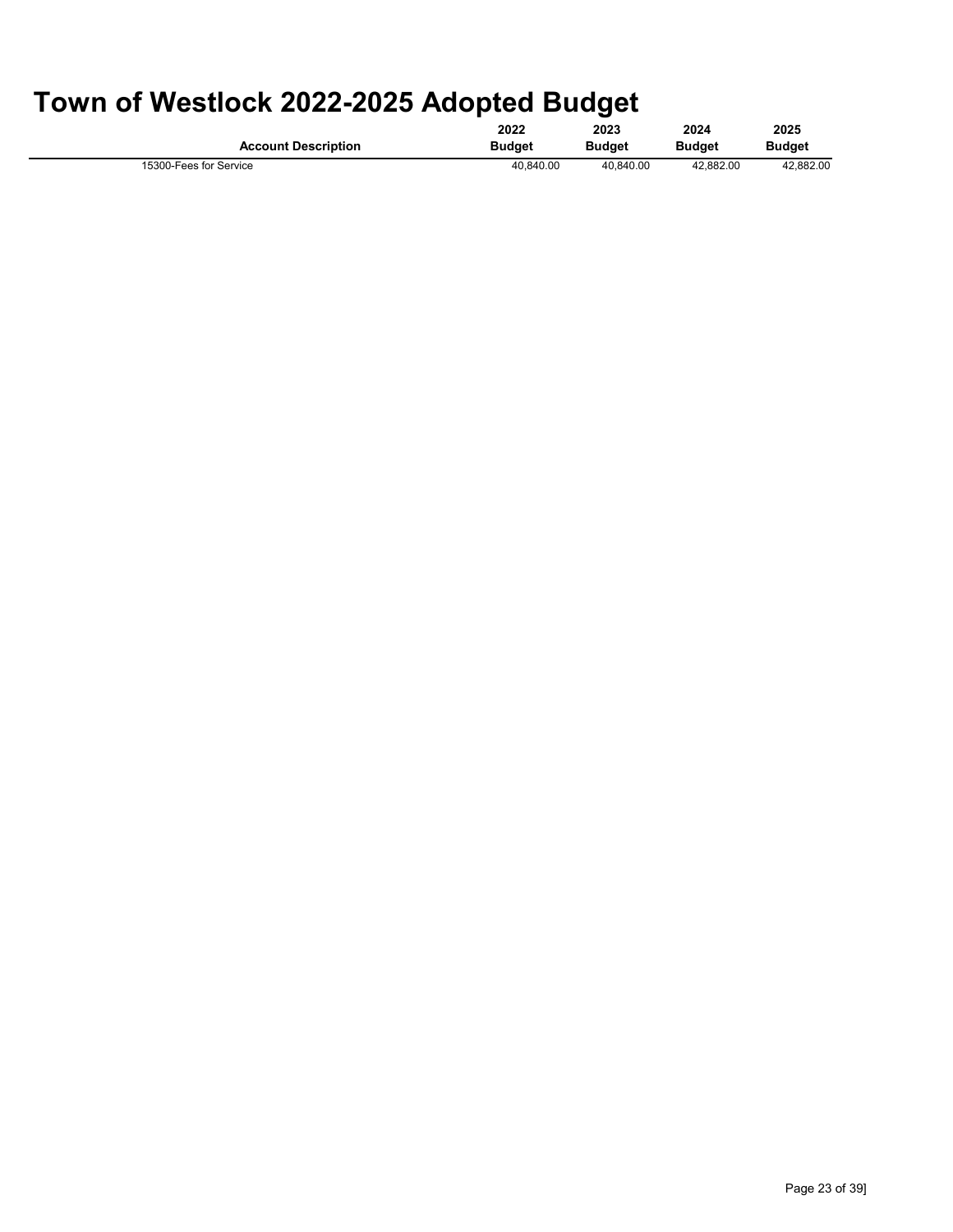# Town of Westlock 2022-2025 Adopted Budget

| Account Description | 2022 Budget | 2023 Budget | 2024 Budget | 2025 Budget |
|---|---|---|---|---|
| 15300-Fees for Service | 40,840.00 | 40,840.00 | 42,882.00 | 42,882.00 |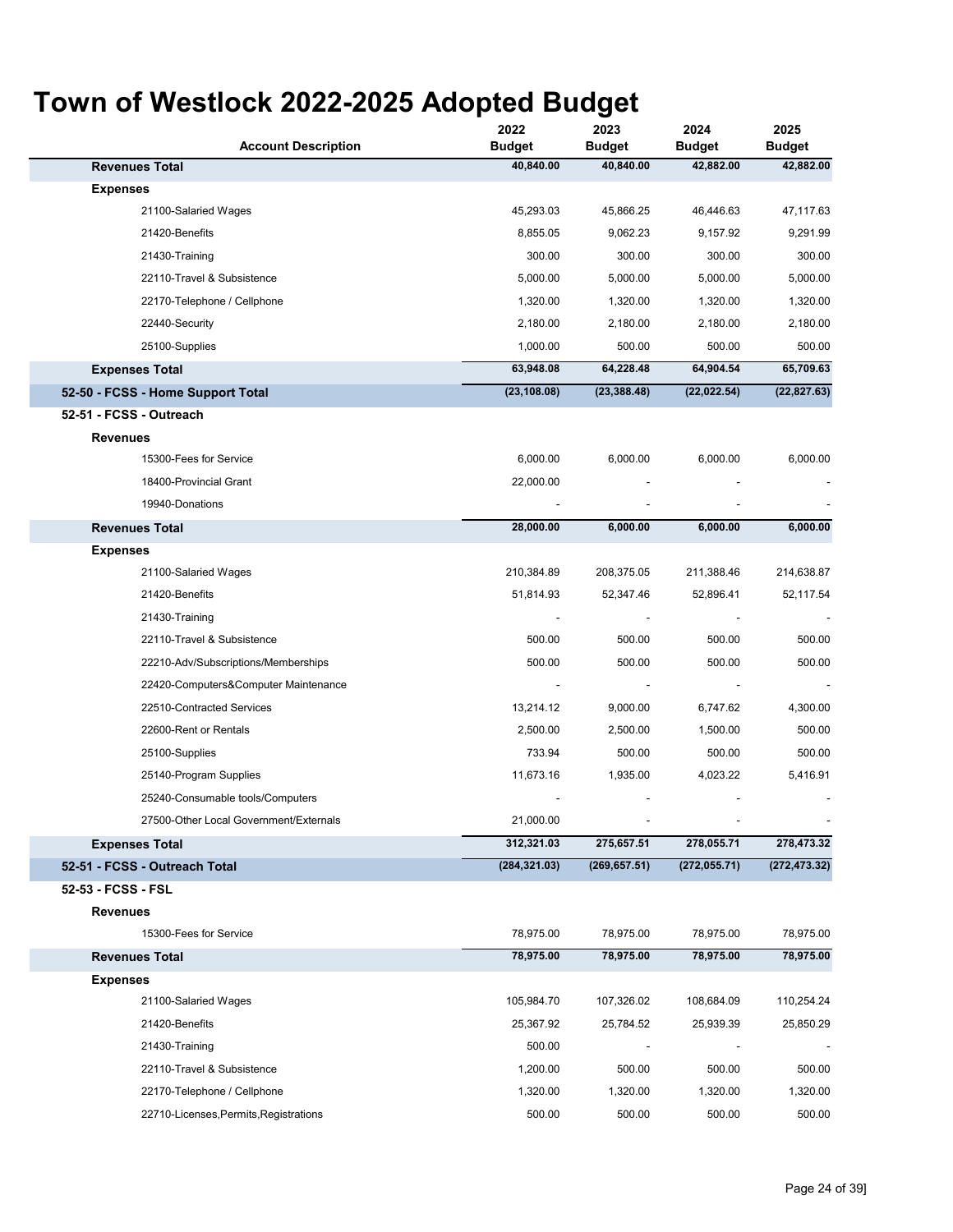# Town of Westlock 2022-2025 Adopted Budget

| Account Description | 2022 Budget | 2023 Budget | 2024 Budget | 2025 Budget |
|---|---|---|---|---|
| **Revenues Total** | **40,840.00** | **40,840.00** | **42,882.00** | **42,882.00** |
| **Expenses** | | | | |
| 21100-Salaried Wages | 45,293.03 | 45,866.25 | 46,446.63 | 47,117.63 |
| 21420-Benefits | 8,855.05 | 9,062.23 | 9,157.92 | 9,291.99 |
| 21430-Training | 300.00 | 300.00 | 300.00 | 300.00 |
| 22110-Travel & Subsistence | 5,000.00 | 5,000.00 | 5,000.00 | 5,000.00 |
| 22170-Telephone / Cellphone | 1,320.00 | 1,320.00 | 1,320.00 | 1,320.00 |
| 22440-Security | 2,180.00 | 2,180.00 | 2,180.00 | 2,180.00 |
| 25100-Supplies | 1,000.00 | 500.00 | 500.00 | 500.00 |
| **Expenses Total** | **63,948.08** | **64,228.48** | **64,904.54** | **65,709.63** |
| **52-50 - FCSS - Home Support Total** | **(23,108.08)** | **(23,388.48)** | **(22,022.54)** | **(22,827.63)** |
| **52-51 - FCSS - Outreach** | | | | |
| **Revenues** | | | | |
| 15300-Fees for Service | 6,000.00 | 6,000.00 | 6,000.00 | 6,000.00 |
| 18400-Provincial Grant | 22,000.00 | - | - | - |
| 19940-Donations | - | - | - | - |
| **Revenues Total** | **28,000.00** | **6,000.00** | **6,000.00** | **6,000.00** |
| **Expenses** | | | | |
| 21100-Salaried Wages | 210,384.89 | 208,375.05 | 211,388.46 | 214,638.87 |
| 21420-Benefits | 51,814.93 | 52,347.46 | 52,896.41 | 52,117.54 |
| 21430-Training | - | - | - | - |
| 22110-Travel & Subsistence | 500.00 | 500.00 | 500.00 | 500.00 |
| 22210-Adv/Subscriptions/Memberships | 500.00 | 500.00 | 500.00 | 500.00 |
| 22420-Computers&Computer Maintenance | - | - | - | - |
| 22510-Contracted Services | 13,214.12 | 9,000.00 | 6,747.62 | 4,300.00 |
| 22600-Rent or Rentals | 2,500.00 | 2,500.00 | 1,500.00 | 500.00 |
| 25100-Supplies | 733.94 | 500.00 | 500.00 | 500.00 |
| 25140-Program Supplies | 11,673.16 | 1,935.00 | 4,023.22 | 5,416.91 |
| 25240-Consumable tools/Computers | - | - | - | - |
| 27500-Other Local Government/Externals | 21,000.00 | - | - | - |
| **Expenses Total** | **312,321.03** | **275,657.51** | **278,055.71** | **278,473.32** |
| **52-51 - FCSS - Outreach Total** | **(284,321.03)** | **(269,657.51)** | **(272,055.71)** | **(272,473.32)** |
| **52-53 - FCSS - FSL** | | | | |
| **Revenues** | | | | |
| 15300-Fees for Service | 78,975.00 | 78,975.00 | 78,975.00 | 78,975.00 |
| **Revenues Total** | **78,975.00** | **78,975.00** | **78,975.00** | **78,975.00** |
| **Expenses** | | | | |
| 21100-Salaried Wages | 105,984.70 | 107,326.02 | 108,684.09 | 110,254.24 |
| 21420-Benefits | 25,367.92 | 25,784.52 | 25,939.39 | 25,850.29 |
| 21430-Training | 500.00 | - | - | - |
| 22110-Travel & Subsistence | 1,200.00 | 500.00 | 500.00 | 500.00 |
| 22170-Telephone / Cellphone | 1,320.00 | 1,320.00 | 1,320.00 | 1,320.00 |
| 22710-Licenses,Permits,Registrations | 500.00 | 500.00 | 500.00 | 500.00 |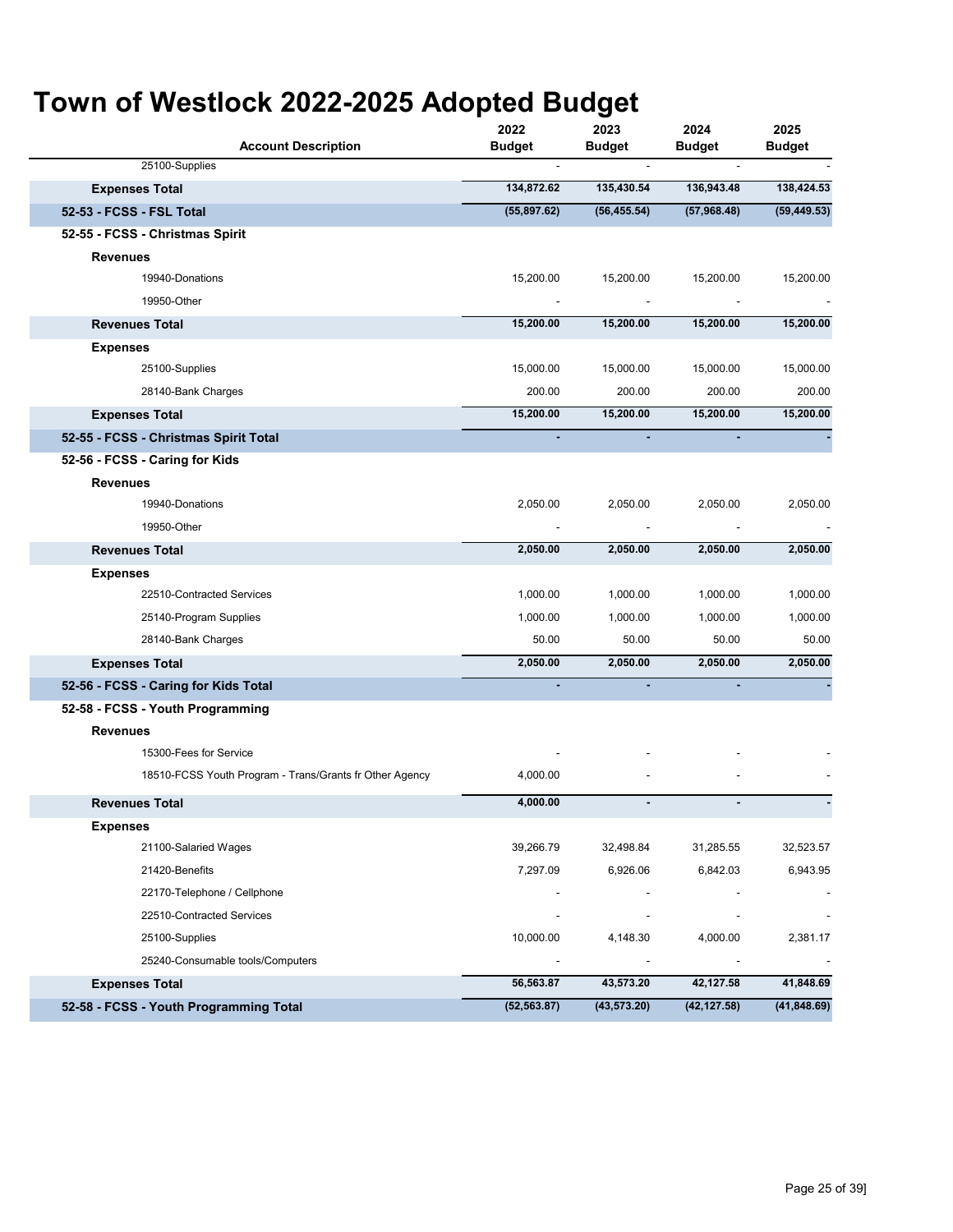# Town of Westlock 2022-2025 Adopted Budget

| Account Description | 2022 Budget | 2023 Budget | 2024 Budget | 2025 Budget |
|---|---|---|---|---|
| 25100-Supplies | - | - | - | - |
| **Expenses Total** | **134,872.62** | **135,430.54** | **136,943.48** | **138,424.53** |
| **52-53 - FCSS - FSL Total** | **(55,897.62)** | **(56,455.54)** | **(57,968.48)** | **(59,449.53)** |
| **52-55 - FCSS - Christmas Spirit** | | | | |
| **Revenues** | | | | |
| 19940-Donations | 15,200.00 | 15,200.00 | 15,200.00 | 15,200.00 |
| 19950-Other | - | - | - | - |
| **Revenues Total** | **15,200.00** | **15,200.00** | **15,200.00** | **15,200.00** |
| **Expenses** | | | | |
| 25100-Supplies | 15,000.00 | 15,000.00 | 15,000.00 | 15,000.00 |
| 28140-Bank Charges | 200.00 | 200.00 | 200.00 | 200.00 |
| **Expenses Total** | **15,200.00** | **15,200.00** | **15,200.00** | **15,200.00** |
| **52-55 - FCSS - Christmas Spirit Total** | **-** | **-** | **-** | **-** |
| **52-56 - FCSS - Caring for Kids** | | | | |
| **Revenues** | | | | |
| 19940-Donations | 2,050.00 | 2,050.00 | 2,050.00 | 2,050.00 |
| 19950-Other | - | - | - | - |
| **Revenues Total** | **2,050.00** | **2,050.00** | **2,050.00** | **2,050.00** |
| **Expenses** | | | | |
| 22510-Contracted Services | 1,000.00 | 1,000.00 | 1,000.00 | 1,000.00 |
| 25140-Program Supplies | 1,000.00 | 1,000.00 | 1,000.00 | 1,000.00 |
| 28140-Bank Charges | 50.00 | 50.00 | 50.00 | 50.00 |
| **Expenses Total** | **2,050.00** | **2,050.00** | **2,050.00** | **2,050.00** |
| **52-56 - FCSS - Caring for Kids Total** | **-** | **-** | **-** | **-** |
| **52-58 - FCSS - Youth Programming** | | | | |
| **Revenues** | | | | |
| 15300-Fees for Service | - | - | - | - |
| 18510-FCSS Youth Program - Trans/Grants fr Other Agency | 4,000.00 | - | - | - |
| **Revenues Total** | **4,000.00** | **-** | **-** | **-** |
| **Expenses** | | | | |
| 21100-Salaried Wages | 39,266.79 | 32,498.84 | 31,285.55 | 32,523.57 |
| 21420-Benefits | 7,297.09 | 6,926.06 | 6,842.03 | 6,943.95 |
| 22170-Telephone / Cellphone | - | - | - | - |
| 22510-Contracted Services | - | - | - | - |
| 25100-Supplies | 10,000.00 | 4,148.30 | 4,000.00 | 2,381.17 |
| 25240-Consumable tools/Computers | - | - | - | - |
| **Expenses Total** | **56,563.87** | **43,573.20** | **42,127.58** | **41,848.69** |
| **52-58 - FCSS - Youth Programming Total** | **(52,563.87)** | **(43,573.20)** | **(42,127.58)** | **(41,848.69)** |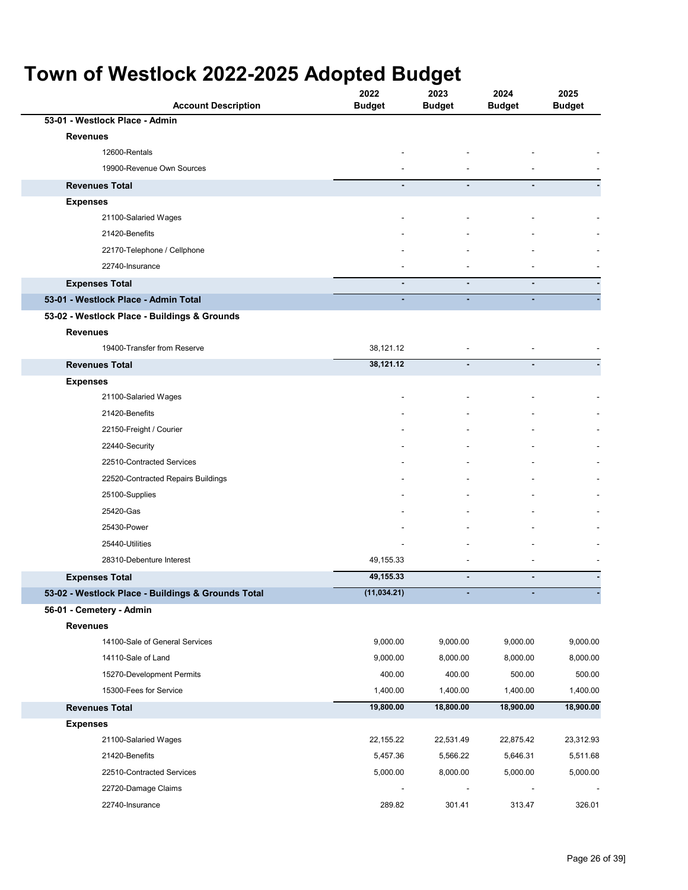# Town of Westlock 2022-2025 Adopted Budget

| Account Description | 2022 Budget | 2023 Budget | 2024 Budget | 2025 Budget |
|---|---|---|---|---|
| **53-01 - Westlock Place - Admin** | | | | |
| **Revenues** | | | | |
| 12600-Rentals | - | - | - | - |
| 19900-Revenue Own Sources | - | - | - | - |
| **Revenues Total** | **-** | **-** | **-** | **-** |
| **Expenses** | | | | |
| 21100-Salaried Wages | - | - | - | - |
| 21420-Benefits | - | - | - | - |
| 22170-Telephone / Cellphone | - | - | - | - |
| 22740-Insurance | - | - | - | - |
| **Expenses Total** | **-** | **-** | **-** | **-** |
| **53-01 - Westlock Place - Admin Total** | **-** | **-** | **-** | **-** |
| **53-02 - Westlock Place - Buildings & Grounds** | | | | |
| **Revenues** | | | | |
| 19400-Transfer from Reserve | 38,121.12 | - | - | - |
| **Revenues Total** | **38,121.12** | **-** | **-** | **-** |
| **Expenses** | | | | |
| 21100-Salaried Wages | - | - | - | - |
| 21420-Benefits | - | - | - | - |
| 22150-Freight / Courier | - | - | - | - |
| 22440-Security | - | - | - | - |
| 22510-Contracted Services | - | - | - | - |
| 22520-Contracted Repairs Buildings | - | - | - | - |
| 25100-Supplies | - | - | - | - |
| 25420-Gas | - | - | - | - |
| 25430-Power | - | - | - | - |
| 25440-Utilities | - | - | - | - |
| 28310-Debenture Interest | 49,155.33 | - | - | - |
| **Expenses Total** | **49,155.33** | **-** | **-** | **-** |
| **53-02 - Westlock Place - Buildings & Grounds Total** | **(11,034.21)** | **-** | **-** | **-** |
| **56-01 - Cemetery - Admin** | | | | |
| **Revenues** | | | | |
| 14100-Sale of General Services | 9,000.00 | 9,000.00 | 9,000.00 | 9,000.00 |
| 14110-Sale of Land | 9,000.00 | 8,000.00 | 8,000.00 | 8,000.00 |
| 15270-Development Permits | 400.00 | 400.00 | 500.00 | 500.00 |
| 15300-Fees for Service | 1,400.00 | 1,400.00 | 1,400.00 | 1,400.00 |
| **Revenues Total** | **19,800.00** | **18,800.00** | **18,900.00** | **18,900.00** |
| **Expenses** | | | | |
| 21100-Salaried Wages | 22,155.22 | 22,531.49 | 22,875.42 | 23,312.93 |
| 21420-Benefits | 5,457.36 | 5,566.22 | 5,646.31 | 5,511.68 |
| 22510-Contracted Services | 5,000.00 | 8,000.00 | 5,000.00 | 5,000.00 |
| 22720-Damage Claims | - | - | - | - |
| 22740-Insurance | 289.82 | 301.41 | 313.47 | 326.01 |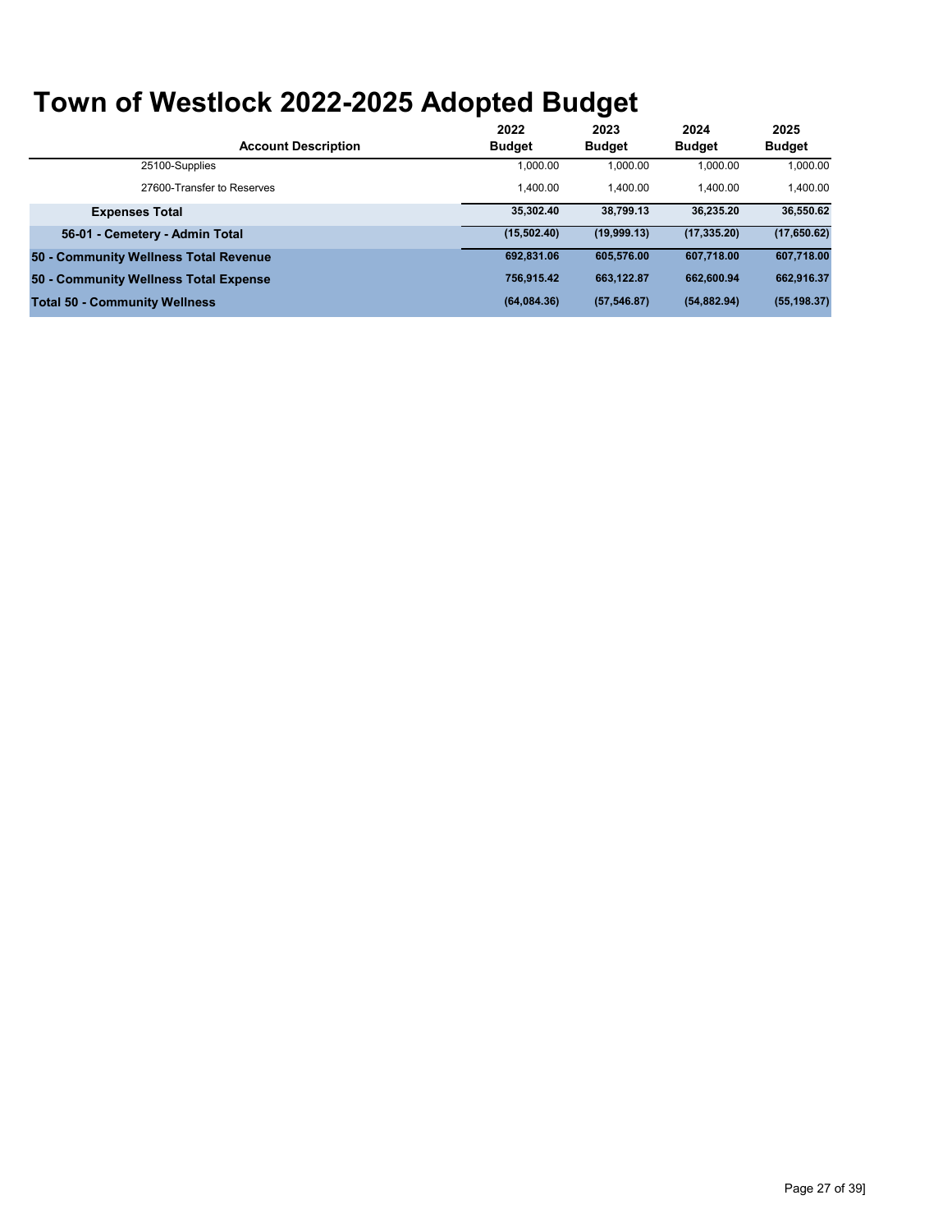# Town of Westlock 2022-2025 Adopted Budget

| Account Description | 2022 Budget | 2023 Budget | 2024 Budget | 2025 Budget |
|---|---|---|---|---|
| 25100-Supplies | 1,000.00 | 1,000.00 | 1,000.00 | 1,000.00 |
| 27600-Transfer to Reserves | 1,400.00 | 1,400.00 | 1,400.00 | 1,400.00 |
| **Expenses Total** | **35,302.40** | **38,799.13** | **36,235.20** | **36,550.62** |
| **56-01 - Cemetery - Admin Total** | **(15,502.40)** | **(19,999.13)** | **(17,335.20)** | **(17,650.62)** |
| **50 - Community Wellness Total Revenue** | **692,831.06** | **605,576.00** | **607,718.00** | **607,718.00** |
| **50 - Community Wellness Total Expense** | **756,915.42** | **663,122.87** | **662,600.94** | **662,916.37** |
| **Total 50 - Community Wellness** | **(64,084.36)** | **(57,546.87)** | **(54,882.94)** | **(55,198.37)** |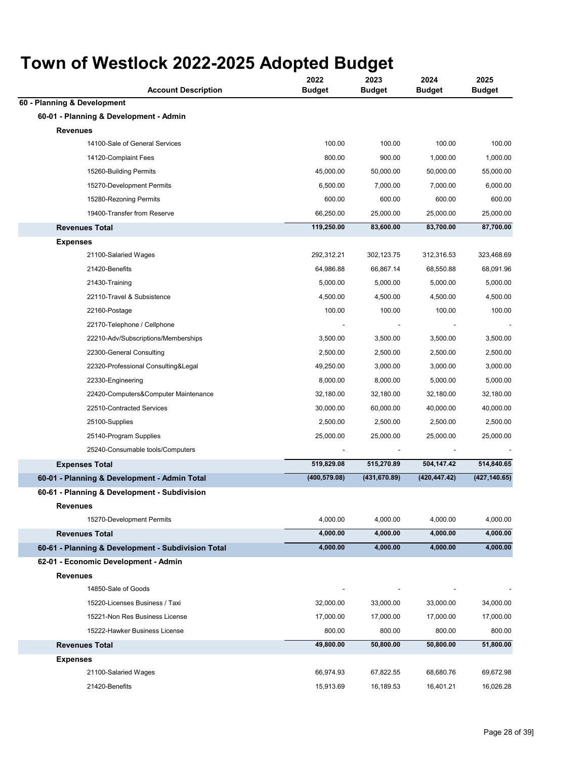# Town of Westlock 2022-2025 Adopted Budget

| Account Description | 2022 Budget | 2023 Budget | 2024 Budget | 2025 Budget |
|---|---|---|---|---|
| **60 - Planning & Development** | | | | |
| **60-01 - Planning & Development - Admin** | | | | |
| **Revenues** | | | | |
| 14100-Sale of General Services | 100.00 | 100.00 | 100.00 | 100.00 |
| 14120-Complaint Fees | 800.00 | 900.00 | 1,000.00 | 1,000.00 |
| 15260-Building Permits | 45,000.00 | 50,000.00 | 50,000.00 | 55,000.00 |
| 15270-Development Permits | 6,500.00 | 7,000.00 | 7,000.00 | 6,000.00 |
| 15280-Rezoning Permits | 600.00 | 600.00 | 600.00 | 600.00 |
| 19400-Transfer from Reserve | 66,250.00 | 25,000.00 | 25,000.00 | 25,000.00 |
| **Revenues Total** | **119,250.00** | **83,600.00** | **83,700.00** | **87,700.00** |
| **Expenses** | | | | |
| 21100-Salaried Wages | 292,312.21 | 302,123.75 | 312,316.53 | 323,468.69 |
| 21420-Benefits | 64,986.88 | 66,867.14 | 68,550.88 | 68,091.96 |
| 21430-Training | 5,000.00 | 5,000.00 | 5,000.00 | 5,000.00 |
| 22110-Travel & Subsistence | 4,500.00 | 4,500.00 | 4,500.00 | 4,500.00 |
| 22160-Postage | 100.00 | 100.00 | 100.00 | 100.00 |
| 22170-Telephone / Cellphone | - | - | - | - |
| 22210-Adv/Subscriptions/Memberships | 3,500.00 | 3,500.00 | 3,500.00 | 3,500.00 |
| 22300-General Consulting | 2,500.00 | 2,500.00 | 2,500.00 | 2,500.00 |
| 22320-Professional Consulting&Legal | 49,250.00 | 3,000.00 | 3,000.00 | 3,000.00 |
| 22330-Engineering | 8,000.00 | 8,000.00 | 5,000.00 | 5,000.00 |
| 22420-Computers&Computer Maintenance | 32,180.00 | 32,180.00 | 32,180.00 | 32,180.00 |
| 22510-Contracted Services | 30,000.00 | 60,000.00 | 40,000.00 | 40,000.00 |
| 25100-Supplies | 2,500.00 | 2,500.00 | 2,500.00 | 2,500.00 |
| 25140-Program Supplies | 25,000.00 | 25,000.00 | 25,000.00 | 25,000.00 |
| 25240-Consumable tools/Computers | - | - | - | - |
| **Expenses Total** | **519,829.08** | **515,270.89** | **504,147.42** | **514,840.65** |
| **60-01 - Planning & Development - Admin Total** | **(400,579.08)** | **(431,670.89)** | **(420,447.42)** | **(427,140.65)** |
| **60-61 - Planning & Development - Subdivision** | | | | |
| **Revenues** | | | | |
| 15270-Development Permits | 4,000.00 | 4,000.00 | 4,000.00 | 4,000.00 |
| **Revenues Total** | **4,000.00** | **4,000.00** | **4,000.00** | **4,000.00** |
| **60-61 - Planning & Development - Subdivision Total** | **4,000.00** | **4,000.00** | **4,000.00** | **4,000.00** |
| **62-01 - Economic Development - Admin** | | | | |
| **Revenues** | | | | |
| 14850-Sale of Goods | - | - | - | - |
| 15220-Licenses Business / Taxi | 32,000.00 | 33,000.00 | 33,000.00 | 34,000.00 |
| 15221-Non Res Business License | 17,000.00 | 17,000.00 | 17,000.00 | 17,000.00 |
| 15222-Hawker Business License | 800.00 | 800.00 | 800.00 | 800.00 |
| **Revenues Total** | **49,800.00** | **50,800.00** | **50,800.00** | **51,800.00** |
| **Expenses** | | | | |
| 21100-Salaried Wages | 66,974.93 | 67,822.55 | 68,680.76 | 69,672.98 |
| 21420-Benefits | 15,913.69 | 16,189.53 | 16,401.21 | 16,026.28 |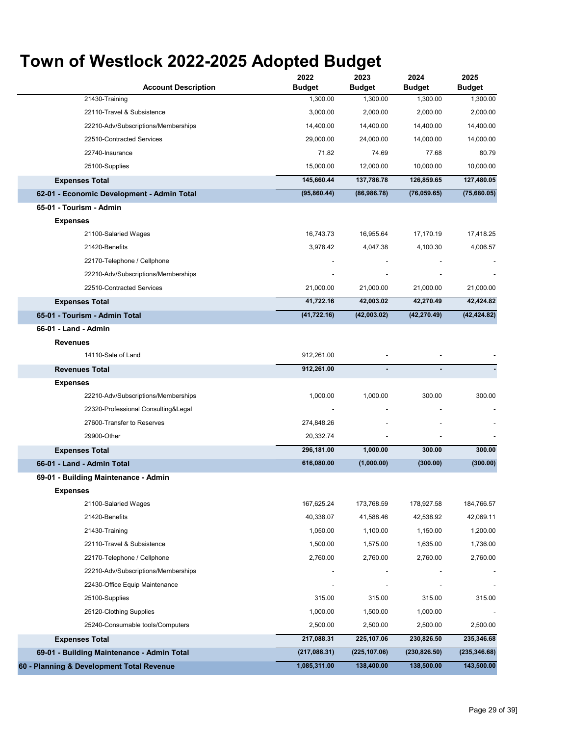# Town of Westlock 2022-2025 Adopted Budget

| Account Description | 2022 Budget | 2023 Budget | 2024 Budget | 2025 Budget |
|---|---|---|---|---|
| 21430-Training | 1,300.00 | 1,300.00 | 1,300.00 | 1,300.00 |
| 22110-Travel & Subsistence | 3,000.00 | 2,000.00 | 2,000.00 | 2,000.00 |
| 22210-Adv/Subscriptions/Memberships | 14,400.00 | 14,400.00 | 14,400.00 | 14,400.00 |
| 22510-Contracted Services | 29,000.00 | 24,000.00 | 14,000.00 | 14,000.00 |
| 22740-Insurance | 71.82 | 74.69 | 77.68 | 80.79 |
| 25100-Supplies | 15,000.00 | 12,000.00 | 10,000.00 | 10,000.00 |
| **Expenses Total** | **145,660.44** | **137,786.78** | **126,859.65** | **127,480.05** |
| **62-01 - Economic Development - Admin Total** | **(95,860.44)** | **(86,986.78)** | **(76,059.65)** | **(75,680.05)** |
| **65-01 - Tourism - Admin** | | | | |
| **Expenses** | | | | |
| 21100-Salaried Wages | 16,743.73 | 16,955.64 | 17,170.19 | 17,418.25 |
| 21420-Benefits | 3,978.42 | 4,047.38 | 4,100.30 | 4,006.57 |
| 22170-Telephone / Cellphone | - | - | - | - |
| 22210-Adv/Subscriptions/Memberships | - | - | - | - |
| 22510-Contracted Services | 21,000.00 | 21,000.00 | 21,000.00 | 21,000.00 |
| **Expenses Total** | **41,722.16** | **42,003.02** | **42,270.49** | **42,424.82** |
| **65-01 - Tourism - Admin Total** | **(41,722.16)** | **(42,003.02)** | **(42,270.49)** | **(42,424.82)** |
| **66-01 - Land - Admin** | | | | |
| **Revenues** | | | | |
| 14110-Sale of Land | 912,261.00 | - | - | - |
| **Revenues Total** | **912,261.00** | **-** | **-** | **-** |
| **Expenses** | | | | |
| 22210-Adv/Subscriptions/Memberships | 1,000.00 | 1,000.00 | 300.00 | 300.00 |
| 22320-Professional Consulting&Legal | - | - | - | - |
| 27600-Transfer to Reserves | 274,848.26 | - | - | - |
| 29900-Other | 20,332.74 | - | - | - |
| **Expenses Total** | **296,181.00** | **1,000.00** | **300.00** | **300.00** |
| **66-01 - Land - Admin Total** | **616,080.00** | **(1,000.00)** | **(300.00)** | **(300.00)** |
| **69-01 - Building Maintenance - Admin** | | | | |
| **Expenses** | | | | |
| 21100-Salaried Wages | 167,625.24 | 173,768.59 | 178,927.58 | 184,766.57 |
| 21420-Benefits | 40,338.07 | 41,588.46 | 42,538.92 | 42,069.11 |
| 21430-Training | 1,050.00 | 1,100.00 | 1,150.00 | 1,200.00 |
| 22110-Travel & Subsistence | 1,500.00 | 1,575.00 | 1,635.00 | 1,736.00 |
| 22170-Telephone / Cellphone | 2,760.00 | 2,760.00 | 2,760.00 | 2,760.00 |
| 22210-Adv/Subscriptions/Memberships | - | - | - | - |
| 22430-Office Equip Maintenance | - | - | - | - |
| 25100-Supplies | 315.00 | 315.00 | 315.00 | 315.00 |
| 25120-Clothing Supplies | 1,000.00 | 1,500.00 | 1,000.00 | - |
| 25240-Consumable tools/Computers | 2,500.00 | 2,500.00 | 2,500.00 | 2,500.00 |
| **Expenses Total** | **217,088.31** | **225,107.06** | **230,826.50** | **235,346.68** |
| **69-01 - Building Maintenance - Admin Total** | **(217,088.31)** | **(225,107.06)** | **(230,826.50)** | **(235,346.68)** |
| **60 - Planning & Development Total Revenue** | **1,085,311.00** | **138,400.00** | **138,500.00** | **143,500.00** |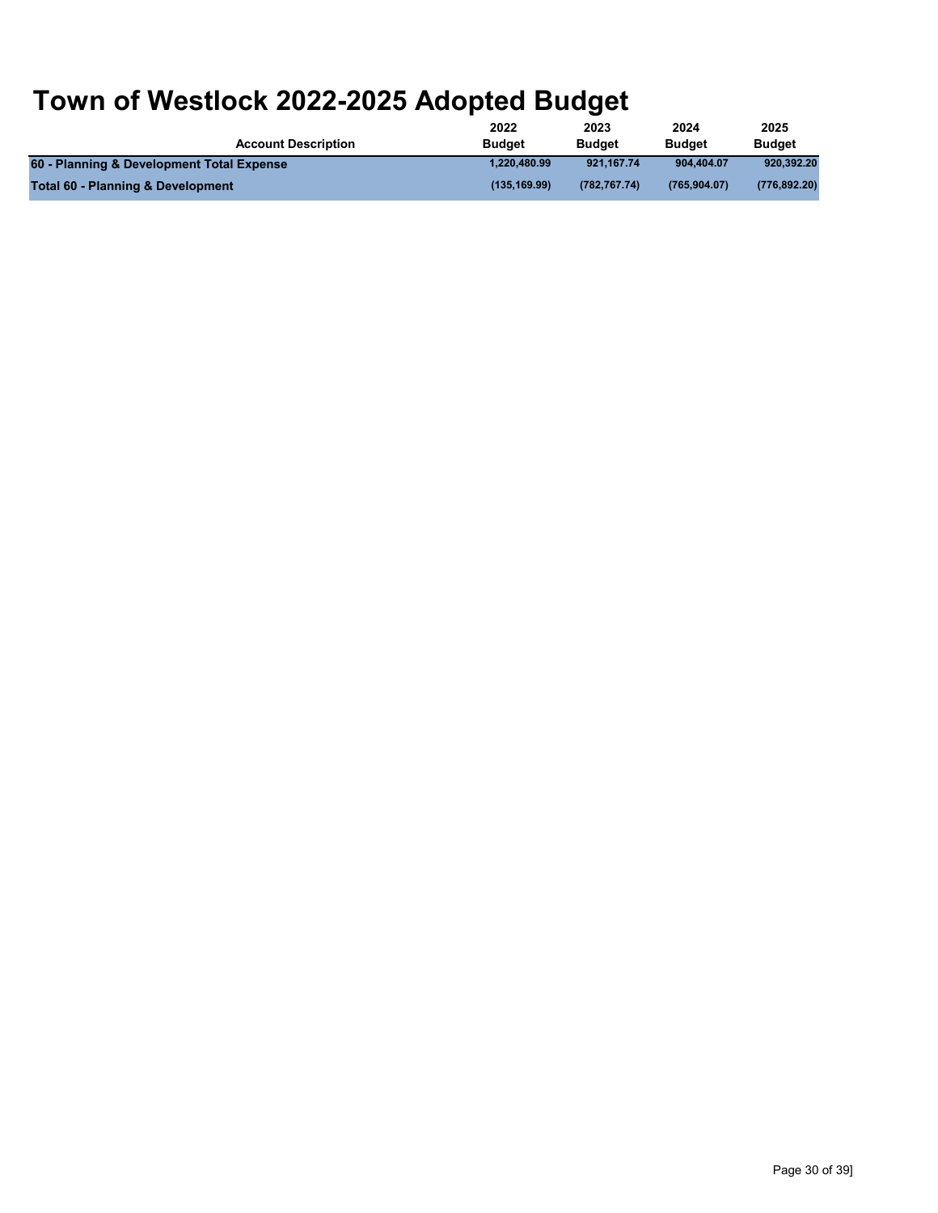# Town of Westlock 2022-2025 Adopted Budget

| Account Description | 2022 Budget | 2023 Budget | 2024 Budget | 2025 Budget |
|---|---|---|---|---|
| **60 - Planning & Development Total Expense** | **1,220,480.99** | **921,167.74** | **904,404.07** | **920,392.20** |
| **Total 60 - Planning & Development** | **(135,169.99)** | **(782,767.74)** | **(765,904.07)** | **(776,892.20)** |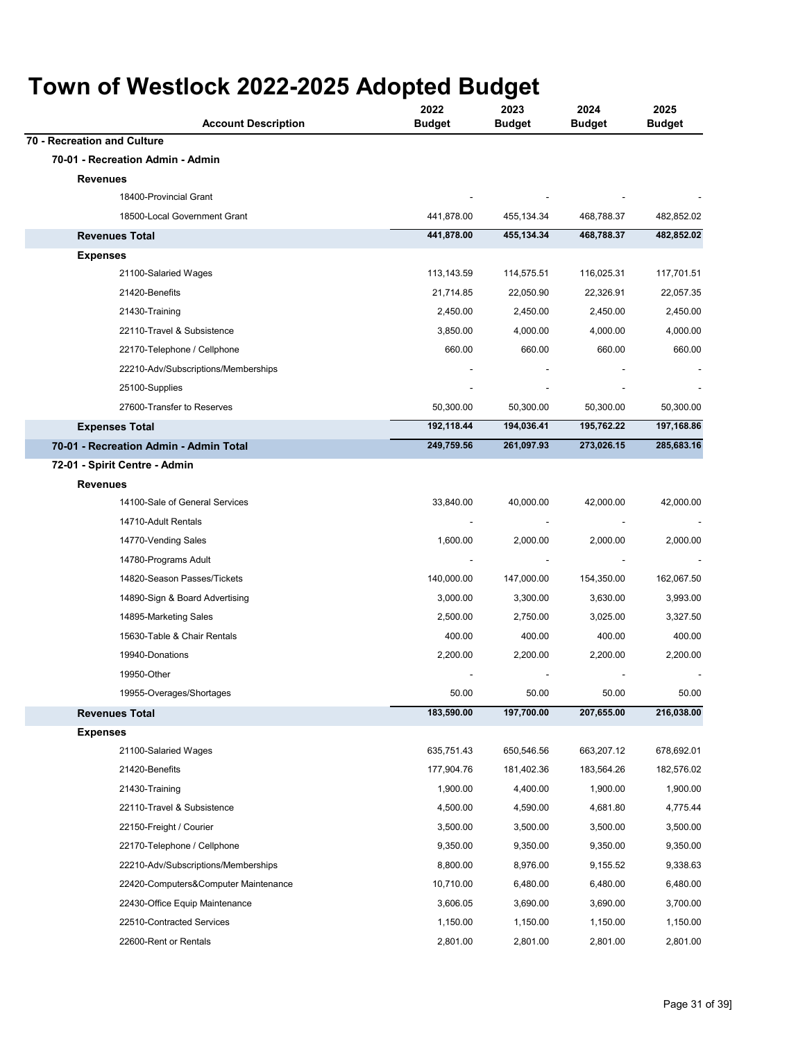# Town of Westlock 2022-2025 Adopted Budget

| Account Description | 2022 Budget | 2023 Budget | 2024 Budget | 2025 Budget |
|---|---|---|---|---|
| **70 - Recreation and Culture** | | | | |
| **70-01 - Recreation Admin - Admin** | | | | |
| **Revenues** | | | | |
| 18400-Provincial Grant | - | - | - | - |
| 18500-Local Government Grant | 441,878.00 | 455,134.34 | 468,788.37 | 482,852.02 |
| **Revenues Total** | **441,878.00** | **455,134.34** | **468,788.37** | **482,852.02** |
| **Expenses** | | | | |
| 21100-Salaried Wages | 113,143.59 | 114,575.51 | 116,025.31 | 117,701.51 |
| 21420-Benefits | 21,714.85 | 22,050.90 | 22,326.91 | 22,057.35 |
| 21430-Training | 2,450.00 | 2,450.00 | 2,450.00 | 2,450.00 |
| 22110-Travel & Subsistence | 3,850.00 | 4,000.00 | 4,000.00 | 4,000.00 |
| 22170-Telephone / Cellphone | 660.00 | 660.00 | 660.00 | 660.00 |
| 22210-Adv/Subscriptions/Memberships | - | - | - | - |
| 25100-Supplies | - | - | - | - |
| 27600-Transfer to Reserves | 50,300.00 | 50,300.00 | 50,300.00 | 50,300.00 |
| **Expenses Total** | **192,118.44** | **194,036.41** | **195,762.22** | **197,168.86** |
| **70-01 - Recreation Admin - Admin Total** | **249,759.56** | **261,097.93** | **273,026.15** | **285,683.16** |
| **72-01 - Spirit Centre - Admin** | | | | |
| **Revenues** | | | | |
| 14100-Sale of General Services | 33,840.00 | 40,000.00 | 42,000.00 | 42,000.00 |
| 14710-Adult Rentals | - | - | - | - |
| 14770-Vending Sales | 1,600.00 | 2,000.00 | 2,000.00 | 2,000.00 |
| 14780-Programs Adult | - | - | - | - |
| 14820-Season Passes/Tickets | 140,000.00 | 147,000.00 | 154,350.00 | 162,067.50 |
| 14890-Sign & Board Advertising | 3,000.00 | 3,300.00 | 3,630.00 | 3,993.00 |
| 14895-Marketing Sales | 2,500.00 | 2,750.00 | 3,025.00 | 3,327.50 |
| 15630-Table & Chair Rentals | 400.00 | 400.00 | 400.00 | 400.00 |
| 19940-Donations | 2,200.00 | 2,200.00 | 2,200.00 | 2,200.00 |
| 19950-Other | - | - | - | - |
| 19955-Overages/Shortages | 50.00 | 50.00 | 50.00 | 50.00 |
| **Revenues Total** | **183,590.00** | **197,700.00** | **207,655.00** | **216,038.00** |
| **Expenses** | | | | |
| 21100-Salaried Wages | 635,751.43 | 650,546.56 | 663,207.12 | 678,692.01 |
| 21420-Benefits | 177,904.76 | 181,402.36 | 183,564.26 | 182,576.02 |
| 21430-Training | 1,900.00 | 4,400.00 | 1,900.00 | 1,900.00 |
| 22110-Travel & Subsistence | 4,500.00 | 4,590.00 | 4,681.80 | 4,775.44 |
| 22150-Freight / Courier | 3,500.00 | 3,500.00 | 3,500.00 | 3,500.00 |
| 22170-Telephone / Cellphone | 9,350.00 | 9,350.00 | 9,350.00 | 9,350.00 |
| 22210-Adv/Subscriptions/Memberships | 8,800.00 | 8,976.00 | 9,155.52 | 9,338.63 |
| 22420-Computers&Computer Maintenance | 10,710.00 | 6,480.00 | 6,480.00 | 6,480.00 |
| 22430-Office Equip Maintenance | 3,606.05 | 3,690.00 | 3,690.00 | 3,700.00 |
| 22510-Contracted Services | 1,150.00 | 1,150.00 | 1,150.00 | 1,150.00 |
| 22600-Rent or Rentals | 2,801.00 | 2,801.00 | 2,801.00 | 2,801.00 |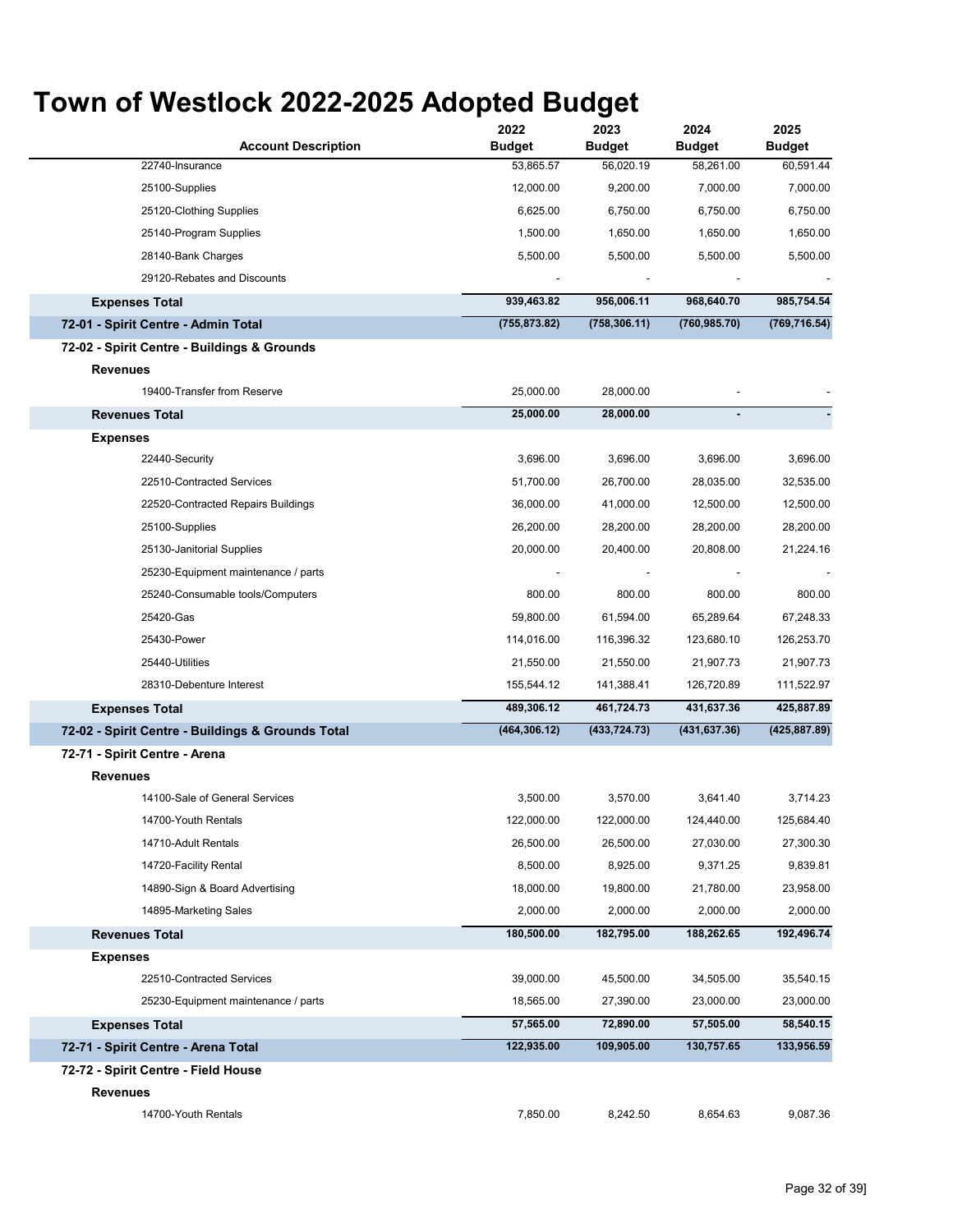# Town of Westlock 2022-2025 Adopted Budget

| Account Description | 2022 Budget | 2023 Budget | 2024 Budget | 2025 Budget |
|---|---|---|---|---|
| 22740-Insurance | 53,865.57 | 56,020.19 | 58,261.00 | 60,591.44 |
| 25100-Supplies | 12,000.00 | 9,200.00 | 7,000.00 | 7,000.00 |
| 25120-Clothing Supplies | 6,625.00 | 6,750.00 | 6,750.00 | 6,750.00 |
| 25140-Program Supplies | 1,500.00 | 1,650.00 | 1,650.00 | 1,650.00 |
| 28140-Bank Charges | 5,500.00 | 5,500.00 | 5,500.00 | 5,500.00 |
| 29120-Rebates and Discounts | - | - | - | - |
| **Expenses Total** | **939,463.82** | **956,006.11** | **968,640.70** | **985,754.54** |
| **72-01 - Spirit Centre - Admin Total** | **(755,873.82)** | **(758,306.11)** | **(760,985.70)** | **(769,716.54)** |
| **72-02 - Spirit Centre - Buildings & Grounds** | | | | |
| **Revenues** | | | | |
| 19400-Transfer from Reserve | 25,000.00 | 28,000.00 | - | - |
| **Revenues Total** | **25,000.00** | **28,000.00** | **-** | **-** |
| **Expenses** | | | | |
| 22440-Security | 3,696.00 | 3,696.00 | 3,696.00 | 3,696.00 |
| 22510-Contracted Services | 51,700.00 | 26,700.00 | 28,035.00 | 32,535.00 |
| 22520-Contracted Repairs Buildings | 36,000.00 | 41,000.00 | 12,500.00 | 12,500.00 |
| 25100-Supplies | 26,200.00 | 28,200.00 | 28,200.00 | 28,200.00 |
| 25130-Janitorial Supplies | 20,000.00 | 20,400.00 | 20,808.00 | 21,224.16 |
| 25230-Equipment maintenance / parts | - | - | - | - |
| 25240-Consumable tools/Computers | 800.00 | 800.00 | 800.00 | 800.00 |
| 25420-Gas | 59,800.00 | 61,594.00 | 65,289.64 | 67,248.33 |
| 25430-Power | 114,016.00 | 116,396.32 | 123,680.10 | 126,253.70 |
| 25440-Utilities | 21,550.00 | 21,550.00 | 21,907.73 | 21,907.73 |
| 28310-Debenture Interest | 155,544.12 | 141,388.41 | 126,720.89 | 111,522.97 |
| **Expenses Total** | **489,306.12** | **461,724.73** | **431,637.36** | **425,887.89** |
| **72-02 - Spirit Centre - Buildings & Grounds Total** | **(464,306.12)** | **(433,724.73)** | **(431,637.36)** | **(425,887.89)** |
| **72-71 - Spirit Centre - Arena** | | | | |
| **Revenues** | | | | |
| 14100-Sale of General Services | 3,500.00 | 3,570.00 | 3,641.40 | 3,714.23 |
| 14700-Youth Rentals | 122,000.00 | 122,000.00 | 124,440.00 | 125,684.40 |
| 14710-Adult Rentals | 26,500.00 | 26,500.00 | 27,030.00 | 27,300.30 |
| 14720-Facility Rental | 8,500.00 | 8,925.00 | 9,371.25 | 9,839.81 |
| 14890-Sign & Board Advertising | 18,000.00 | 19,800.00 | 21,780.00 | 23,958.00 |
| 14895-Marketing Sales | 2,000.00 | 2,000.00 | 2,000.00 | 2,000.00 |
| **Revenues Total** | **180,500.00** | **182,795.00** | **188,262.65** | **192,496.74** |
| **Expenses** | | | | |
| 22510-Contracted Services | 39,000.00 | 45,500.00 | 34,505.00 | 35,540.15 |
| 25230-Equipment maintenance / parts | 18,565.00 | 27,390.00 | 23,000.00 | 23,000.00 |
| **Expenses Total** | **57,565.00** | **72,890.00** | **57,505.00** | **58,540.15** |
| **72-71 - Spirit Centre - Arena Total** | **122,935.00** | **109,905.00** | **130,757.65** | **133,956.59** |
| **72-72 - Spirit Centre - Field House** | | | | |
| **Revenues** | | | | |
| 14700-Youth Rentals | 7,850.00 | 8,242.50 | 8,654.63 | 9,087.36 |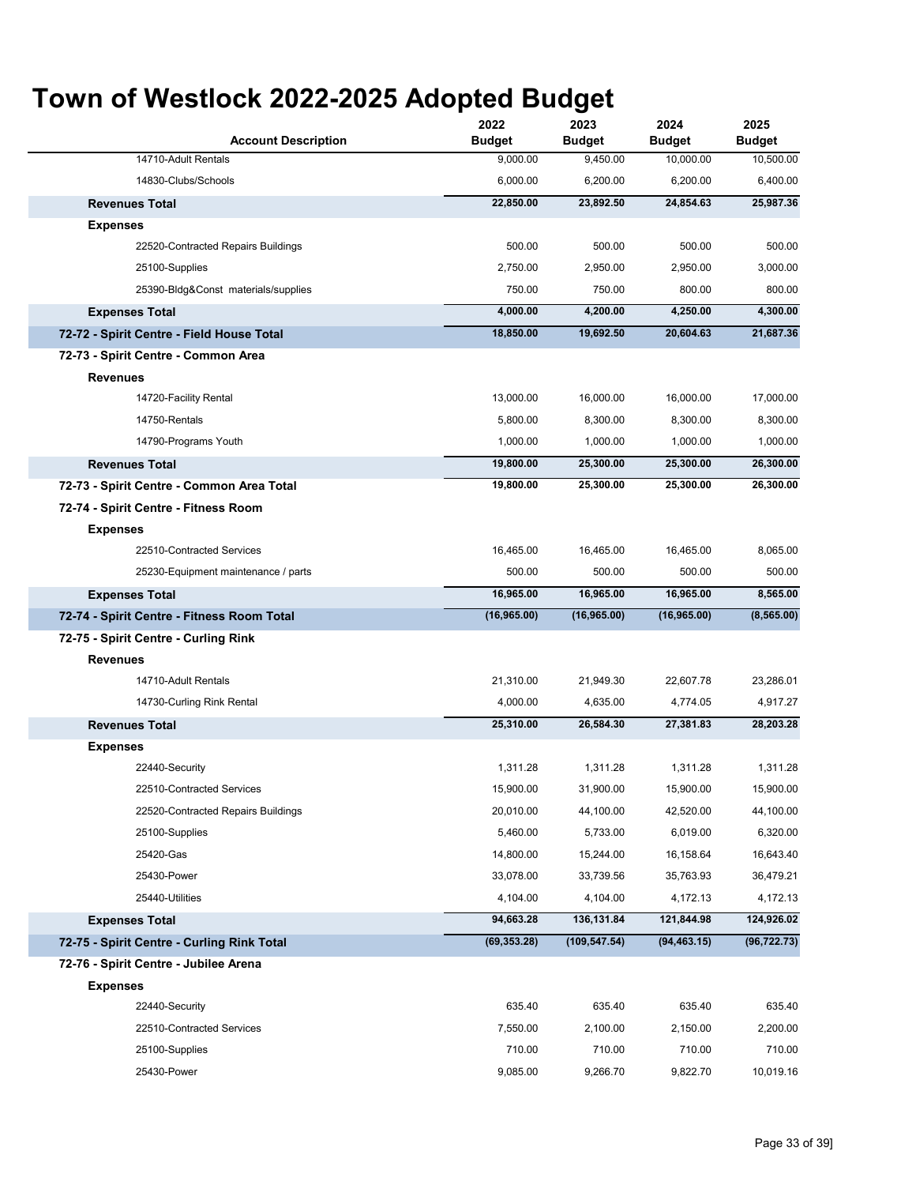# Town of Westlock 2022-2025 Adopted Budget

| Account Description | 2022 Budget | 2023 Budget | 2024 Budget | 2025 Budget |
|---|---|---|---|---|
| 14710-Adult Rentals | 9,000.00 | 9,450.00 | 10,000.00 | 10,500.00 |
| 14830-Clubs/Schools | 6,000.00 | 6,200.00 | 6,200.00 | 6,400.00 |
| **Revenues Total** | **22,850.00** | **23,892.50** | **24,854.63** | **25,987.36** |
| **Expenses** | | | | |
| 22520-Contracted Repairs Buildings | 500.00 | 500.00 | 500.00 | 500.00 |
| 25100-Supplies | 2,750.00 | 2,950.00 | 2,950.00 | 3,000.00 |
| 25390-Bldg&Const materials/supplies | 750.00 | 750.00 | 800.00 | 800.00 |
| **Expenses Total** | **4,000.00** | **4,200.00** | **4,250.00** | **4,300.00** |
| **72-72 - Spirit Centre - Field House Total** | **18,850.00** | **19,692.50** | **20,604.63** | **21,687.36** |
| **72-73 - Spirit Centre - Common Area** | | | | |
| **Revenues** | | | | |
| 14720-Facility Rental | 13,000.00 | 16,000.00 | 16,000.00 | 17,000.00 |
| 14750-Rentals | 5,800.00 | 8,300.00 | 8,300.00 | 8,300.00 |
| 14790-Programs Youth | 1,000.00 | 1,000.00 | 1,000.00 | 1,000.00 |
| **Revenues Total** | **19,800.00** | **25,300.00** | **25,300.00** | **26,300.00** |
| **72-73 - Spirit Centre - Common Area Total** | **19,800.00** | **25,300.00** | **25,300.00** | **26,300.00** |
| **72-74 - Spirit Centre - Fitness Room** | | | | |
| **Expenses** | | | | |
| 22510-Contracted Services | 16,465.00 | 16,465.00 | 16,465.00 | 8,065.00 |
| 25230-Equipment maintenance / parts | 500.00 | 500.00 | 500.00 | 500.00 |
| **Expenses Total** | **16,965.00** | **16,965.00** | **16,965.00** | **8,565.00** |
| **72-74 - Spirit Centre - Fitness Room Total** | **(16,965.00)** | **(16,965.00)** | **(16,965.00)** | **(8,565.00)** |
| **72-75 - Spirit Centre - Curling Rink** | | | | |
| **Revenues** | | | | |
| 14710-Adult Rentals | 21,310.00 | 21,949.30 | 22,607.78 | 23,286.01 |
| 14730-Curling Rink Rental | 4,000.00 | 4,635.00 | 4,774.05 | 4,917.27 |
| **Revenues Total** | **25,310.00** | **26,584.30** | **27,381.83** | **28,203.28** |
| **Expenses** | | | | |
| 22440-Security | 1,311.28 | 1,311.28 | 1,311.28 | 1,311.28 |
| 22510-Contracted Services | 15,900.00 | 31,900.00 | 15,900.00 | 15,900.00 |
| 22520-Contracted Repairs Buildings | 20,010.00 | 44,100.00 | 42,520.00 | 44,100.00 |
| 25100-Supplies | 5,460.00 | 5,733.00 | 6,019.00 | 6,320.00 |
| 25420-Gas | 14,800.00 | 15,244.00 | 16,158.64 | 16,643.40 |
| 25430-Power | 33,078.00 | 33,739.56 | 35,763.93 | 36,479.21 |
| 25440-Utilities | 4,104.00 | 4,104.00 | 4,172.13 | 4,172.13 |
| **Expenses Total** | **94,663.28** | **136,131.84** | **121,844.98** | **124,926.02** |
| **72-75 - Spirit Centre - Curling Rink Total** | **(69,353.28)** | **(109,547.54)** | **(94,463.15)** | **(96,722.73)** |
| **72-76 - Spirit Centre - Jubilee Arena** | | | | |
| **Expenses** | | | | |
| 22440-Security | 635.40 | 635.40 | 635.40 | 635.40 |
| 22510-Contracted Services | 7,550.00 | 2,100.00 | 2,150.00 | 2,200.00 |
| 25100-Supplies | 710.00 | 710.00 | 710.00 | 710.00 |
| 25430-Power | 9,085.00 | 9,266.70 | 9,822.70 | 10,019.16 |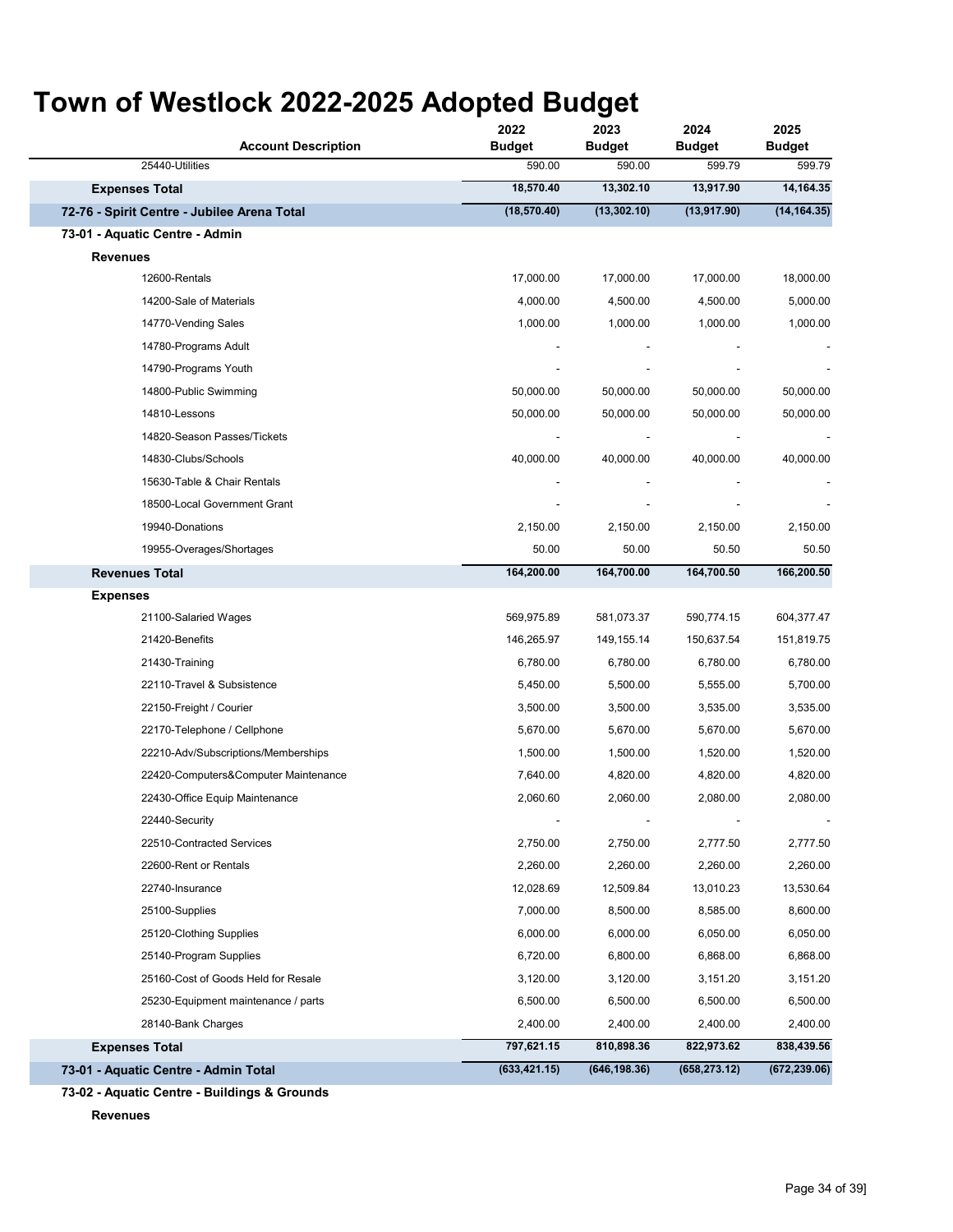# Town of Westlock 2022-2025 Adopted Budget

| Account Description | 2022 Budget | 2023 Budget | 2024 Budget | 2025 Budget |
|---|---|---|---|---|
| 25440-Utilities | 590.00 | 590.00 | 599.79 | 599.79 |
| **Expenses Total** | **18,570.40** | **13,302.10** | **13,917.90** | **14,164.35** |
| **72-76 - Spirit Centre - Jubilee Arena Total** | **(18,570.40)** | **(13,302.10)** | **(13,917.90)** | **(14,164.35)** |
| **73-01 - Aquatic Centre - Admin** | | | | |
| **Revenues** | | | | |
| 12600-Rentals | 17,000.00 | 17,000.00 | 17,000.00 | 18,000.00 |
| 14200-Sale of Materials | 4,000.00 | 4,500.00 | 4,500.00 | 5,000.00 |
| 14770-Vending Sales | 1,000.00 | 1,000.00 | 1,000.00 | 1,000.00 |
| 14780-Programs Adult | - | - | - | - |
| 14790-Programs Youth | - | - | - | - |
| 14800-Public Swimming | 50,000.00 | 50,000.00 | 50,000.00 | 50,000.00 |
| 14810-Lessons | 50,000.00 | 50,000.00 | 50,000.00 | 50,000.00 |
| 14820-Season Passes/Tickets | - | - | - | - |
| 14830-Clubs/Schools | 40,000.00 | 40,000.00 | 40,000.00 | 40,000.00 |
| 15630-Table & Chair Rentals | - | - | - | - |
| 18500-Local Government Grant | - | - | - | - |
| 19940-Donations | 2,150.00 | 2,150.00 | 2,150.00 | 2,150.00 |
| 19955-Overages/Shortages | 50.00 | 50.00 | 50.50 | 50.50 |
| **Revenues Total** | **164,200.00** | **164,700.00** | **164,700.50** | **166,200.50** |
| **Expenses** | | | | |
| 21100-Salaried Wages | 569,975.89 | 581,073.37 | 590,774.15 | 604,377.47 |
| 21420-Benefits | 146,265.97 | 149,155.14 | 150,637.54 | 151,819.75 |
| 21430-Training | 6,780.00 | 6,780.00 | 6,780.00 | 6,780.00 |
| 22110-Travel & Subsistence | 5,450.00 | 5,500.00 | 5,555.00 | 5,700.00 |
| 22150-Freight / Courier | 3,500.00 | 3,500.00 | 3,535.00 | 3,535.00 |
| 22170-Telephone / Cellphone | 5,670.00 | 5,670.00 | 5,670.00 | 5,670.00 |
| 22210-Adv/Subscriptions/Memberships | 1,500.00 | 1,500.00 | 1,520.00 | 1,520.00 |
| 22420-Computers&Computer Maintenance | 7,640.00 | 4,820.00 | 4,820.00 | 4,820.00 |
| 22430-Office Equip Maintenance | 2,060.60 | 2,060.00 | 2,080.00 | 2,080.00 |
| 22440-Security | - | - | - | - |
| 22510-Contracted Services | 2,750.00 | 2,750.00 | 2,777.50 | 2,777.50 |
| 22600-Rent or Rentals | 2,260.00 | 2,260.00 | 2,260.00 | 2,260.00 |
| 22740-Insurance | 12,028.69 | 12,509.84 | 13,010.23 | 13,530.64 |
| 25100-Supplies | 7,000.00 | 8,500.00 | 8,585.00 | 8,600.00 |
| 25120-Clothing Supplies | 6,000.00 | 6,000.00 | 6,050.00 | 6,050.00 |
| 25140-Program Supplies | 6,720.00 | 6,800.00 | 6,868.00 | 6,868.00 |
| 25160-Cost of Goods Held for Resale | 3,120.00 | 3,120.00 | 3,151.20 | 3,151.20 |
| 25230-Equipment maintenance / parts | 6,500.00 | 6,500.00 | 6,500.00 | 6,500.00 |
| 28140-Bank Charges | 2,400.00 | 2,400.00 | 2,400.00 | 2,400.00 |
| **Expenses Total** | **797,621.15** | **810,898.36** | **822,973.62** | **838,439.56** |
| **73-01 - Aquatic Centre - Admin Total** | **(633,421.15)** | **(646,198.36)** | **(658,273.12)** | **(672,239.06)** |
| **73-02 - Aquatic Centre - Buildings & Grounds** | | | | |
| **Revenues** | | | | |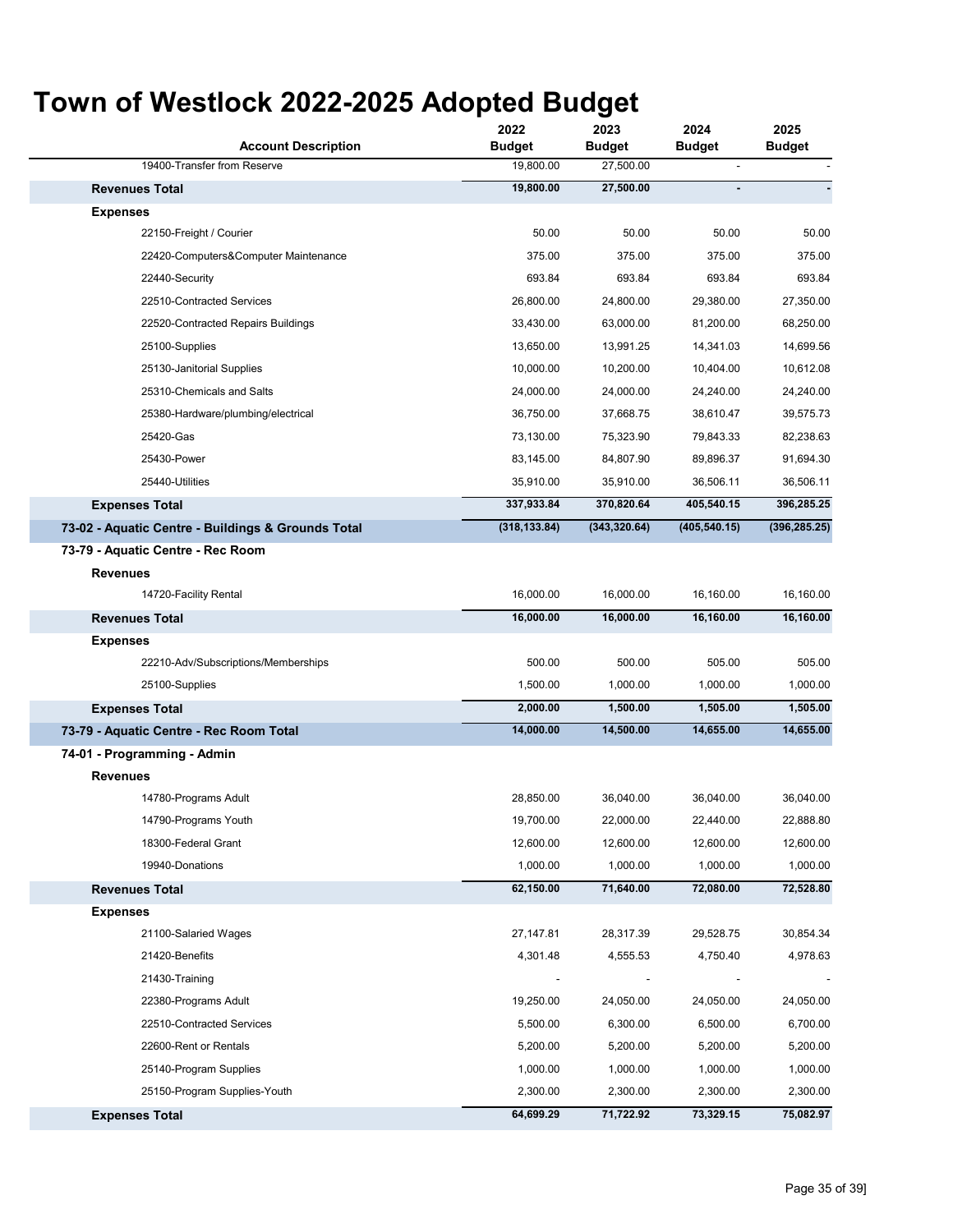# Town of Westlock 2022-2025 Adopted Budget

| Account Description | 2022 Budget | 2023 Budget | 2024 Budget | 2025 Budget |
|---|---|---|---|---|
| 19400-Transfer from Reserve | 19,800.00 | 27,500.00 | - | - |
| **Revenues Total** | **19,800.00** | **27,500.00** | **-** | **-** |
| **Expenses** | | | | |
| 22150-Freight / Courier | 50.00 | 50.00 | 50.00 | 50.00 |
| 22420-Computers&Computer Maintenance | 375.00 | 375.00 | 375.00 | 375.00 |
| 22440-Security | 693.84 | 693.84 | 693.84 | 693.84 |
| 22510-Contracted Services | 26,800.00 | 24,800.00 | 29,380.00 | 27,350.00 |
| 22520-Contracted Repairs Buildings | 33,430.00 | 63,000.00 | 81,200.00 | 68,250.00 |
| 25100-Supplies | 13,650.00 | 13,991.25 | 14,341.03 | 14,699.56 |
| 25130-Janitorial Supplies | 10,000.00 | 10,200.00 | 10,404.00 | 10,612.08 |
| 25310-Chemicals and Salts | 24,000.00 | 24,000.00 | 24,240.00 | 24,240.00 |
| 25380-Hardware/plumbing/electrical | 36,750.00 | 37,668.75 | 38,610.47 | 39,575.73 |
| 25420-Gas | 73,130.00 | 75,323.90 | 79,843.33 | 82,238.63 |
| 25430-Power | 83,145.00 | 84,807.90 | 89,896.37 | 91,694.30 |
| 25440-Utilities | 35,910.00 | 35,910.00 | 36,506.11 | 36,506.11 |
| **Expenses Total** | **337,933.84** | **370,820.64** | **405,540.15** | **396,285.25** |
| **73-02 - Aquatic Centre - Buildings & Grounds Total** | **(318,133.84)** | **(343,320.64)** | **(405,540.15)** | **(396,285.25)** |
| **73-79 - Aquatic Centre - Rec Room** | | | | |
| **Revenues** | | | | |
| 14720-Facility Rental | 16,000.00 | 16,000.00 | 16,160.00 | 16,160.00 |
| **Revenues Total** | **16,000.00** | **16,000.00** | **16,160.00** | **16,160.00** |
| **Expenses** | | | | |
| 22210-Adv/Subscriptions/Memberships | 500.00 | 500.00 | 505.00 | 505.00 |
| 25100-Supplies | 1,500.00 | 1,000.00 | 1,000.00 | 1,000.00 |
| **Expenses Total** | **2,000.00** | **1,500.00** | **1,505.00** | **1,505.00** |
| **73-79 - Aquatic Centre - Rec Room Total** | **14,000.00** | **14,500.00** | **14,655.00** | **14,655.00** |
| **74-01 - Programming - Admin** | | | | |
| **Revenues** | | | | |
| 14780-Programs Adult | 28,850.00 | 36,040.00 | 36,040.00 | 36,040.00 |
| 14790-Programs Youth | 19,700.00 | 22,000.00 | 22,440.00 | 22,888.80 |
| 18300-Federal Grant | 12,600.00 | 12,600.00 | 12,600.00 | 12,600.00 |
| 19940-Donations | 1,000.00 | 1,000.00 | 1,000.00 | 1,000.00 |
| **Revenues Total** | **62,150.00** | **71,640.00** | **72,080.00** | **72,528.80** |
| **Expenses** | | | | |
| 21100-Salaried Wages | 27,147.81 | 28,317.39 | 29,528.75 | 30,854.34 |
| 21420-Benefits | 4,301.48 | 4,555.53 | 4,750.40 | 4,978.63 |
| 21430-Training | - | - | - | - |
| 22380-Programs Adult | 19,250.00 | 24,050.00 | 24,050.00 | 24,050.00 |
| 22510-Contracted Services | 5,500.00 | 6,300.00 | 6,500.00 | 6,700.00 |
| 22600-Rent or Rentals | 5,200.00 | 5,200.00 | 5,200.00 | 5,200.00 |
| 25140-Program Supplies | 1,000.00 | 1,000.00 | 1,000.00 | 1,000.00 |
| 25150-Program Supplies-Youth | 2,300.00 | 2,300.00 | 2,300.00 | 2,300.00 |
| **Expenses Total** | **64,699.29** | **71,722.92** | **73,329.15** | **75,082.97** |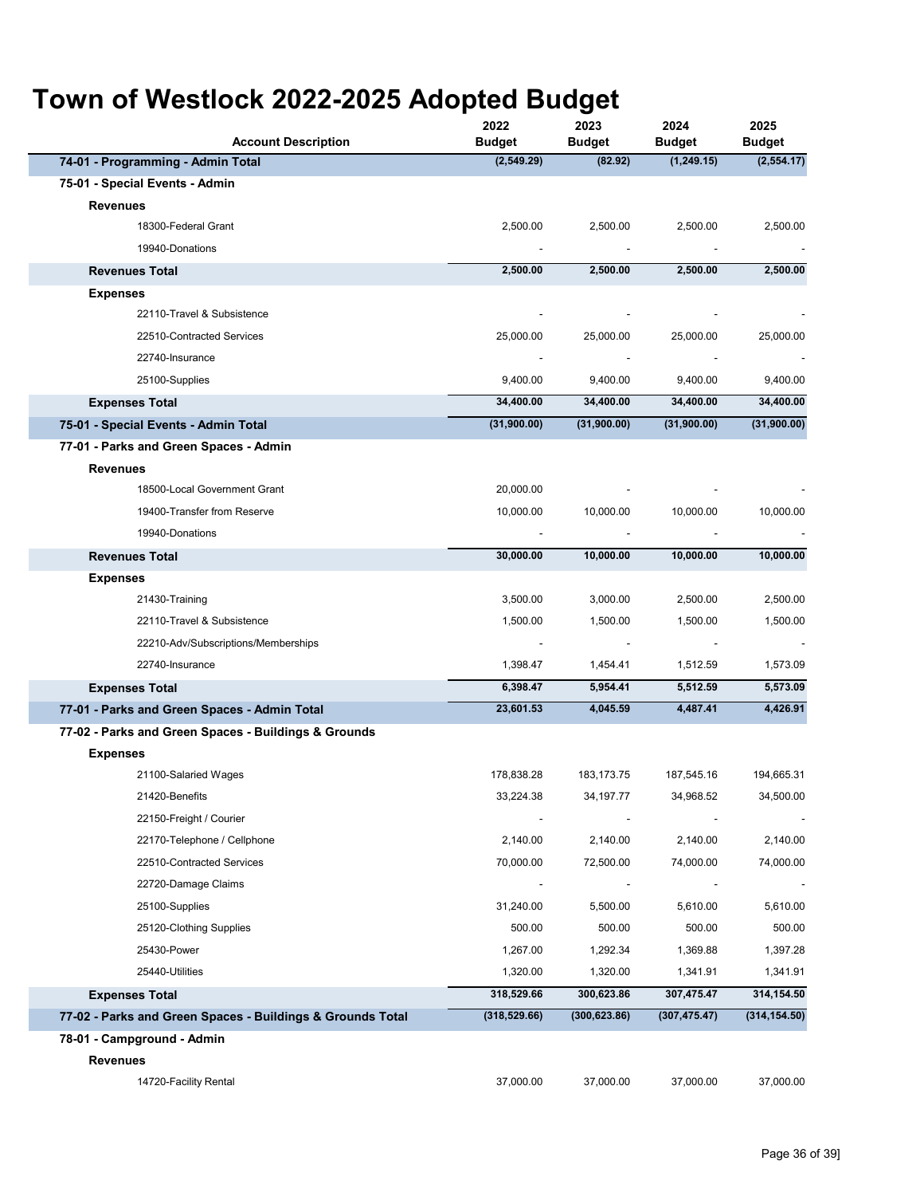# Town of Westlock 2022-2025 Adopted Budget

| Account Description | 2022 Budget | 2023 Budget | 2024 Budget | 2025 Budget |
|---|---|---|---|---|
| **74-01 - Programming - Admin Total** | **(2,549.29)** | **(82.92)** | **(1,249.15)** | **(2,554.17)** |
| **75-01 - Special Events - Admin** | | | | |
| **Revenues** | | | | |
| 18300-Federal Grant | 2,500.00 | 2,500.00 | 2,500.00 | 2,500.00 |
| 19940-Donations | - | - | - | - |
| **Revenues Total** | **2,500.00** | **2,500.00** | **2,500.00** | **2,500.00** |
| **Expenses** | | | | |
| 22110-Travel & Subsistence | - | - | - | - |
| 22510-Contracted Services | 25,000.00 | 25,000.00 | 25,000.00 | 25,000.00 |
| 22740-Insurance | - | - | - | - |
| 25100-Supplies | 9,400.00 | 9,400.00 | 9,400.00 | 9,400.00 |
| **Expenses Total** | **34,400.00** | **34,400.00** | **34,400.00** | **34,400.00** |
| **75-01 - Special Events - Admin Total** | **(31,900.00)** | **(31,900.00)** | **(31,900.00)** | **(31,900.00)** |
| **77-01 - Parks and Green Spaces - Admin** | | | | |
| **Revenues** | | | | |
| 18500-Local Government Grant | 20,000.00 | - | - | - |
| 19400-Transfer from Reserve | 10,000.00 | 10,000.00 | 10,000.00 | 10,000.00 |
| 19940-Donations | - | - | - | - |
| **Revenues Total** | **30,000.00** | **10,000.00** | **10,000.00** | **10,000.00** |
| **Expenses** | | | | |
| 21430-Training | 3,500.00 | 3,000.00 | 2,500.00 | 2,500.00 |
| 22110-Travel & Subsistence | 1,500.00 | 1,500.00 | 1,500.00 | 1,500.00 |
| 22210-Adv/Subscriptions/Memberships | - | - | - | - |
| 22740-Insurance | 1,398.47 | 1,454.41 | 1,512.59 | 1,573.09 |
| **Expenses Total** | **6,398.47** | **5,954.41** | **5,512.59** | **5,573.09** |
| **77-01 - Parks and Green Spaces - Admin Total** | **23,601.53** | **4,045.59** | **4,487.41** | **4,426.91** |
| **77-02 - Parks and Green Spaces - Buildings & Grounds** | | | | |
| **Expenses** | | | | |
| 21100-Salaried Wages | 178,838.28 | 183,173.75 | 187,545.16 | 194,665.31 |
| 21420-Benefits | 33,224.38 | 34,197.77 | 34,968.52 | 34,500.00 |
| 22150-Freight / Courier | - | - | - | - |
| 22170-Telephone / Cellphone | 2,140.00 | 2,140.00 | 2,140.00 | 2,140.00 |
| 22510-Contracted Services | 70,000.00 | 72,500.00 | 74,000.00 | 74,000.00 |
| 22720-Damage Claims | - | - | - | - |
| 25100-Supplies | 31,240.00 | 5,500.00 | 5,610.00 | 5,610.00 |
| 25120-Clothing Supplies | 500.00 | 500.00 | 500.00 | 500.00 |
| 25430-Power | 1,267.00 | 1,292.34 | 1,369.88 | 1,397.28 |
| 25440-Utilities | 1,320.00 | 1,320.00 | 1,341.91 | 1,341.91 |
| **Expenses Total** | **318,529.66** | **300,623.86** | **307,475.47** | **314,154.50** |
| **77-02 - Parks and Green Spaces - Buildings & Grounds Total** | **(318,529.66)** | **(300,623.86)** | **(307,475.47)** | **(314,154.50)** |
| **78-01 - Campground - Admin** | | | | |
| **Revenues** | | | | |
| 14720-Facility Rental | 37,000.00 | 37,000.00 | 37,000.00 | 37,000.00 |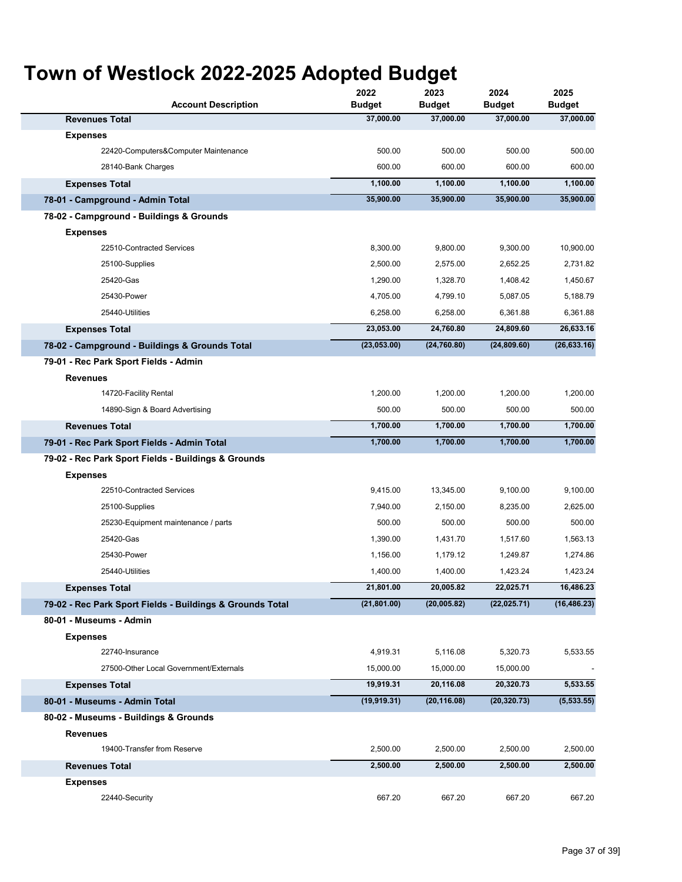# Town of Westlock 2022-2025 Adopted Budget

| Account Description | 2022 Budget | 2023 Budget | 2024 Budget | 2025 Budget |
|---|---|---|---|---|
| **Revenues Total** | **37,000.00** | **37,000.00** | **37,000.00** | **37,000.00** |
| **Expenses** | | | | |
| 22420-Computers&Computer Maintenance | 500.00 | 500.00 | 500.00 | 500.00 |
| 28140-Bank Charges | 600.00 | 600.00 | 600.00 | 600.00 |
| **Expenses Total** | **1,100.00** | **1,100.00** | **1,100.00** | **1,100.00** |
| **78-01 - Campground - Admin Total** | **35,900.00** | **35,900.00** | **35,900.00** | **35,900.00** |
| **78-02 - Campground - Buildings & Grounds** | | | | |
| **Expenses** | | | | |
| 22510-Contracted Services | 8,300.00 | 9,800.00 | 9,300.00 | 10,900.00 |
| 25100-Supplies | 2,500.00 | 2,575.00 | 2,652.25 | 2,731.82 |
| 25420-Gas | 1,290.00 | 1,328.70 | 1,408.42 | 1,450.67 |
| 25430-Power | 4,705.00 | 4,799.10 | 5,087.05 | 5,188.79 |
| 25440-Utilities | 6,258.00 | 6,258.00 | 6,361.88 | 6,361.88 |
| **Expenses Total** | **23,053.00** | **24,760.80** | **24,809.60** | **26,633.16** |
| **78-02 - Campground - Buildings & Grounds Total** | **(23,053.00)** | **(24,760.80)** | **(24,809.60)** | **(26,633.16)** |
| **79-01 - Rec Park Sport Fields - Admin** | | | | |
| **Revenues** | | | | |
| 14720-Facility Rental | 1,200.00 | 1,200.00 | 1,200.00 | 1,200.00 |
| 14890-Sign & Board Advertising | 500.00 | 500.00 | 500.00 | 500.00 |
| **Revenues Total** | **1,700.00** | **1,700.00** | **1,700.00** | **1,700.00** |
| **79-01 - Rec Park Sport Fields - Admin Total** | **1,700.00** | **1,700.00** | **1,700.00** | **1,700.00** |
| **79-02 - Rec Park Sport Fields - Buildings & Grounds** | | | | |
| **Expenses** | | | | |
| 22510-Contracted Services | 9,415.00 | 13,345.00 | 9,100.00 | 9,100.00 |
| 25100-Supplies | 7,940.00 | 2,150.00 | 8,235.00 | 2,625.00 |
| 25230-Equipment maintenance / parts | 500.00 | 500.00 | 500.00 | 500.00 |
| 25420-Gas | 1,390.00 | 1,431.70 | 1,517.60 | 1,563.13 |
| 25430-Power | 1,156.00 | 1,179.12 | 1,249.87 | 1,274.86 |
| 25440-Utilities | 1,400.00 | 1,400.00 | 1,423.24 | 1,423.24 |
| **Expenses Total** | **21,801.00** | **20,005.82** | **22,025.71** | **16,486.23** |
| **79-02 - Rec Park Sport Fields - Buildings & Grounds Total** | **(21,801.00)** | **(20,005.82)** | **(22,025.71)** | **(16,486.23)** |
| **80-01 - Museums - Admin** | | | | |
| **Expenses** | | | | |
| 22740-Insurance | 4,919.31 | 5,116.08 | 5,320.73 | 5,533.55 |
| 27500-Other Local Government/Externals | 15,000.00 | 15,000.00 | 15,000.00 | - |
| **Expenses Total** | **19,919.31** | **20,116.08** | **20,320.73** | **5,533.55** |
| **80-01 - Museums - Admin Total** | **(19,919.31)** | **(20,116.08)** | **(20,320.73)** | **(5,533.55)** |
| **80-02 - Museums - Buildings & Grounds** | | | | |
| **Revenues** | | | | |
| 19400-Transfer from Reserve | 2,500.00 | 2,500.00 | 2,500.00 | 2,500.00 |
| **Revenues Total** | **2,500.00** | **2,500.00** | **2,500.00** | **2,500.00** |
| **Expenses** | | | | |
| 22440-Security | 667.20 | 667.20 | 667.20 | 667.20 |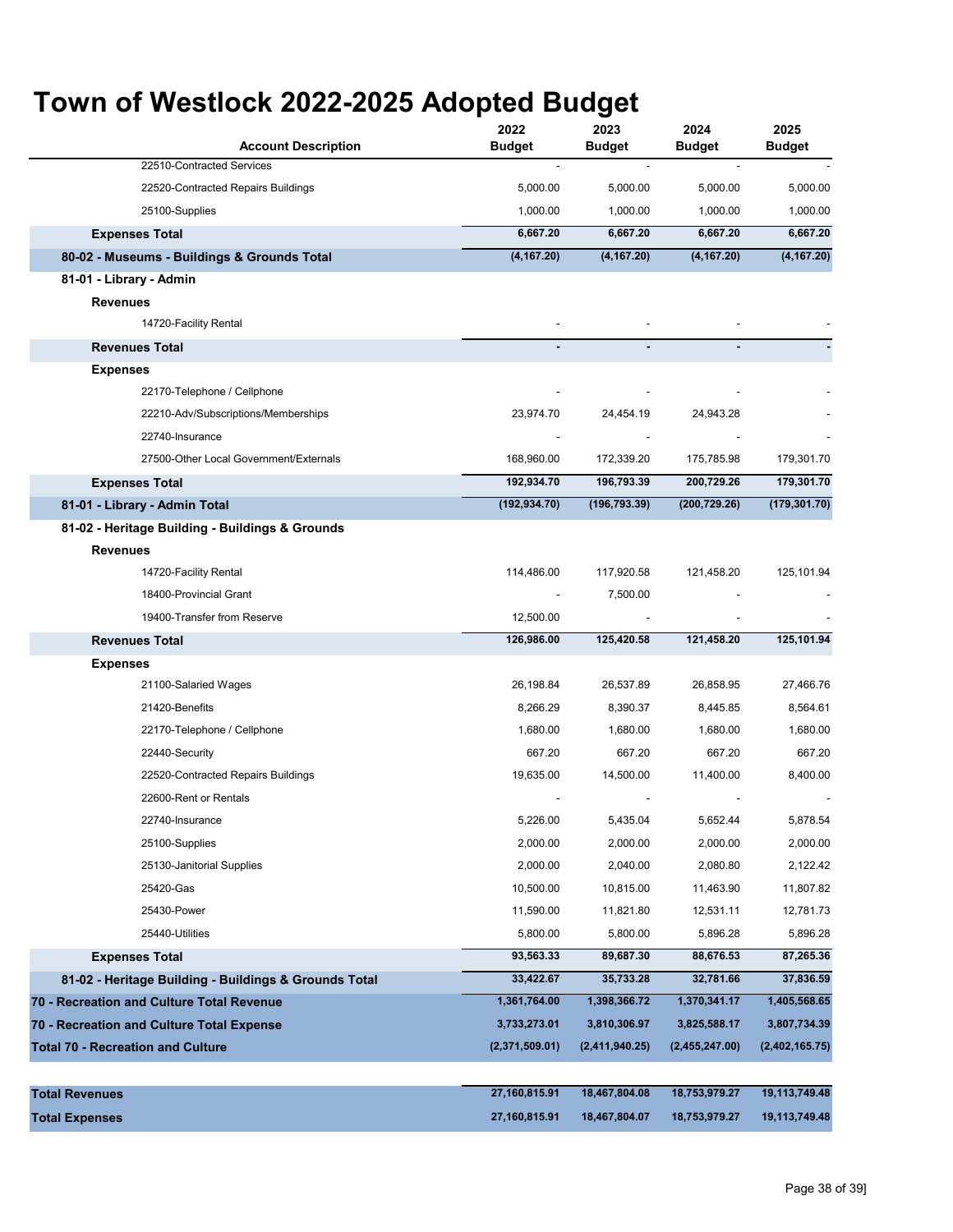# Town of Westlock 2022-2025 Adopted Budget

| Account Description | 2022 Budget | 2023 Budget | 2024 Budget | 2025 Budget |
|---|---|---|---|---|
| 22510-Contracted Services | - | - | - | - |
| 22520-Contracted Repairs Buildings | 5,000.00 | 5,000.00 | 5,000.00 | 5,000.00 |
| 25100-Supplies | 1,000.00 | 1,000.00 | 1,000.00 | 1,000.00 |
| **Expenses Total** | **6,667.20** | **6,667.20** | **6,667.20** | **6,667.20** |
| **80-02 - Museums - Buildings & Grounds Total** | **(4,167.20)** | **(4,167.20)** | **(4,167.20)** | **(4,167.20)** |
| **81-01 - Library - Admin** | | | | |
| **Revenues** | | | | |
| 14720-Facility Rental | - | - | - | - |
| **Revenues Total** | **-** | **-** | **-** | **-** |
| **Expenses** | | | | |
| 22170-Telephone / Cellphone | - | - | - | - |
| 22210-Adv/Subscriptions/Memberships | 23,974.70 | 24,454.19 | 24,943.28 | - |
| 22740-Insurance | - | - | - | - |
| 27500-Other Local Government/Externals | 168,960.00 | 172,339.20 | 175,785.98 | 179,301.70 |
| **Expenses Total** | **192,934.70** | **196,793.39** | **200,729.26** | **179,301.70** |
| **81-01 - Library - Admin Total** | **(192,934.70)** | **(196,793.39)** | **(200,729.26)** | **(179,301.70)** |
| **81-02 - Heritage Building - Buildings & Grounds** | | | | |
| **Revenues** | | | | |
| 14720-Facility Rental | 114,486.00 | 117,920.58 | 121,458.20 | 125,101.94 |
| 18400-Provincial Grant | - | 7,500.00 | - | - |
| 19400-Transfer from Reserve | 12,500.00 | - | - | - |
| **Revenues Total** | **126,986.00** | **125,420.58** | **121,458.20** | **125,101.94** |
| **Expenses** | | | | |
| 21100-Salaried Wages | 26,198.84 | 26,537.89 | 26,858.95 | 27,466.76 |
| 21420-Benefits | 8,266.29 | 8,390.37 | 8,445.85 | 8,564.61 |
| 22170-Telephone / Cellphone | 1,680.00 | 1,680.00 | 1,680.00 | 1,680.00 |
| 22440-Security | 667.20 | 667.20 | 667.20 | 667.20 |
| 22520-Contracted Repairs Buildings | 19,635.00 | 14,500.00 | 11,400.00 | 8,400.00 |
| 22600-Rent or Rentals | - | - | - | - |
| 22740-Insurance | 5,226.00 | 5,435.04 | 5,652.44 | 5,878.54 |
| 25100-Supplies | 2,000.00 | 2,000.00 | 2,000.00 | 2,000.00 |
| 25130-Janitorial Supplies | 2,000.00 | 2,040.00 | 2,080.80 | 2,122.42 |
| 25420-Gas | 10,500.00 | 10,815.00 | 11,463.90 | 11,807.82 |
| 25430-Power | 11,590.00 | 11,821.80 | 12,531.11 | 12,781.73 |
| 25440-Utilities | 5,800.00 | 5,800.00 | 5,896.28 | 5,896.28 |
| **Expenses Total** | **93,563.33** | **89,687.30** | **88,676.53** | **87,265.36** |
| **81-02 - Heritage Building - Buildings & Grounds Total** | **33,422.67** | **35,733.28** | **32,781.66** | **37,836.59** |
| **70 - Recreation and Culture Total Revenue** | **1,361,764.00** | **1,398,366.72** | **1,370,341.17** | **1,405,568.65** |
| **70 - Recreation and Culture Total Expense** | **3,733,273.01** | **3,810,306.97** | **3,825,588.17** | **3,807,734.39** |
| **Total 70 - Recreation and Culture** | **(2,371,509.01)** | **(2,411,940.25)** | **(2,455,247.00)** | **(2,402,165.75)** |
| | | | | |
| **Total Revenues** | **27,160,815.91** | **18,467,804.08** | **18,753,979.27** | **19,113,749.48** |
| **Total Expenses** | **27,160,815.91** | **18,467,804.07** | **18,753,979.27** | **19,113,749.48** |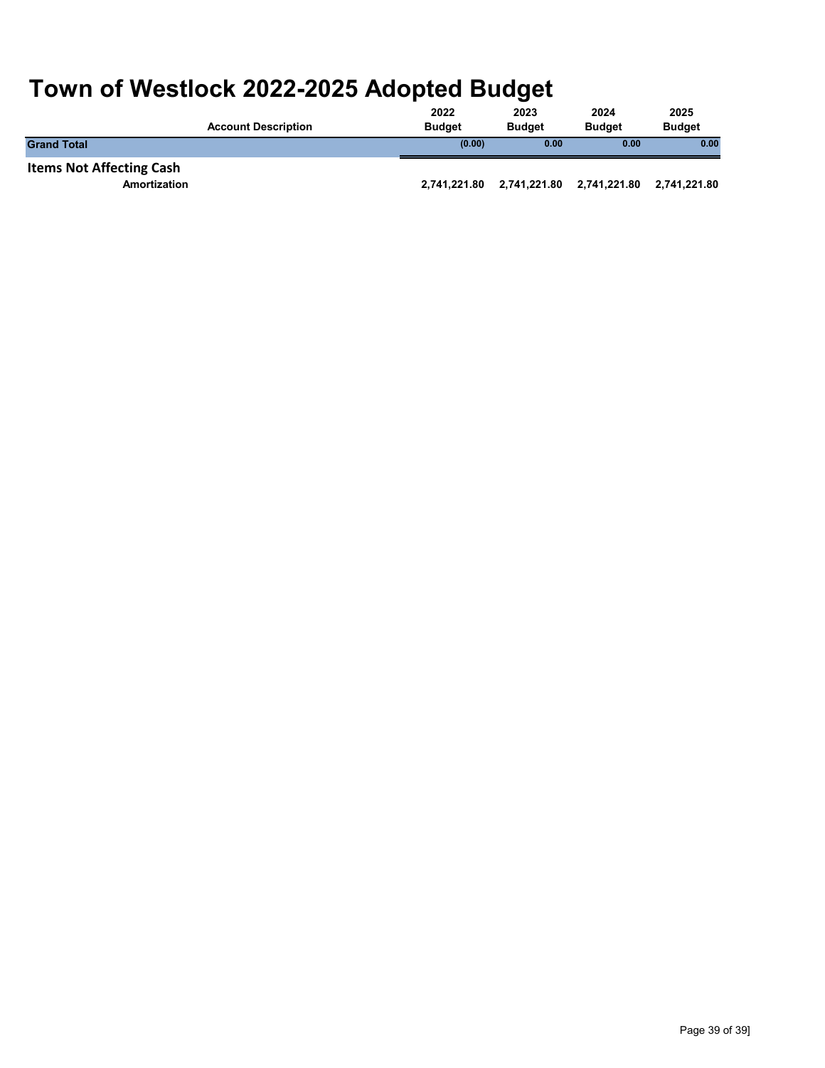# Town of Westlock 2022-2025 Adopted Budget

| Account Description | 2022 Budget | 2023 Budget | 2024 Budget | 2025 Budget |
|---|---|---|---|---|
| **Grand Total** | (0.00) | 0.00 | 0.00 | 0.00 |
| **Items Not Affecting Cash** | | | | |
| **Amortization** | 2,741,221.80 | 2,741,221.80 | 2,741,221.80 | 2,741,221.80 |